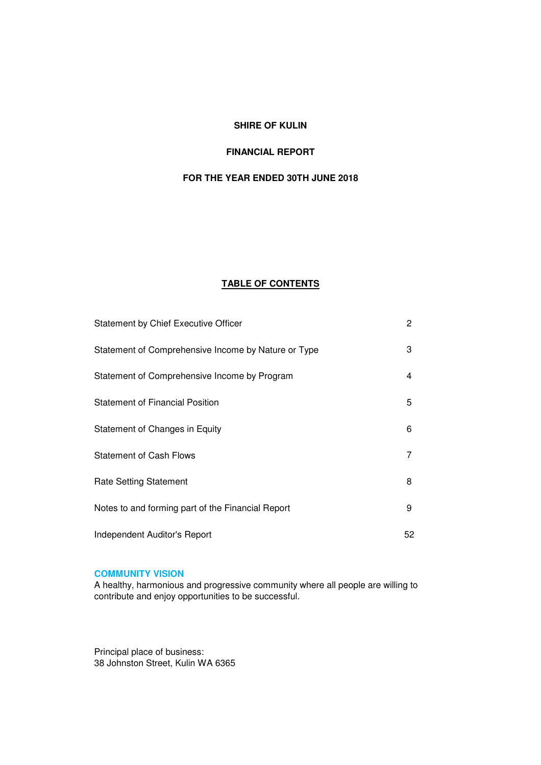# SHIRE OF KULIN

## FINANCIAL REPORT

## FOR THE YEAR ENDED 30TH JUNE 2018

### TABLE OF CONTENTS

| | |
|---|---|
| Statement by Chief Executive Officer | 2 |
| Statement of Comprehensive Income by Nature or Type | 3 |
| Statement of Comprehensive Income by Program | 4 |
| Statement of Financial Position | 5 |
| Statement of Changes in Equity | 6 |
| Statement of Cash Flows | 7 |
| Rate Setting Statement | 8 |
| Notes to and forming part of the Financial Report | 9 |
| Independent Auditor's Report | 52 |

**COMMUNITY VISION**

A healthy, harmonious and progressive community where all people are willing to contribute and enjoy opportunities to be successful.

Principal place of business:
38 Johnston Street, Kulin WA 6365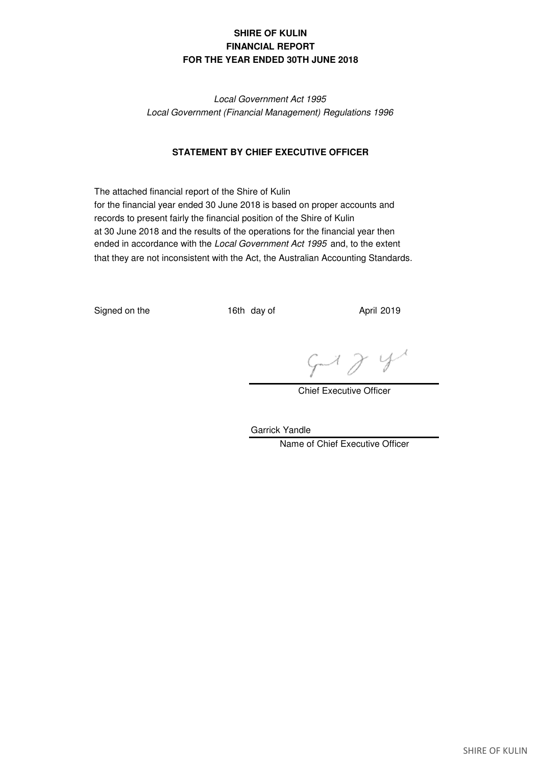**SHIRE OF KULIN**
**FINANCIAL REPORT**
**FOR THE YEAR ENDED 30TH JUNE 2018**

*Local Government Act 1995*
*Local Government (Financial Management) Regulations 1996*

## STATEMENT BY CHIEF EXECUTIVE OFFICER

The attached financial report of the Shire of Kulin for the financial year ended 30 June 2018 is based on proper accounts and records to present fairly the financial position of the Shire of Kulin at 30 June 2018 and the results of the operations for the financial year then ended in accordance with the *Local Government Act 1995* and, to the extent that they are not inconsistent with the Act, the Australian Accounting Standards.

Signed on the 16th day of April 2019

Chief Executive Officer

Garrick Yandle

Name of Chief Executive Officer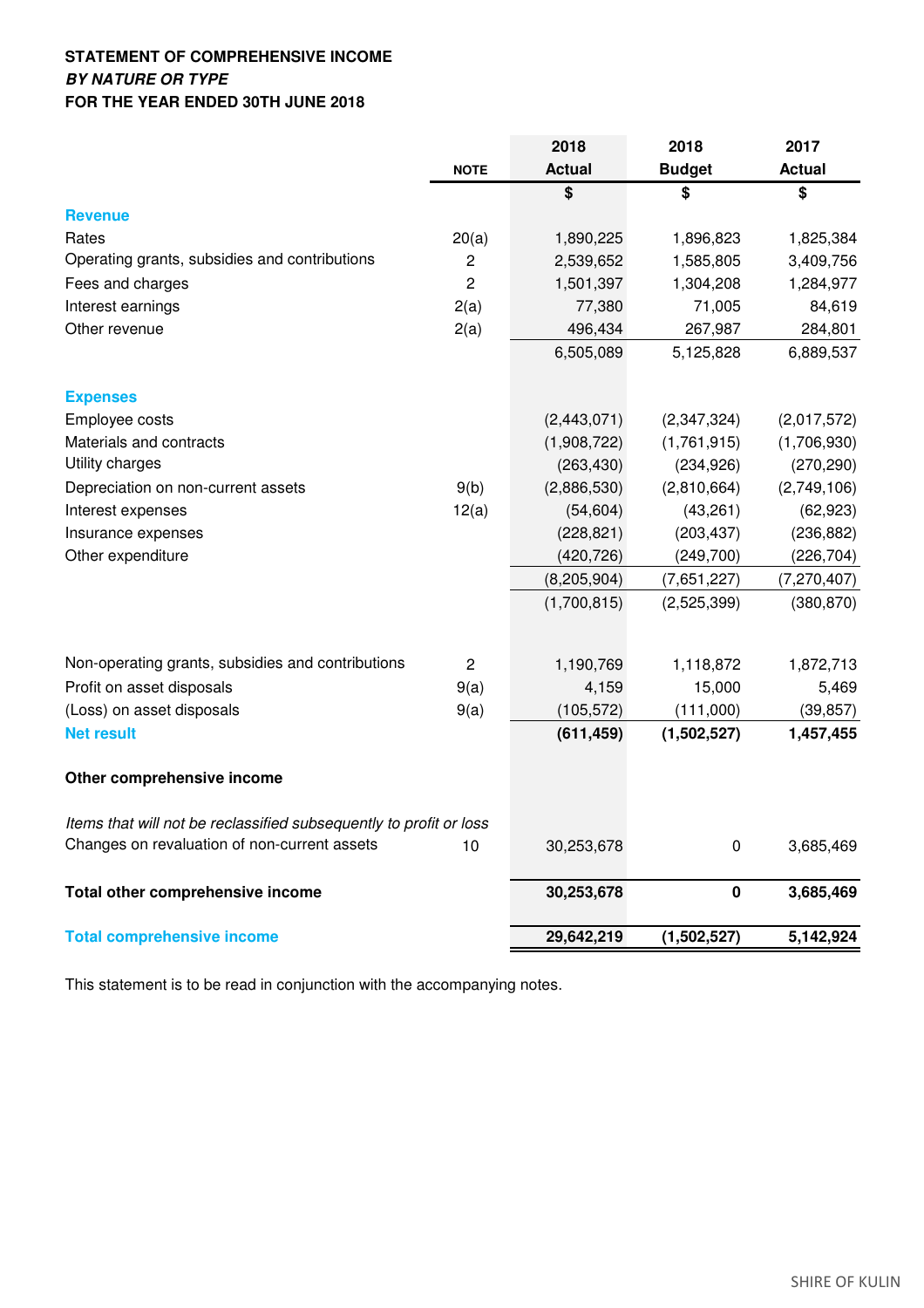**STATEMENT OF COMPREHENSIVE INCOME**
***BY NATURE OR TYPE***
**FOR THE YEAR ENDED 30TH JUNE 2018**

| | NOTE | 2018 Actual | 2018 Budget | 2017 Actual |
|---|---|---|---|---|
| | | $ | $ | $ |
| **Revenue** | | | | |
| Rates | 20(a) | 1,890,225 | 1,896,823 | 1,825,384 |
| Operating grants, subsidies and contributions | 2 | 2,539,652 | 1,585,805 | 3,409,756 |
| Fees and charges | 2 | 1,501,397 | 1,304,208 | 1,284,977 |
| Interest earnings | 2(a) | 77,380 | 71,005 | 84,619 |
| Other revenue | 2(a) | 496,434 | 267,987 | 284,801 |
| | | 6,505,089 | 5,125,828 | 6,889,537 |
| **Expenses** | | | | |
| Employee costs | | (2,443,071) | (2,347,324) | (2,017,572) |
| Materials and contracts | | (1,908,722) | (1,761,915) | (1,706,930) |
| Utility charges | | (263,430) | (234,926) | (270,290) |
| Depreciation on non-current assets | 9(b) | (2,886,530) | (2,810,664) | (2,749,106) |
| Interest expenses | 12(a) | (54,604) | (43,261) | (62,923) |
| Insurance expenses | | (228,821) | (203,437) | (236,882) |
| Other expenditure | | (420,726) | (249,700) | (226,704) |
| | | (8,205,904) | (7,651,227) | (7,270,407) |
| | | (1,700,815) | (2,525,399) | (380,870) |
| Non-operating grants, subsidies and contributions | 2 | 1,190,769 | 1,118,872 | 1,872,713 |
| Profit on asset disposals | 9(a) | 4,159 | 15,000 | 5,469 |
| (Loss) on asset disposals | 9(a) | (105,572) | (111,000) | (39,857) |
| **Net result** | | **(611,459)** | **(1,502,527)** | **1,457,455** |
| **Other comprehensive income** | | | | |
| *Items that will not be reclassified subsequently to profit or loss* | | | | |
| Changes on revaluation of non-current assets | 10 | 30,253,678 | 0 | 3,685,469 |
| **Total other comprehensive income** | | **30,253,678** | **0** | **3,685,469** |
| **Total comprehensive income** | | **29,642,219** | **(1,502,527)** | **5,142,924** |

This statement is to be read in conjunction with the accompanying notes.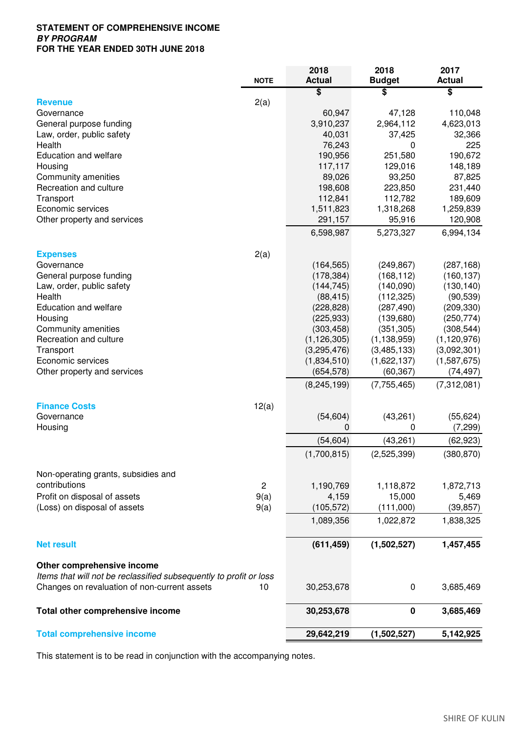**STATEMENT OF COMPREHENSIVE INCOME**
***BY PROGRAM***
**FOR THE YEAR ENDED 30TH JUNE 2018**

| | NOTE | 2018 Actual | 2018 Budget | 2017 Actual |
|---|---|---|---|---|
| | | $ | $ | $ |
| **Revenue** | 2(a) | | | |
| Governance | | 60,947 | 47,128 | 110,048 |
| General purpose funding | | 3,910,237 | 2,964,112 | 4,623,013 |
| Law, order, public safety | | 40,031 | 37,425 | 32,366 |
| Health | | 76,243 | 0 | 225 |
| Education and welfare | | 190,956 | 251,580 | 190,672 |
| Housing | | 117,117 | 129,016 | 148,189 |
| Community amenities | | 89,026 | 93,250 | 87,825 |
| Recreation and culture | | 198,608 | 223,850 | 231,440 |
| Transport | | 112,841 | 112,782 | 189,609 |
| Economic services | | 1,511,823 | 1,318,268 | 1,259,839 |
| Other property and services | | 291,157 | 95,916 | 120,908 |
| | | 6,598,987 | 5,273,327 | 6,994,134 |
| **Expenses** | 2(a) | | | |
| Governance | | (164,565) | (249,867) | (287,168) |
| General purpose funding | | (178,384) | (168,112) | (160,137) |
| Law, order, public safety | | (144,745) | (140,090) | (130,140) |
| Health | | (88,415) | (112,325) | (90,539) |
| Education and welfare | | (228,828) | (287,490) | (209,330) |
| Housing | | (225,933) | (139,680) | (250,774) |
| Community amenities | | (303,458) | (351,305) | (308,544) |
| Recreation and culture | | (1,126,305) | (1,138,959) | (1,120,976) |
| Transport | | (3,295,476) | (3,485,133) | (3,092,301) |
| Economic services | | (1,834,510) | (1,622,137) | (1,587,675) |
| Other property and services | | (654,578) | (60,367) | (74,497) |
| | | (8,245,199) | (7,755,465) | (7,312,081) |
| **Finance Costs** | 12(a) | | | |
| Governance | | (54,604) | (43,261) | (55,624) |
| Housing | | 0 | 0 | (7,299) |
| | | (54,604) | (43,261) | (62,923) |
| | | (1,700,815) | (2,525,399) | (380,870) |
| Non-operating grants, subsidies and contributions | 2 | 1,190,769 | 1,118,872 | 1,872,713 |
| Profit on disposal of assets | 9(a) | 4,159 | 15,000 | 5,469 |
| (Loss) on disposal of assets | 9(a) | (105,572) | (111,000) | (39,857) |
| | | 1,089,356 | 1,022,872 | 1,838,325 |
| **Net result** | | **(611,459)** | **(1,502,527)** | **1,457,455** |
| **Other comprehensive income** | | | | |
| *Items that will not be reclassified subsequently to profit or loss* | | | | |
| Changes on revaluation of non-current assets | 10 | 30,253,678 | 0 | 3,685,469 |
| **Total other comprehensive income** | | **30,253,678** | **0** | **3,685,469** |
| **Total comprehensive income** | | **29,642,219** | **(1,502,527)** | **5,142,925** |

This statement is to be read in conjunction with the accompanying notes.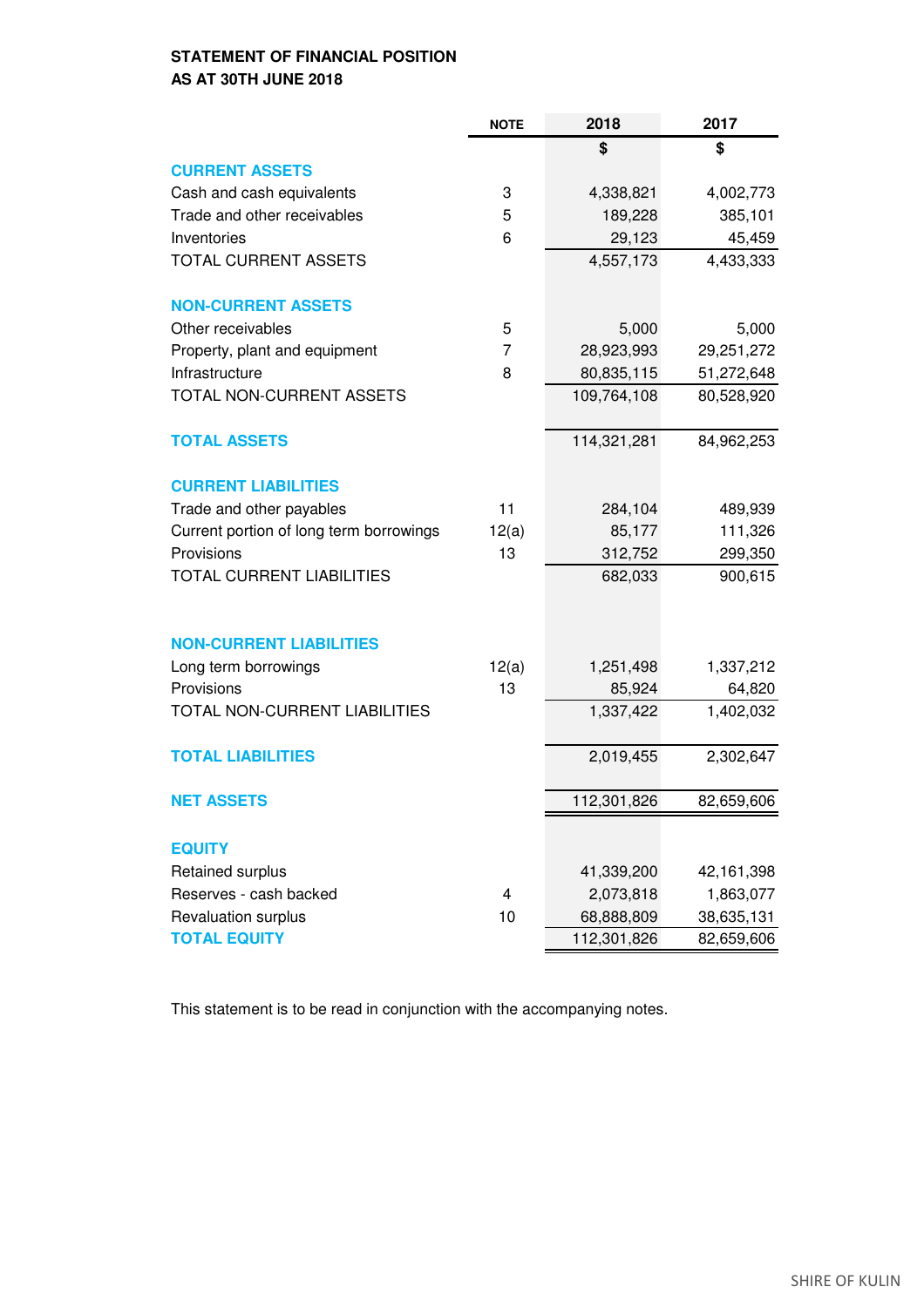**STATEMENT OF FINANCIAL POSITION**
**AS AT 30TH JUNE 2018**

| | NOTE | 2018 | 2017 |
|---|---|---|---|
| | | $ | $ |
| **CURRENT ASSETS** | | | |
| Cash and cash equivalents | 3 | 4,338,821 | 4,002,773 |
| Trade and other receivables | 5 | 189,228 | 385,101 |
| Inventories | 6 | 29,123 | 45,459 |
| TOTAL CURRENT ASSETS | | 4,557,173 | 4,433,333 |
| | | | |
| **NON-CURRENT ASSETS** | | | |
| Other receivables | 5 | 5,000 | 5,000 |
| Property, plant and equipment | 7 | 28,923,993 | 29,251,272 |
| Infrastructure | 8 | 80,835,115 | 51,272,648 |
| TOTAL NON-CURRENT ASSETS | | 109,764,108 | 80,528,920 |
| | | | |
| **TOTAL ASSETS** | | 114,321,281 | 84,962,253 |
| | | | |
| **CURRENT LIABILITIES** | | | |
| Trade and other payables | 11 | 284,104 | 489,939 |
| Current portion of long term borrowings | 12(a) | 85,177 | 111,326 |
| Provisions | 13 | 312,752 | 299,350 |
| TOTAL CURRENT LIABILITIES | | 682,033 | 900,615 |
| | | | |
| **NON-CURRENT LIABILITIES** | | | |
| Long term borrowings | 12(a) | 1,251,498 | 1,337,212 |
| Provisions | 13 | 85,924 | 64,820 |
| TOTAL NON-CURRENT LIABILITIES | | 1,337,422 | 1,402,032 |
| | | | |
| **TOTAL LIABILITIES** | | 2,019,455 | 2,302,647 |
| | | | |
| **NET ASSETS** | | 112,301,826 | 82,659,606 |
| | | | |
| **EQUITY** | | | |
| Retained surplus | | 41,339,200 | 42,161,398 |
| Reserves - cash backed | 4 | 2,073,818 | 1,863,077 |
| Revaluation surplus | 10 | 68,888,809 | 38,635,131 |
| **TOTAL EQUITY** | | 112,301,826 | 82,659,606 |

This statement is to be read in conjunction with the accompanying notes.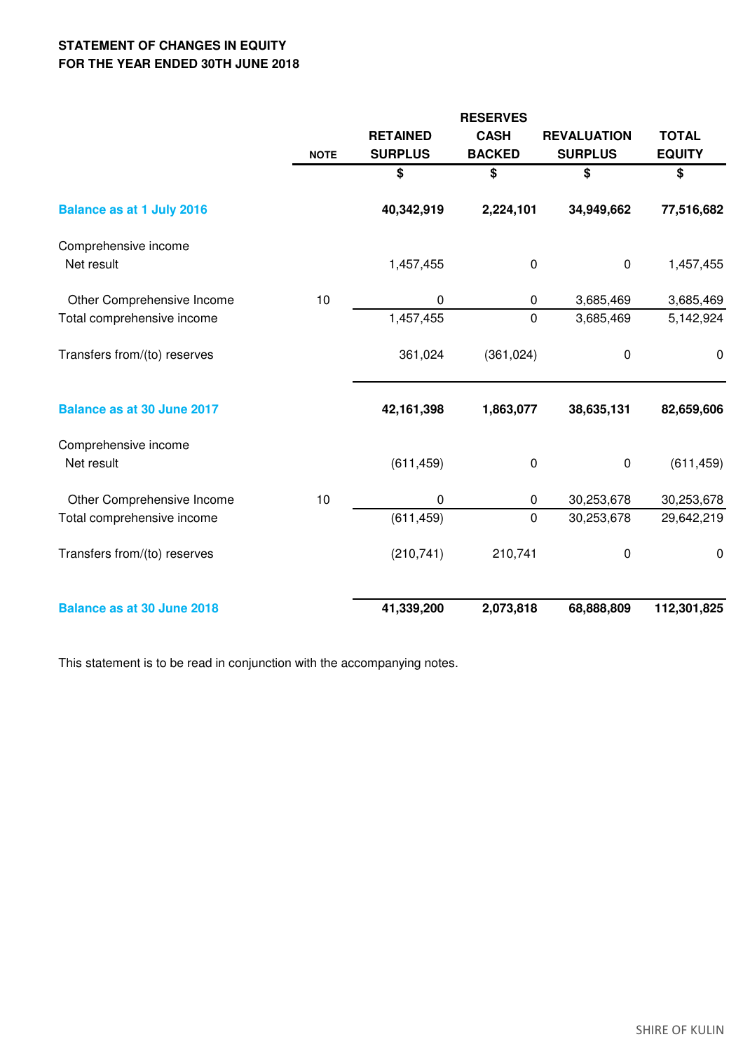**STATEMENT OF CHANGES IN EQUITY**
**FOR THE YEAR ENDED 30TH JUNE 2018**

| | NOTE | RETAINED SURPLUS | RESERVES CASH BACKED | REVALUATION SURPLUS | TOTAL EQUITY |
|---|---|---|---|---|---|
| | | $ | $ | $ | $ |
| **Balance as at 1 July 2016** | | **40,342,919** | **2,224,101** | **34,949,662** | **77,516,682** |
| Comprehensive income | | | | | |
| Net result | | 1,457,455 | 0 | 0 | 1,457,455 |
| Other Comprehensive Income | 10 | 0 | 0 | 3,685,469 | 3,685,469 |
| Total comprehensive income | | 1,457,455 | 0 | 3,685,469 | 5,142,924 |
| Transfers from/(to) reserves | | 361,024 | (361,024) | 0 | 0 |
| **Balance as at 30 June 2017** | | **42,161,398** | **1,863,077** | **38,635,131** | **82,659,606** |
| Comprehensive income | | | | | |
| Net result | | (611,459) | 0 | 0 | (611,459) |
| Other Comprehensive Income | 10 | 0 | 0 | 30,253,678 | 30,253,678 |
| Total comprehensive income | | (611,459) | 0 | 30,253,678 | 29,642,219 |
| Transfers from/(to) reserves | | (210,741) | 210,741 | 0 | 0 |
| **Balance as at 30 June 2018** | | **41,339,200** | **2,073,818** | **68,888,809** | **112,301,825** |

This statement is to be read in conjunction with the accompanying notes.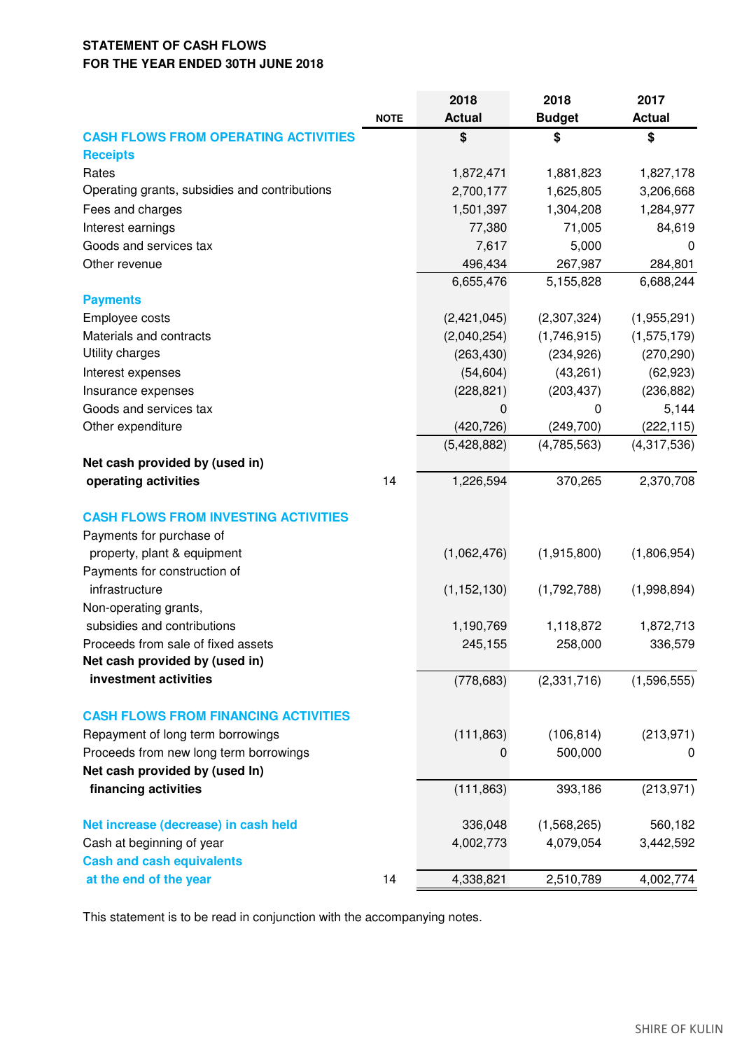**STATEMENT OF CASH FLOWS**
**FOR THE YEAR ENDED 30TH JUNE 2018**

| | NOTE | 2018 Actual | 2018 Budget | 2017 Actual |
|---|---|---|---|---|
| **CASH FLOWS FROM OPERATING ACTIVITIES** | | $ | $ | $ |
| **Receipts** | | | | |
| Rates | | 1,872,471 | 1,881,823 | 1,827,178 |
| Operating grants, subsidies and contributions | | 2,700,177 | 1,625,805 | 3,206,668 |
| Fees and charges | | 1,501,397 | 1,304,208 | 1,284,977 |
| Interest earnings | | 77,380 | 71,005 | 84,619 |
| Goods and services tax | | 7,617 | 5,000 | 0 |
| Other revenue | | 496,434 | 267,987 | 284,801 |
| | | 6,655,476 | 5,155,828 | 6,688,244 |
| **Payments** | | | | |
| Employee costs | | (2,421,045) | (2,307,324) | (1,955,291) |
| Materials and contracts | | (2,040,254) | (1,746,915) | (1,575,179) |
| Utility charges | | (263,430) | (234,926) | (270,290) |
| Interest expenses | | (54,604) | (43,261) | (62,923) |
| Insurance expenses | | (228,821) | (203,437) | (236,882) |
| Goods and services tax | | 0 | 0 | 5,144 |
| Other expenditure | | (420,726) | (249,700) | (222,115) |
| | | (5,428,882) | (4,785,563) | (4,317,536) |
| **Net cash provided by (used in) operating activities** | 14 | 1,226,594 | 370,265 | 2,370,708 |
| **CASH FLOWS FROM INVESTING ACTIVITIES** | | | | |
| Payments for purchase of property, plant & equipment | | (1,062,476) | (1,915,800) | (1,806,954) |
| Payments for construction of infrastructure | | (1,152,130) | (1,792,788) | (1,998,894) |
| Non-operating grants, subsidies and contributions | | 1,190,769 | 1,118,872 | 1,872,713 |
| Proceeds from sale of fixed assets | | 245,155 | 258,000 | 336,579 |
| **Net cash provided by (used in) investment activities** | | (778,683) | (2,331,716) | (1,596,555) |
| **CASH FLOWS FROM FINANCING ACTIVITIES** | | | | |
| Repayment of long term borrowings | | (111,863) | (106,814) | (213,971) |
| Proceeds from new long term borrowings | | 0 | 500,000 | 0 |
| **Net cash provided by (used In) financing activities** | | (111,863) | 393,186 | (213,971) |
| **Net increase (decrease) in cash held** | | 336,048 | (1,568,265) | 560,182 |
| Cash at beginning of year | | 4,002,773 | 4,079,054 | 3,442,592 |
| **Cash and cash equivalents at the end of the year** | 14 | 4,338,821 | 2,510,789 | 4,002,774 |

This statement is to be read in conjunction with the accompanying notes.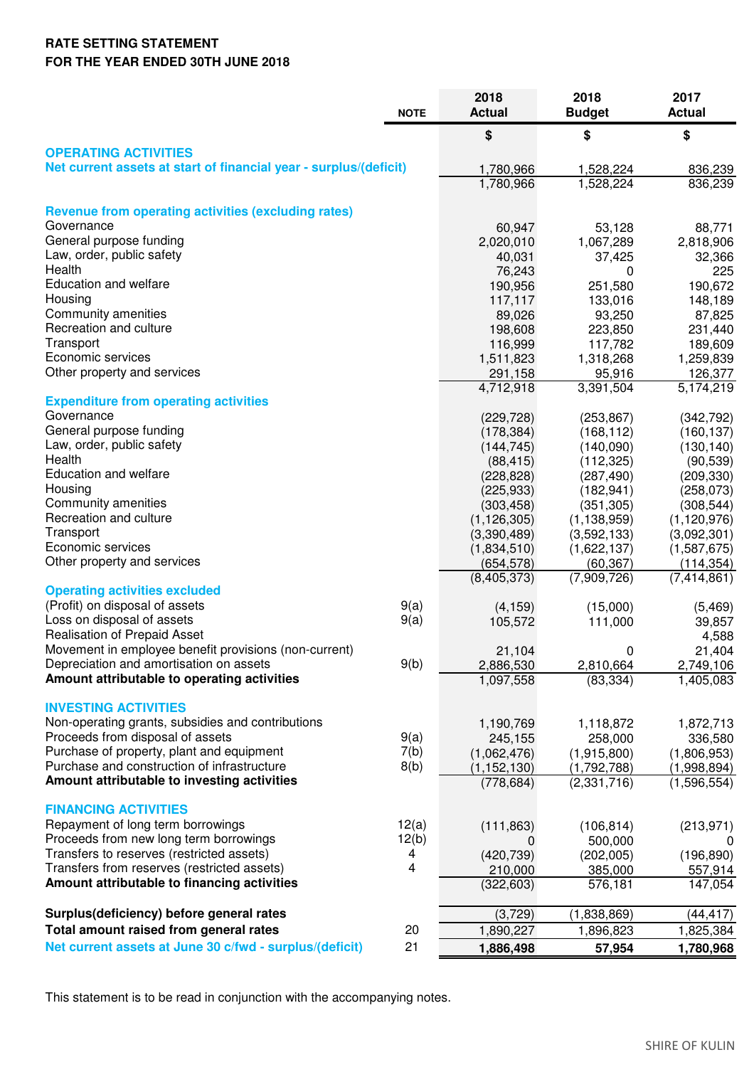**RATE SETTING STATEMENT**
**FOR THE YEAR ENDED 30TH JUNE 2018**

| | NOTE | 2018 Actual | 2018 Budget | 2017 Actual |
|---|---|---|---|---|
| | | $ | $ | $ |
| **OPERATING ACTIVITIES** | | | | |
| **Net current assets at start of financial year - surplus/(deficit)** | | 1,780,966 | 1,528,224 | 836,239 |
| | | 1,780,966 | 1,528,224 | 836,239 |
| **Revenue from operating activities (excluding rates)** | | | | |
| Governance | | 60,947 | 53,128 | 88,771 |
| General purpose funding | | 2,020,010 | 1,067,289 | 2,818,906 |
| Law, order, public safety | | 40,031 | 37,425 | 32,366 |
| Health | | 76,243 | 0 | 225 |
| Education and welfare | | 190,956 | 251,580 | 190,672 |
| Housing | | 117,117 | 133,016 | 148,189 |
| Community amenities | | 89,026 | 93,250 | 87,825 |
| Recreation and culture | | 198,608 | 223,850 | 231,440 |
| Transport | | 116,999 | 117,782 | 189,609 |
| Economic services | | 1,511,823 | 1,318,268 | 1,259,839 |
| Other property and services | | 291,158 | 95,916 | 126,377 |
| | | 4,712,918 | 3,391,504 | 5,174,219 |
| **Expenditure from operating activities** | | | | |
| Governance | | (229,728) | (253,867) | (342,792) |
| General purpose funding | | (178,384) | (168,112) | (160,137) |
| Law, order, public safety | | (144,745) | (140,090) | (130,140) |
| Health | | (88,415) | (112,325) | (90,539) |
| Education and welfare | | (228,828) | (287,490) | (209,330) |
| Housing | | (225,933) | (182,941) | (258,073) |
| Community amenities | | (303,458) | (351,305) | (308,544) |
| Recreation and culture | | (1,126,305) | (1,138,959) | (1,120,976) |
| Transport | | (3,390,489) | (3,592,133) | (3,092,301) |
| Economic services | | (1,834,510) | (1,622,137) | (1,587,675) |
| Other property and services | | (654,578) | (60,367) | (114,354) |
| | | (8,405,373) | (7,909,726) | (7,414,861) |
| **Operating activities excluded** | | | | |
| (Profit) on disposal of assets | 9(a) | (4,159) | (15,000) | (5,469) |
| Loss on disposal of assets | 9(a) | 105,572 | 111,000 | 39,857 |
| Realisation of Prepaid Asset | | | | 4,588 |
| Movement in employee benefit provisions (non-current) | | 21,104 | 0 | 21,404 |
| Depreciation and amortisation on assets | 9(b) | 2,886,530 | 2,810,664 | 2,749,106 |
| **Amount attributable to operating activities** | | 1,097,558 | (83,334) | 1,405,083 |
| **INVESTING ACTIVITIES** | | | | |
| Non-operating grants, subsidies and contributions | | 1,190,769 | 1,118,872 | 1,872,713 |
| Proceeds from disposal of assets | 9(a) | 245,155 | 258,000 | 336,580 |
| Purchase of property, plant and equipment | 7(b) | (1,062,476) | (1,915,800) | (1,806,953) |
| Purchase and construction of infrastructure | 8(b) | (1,152,130) | (1,792,788) | (1,998,894) |
| **Amount attributable to investing activities** | | (778,684) | (2,331,716) | (1,596,554) |
| **FINANCING ACTIVITIES** | | | | |
| Repayment of long term borrowings | 12(a) | (111,863) | (106,814) | (213,971) |
| Proceeds from new long term borrowings | 12(b) | 0 | 500,000 | 0 |
| Transfers to reserves (restricted assets) | 4 | (420,739) | (202,005) | (196,890) |
| Transfers from reserves (restricted assets) | 4 | 210,000 | 385,000 | 557,914 |
| **Amount attributable to financing activities** | | (322,603) | 576,181 | 147,054 |
| **Surplus(deficiency) before general rates** | | (3,729) | (1,838,869) | (44,417) |
| **Total amount raised from general rates** | 20 | 1,890,227 | 1,896,823 | 1,825,384 |
| **Net current assets at June 30 c/fwd - surplus/(deficit)** | 21 | **1,886,498** | **57,954** | **1,780,968** |

This statement is to be read in conjunction with the accompanying notes.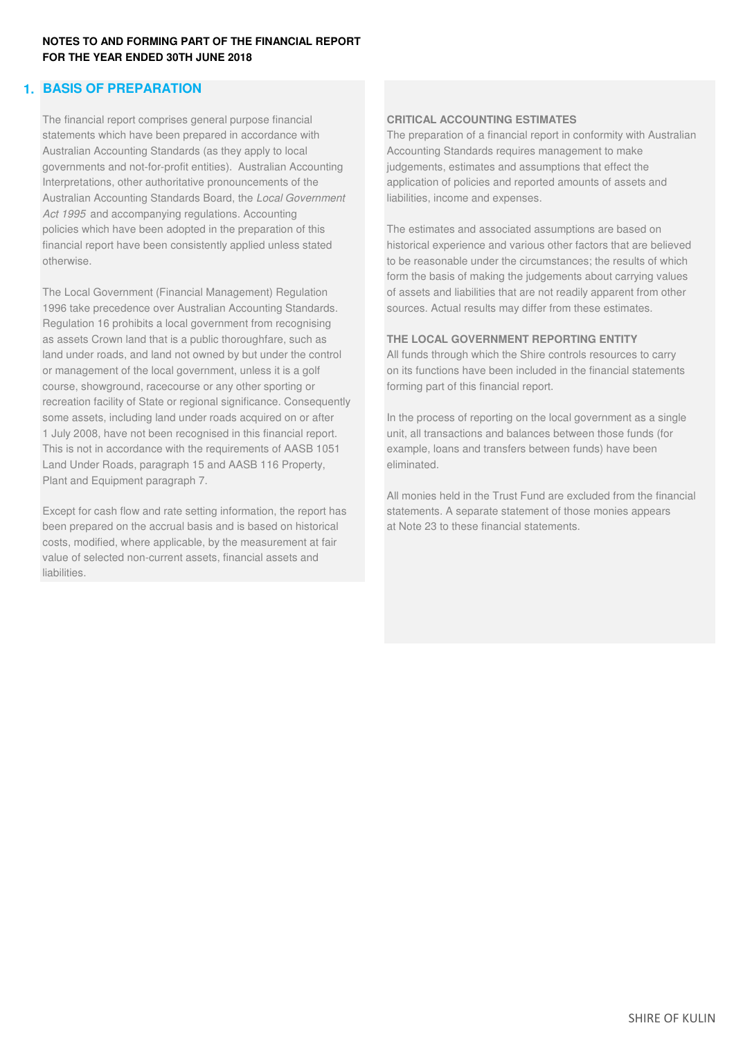**NOTES TO AND FORMING PART OF THE FINANCIAL REPORT**
**FOR THE YEAR ENDED 30TH JUNE 2018**

# 1. BASIS OF PREPARATION

The financial report comprises general purpose financial statements which have been prepared in accordance with Australian Accounting Standards (as they apply to local governments and not-for-profit entities). Australian Accounting Interpretations, other authoritative pronouncements of the Australian Accounting Standards Board, the *Local Government Act 1995* and accompanying regulations. Accounting policies which have been adopted in the preparation of this financial report have been consistently applied unless stated otherwise.

The Local Government (Financial Management) Regulation 1996 take precedence over Australian Accounting Standards. Regulation 16 prohibits a local government from recognising as assets Crown land that is a public thoroughfare, such as land under roads, and land not owned by but under the control or management of the local government, unless it is a golf course, showground, racecourse or any other sporting or recreation facility of State or regional significance. Consequently some assets, including land under roads acquired on or after 1 July 2008, have not been recognised in this financial report. This is not in accordance with the requirements of AASB 1051 Land Under Roads, paragraph 15 and AASB 116 Property, Plant and Equipment paragraph 7.

Except for cash flow and rate setting information, the report has been prepared on the accrual basis and is based on historical costs, modified, where applicable, by the measurement at fair value of selected non-current assets, financial assets and liabilities.

## CRITICAL ACCOUNTING ESTIMATES

The preparation of a financial report in conformity with Australian Accounting Standards requires management to make judgements, estimates and assumptions that effect the application of policies and reported amounts of assets and liabilities, income and expenses.

The estimates and associated assumptions are based on historical experience and various other factors that are believed to be reasonable under the circumstances; the results of which form the basis of making the judgements about carrying values of assets and liabilities that are not readily apparent from other sources. Actual results may differ from these estimates.

## THE LOCAL GOVERNMENT REPORTING ENTITY

All funds through which the Shire controls resources to carry on its functions have been included in the financial statements forming part of this financial report.

In the process of reporting on the local government as a single unit, all transactions and balances between those funds (for example, loans and transfers between funds) have been eliminated.

All monies held in the Trust Fund are excluded from the financial statements. A separate statement of those monies appears at Note 23 to these financial statements.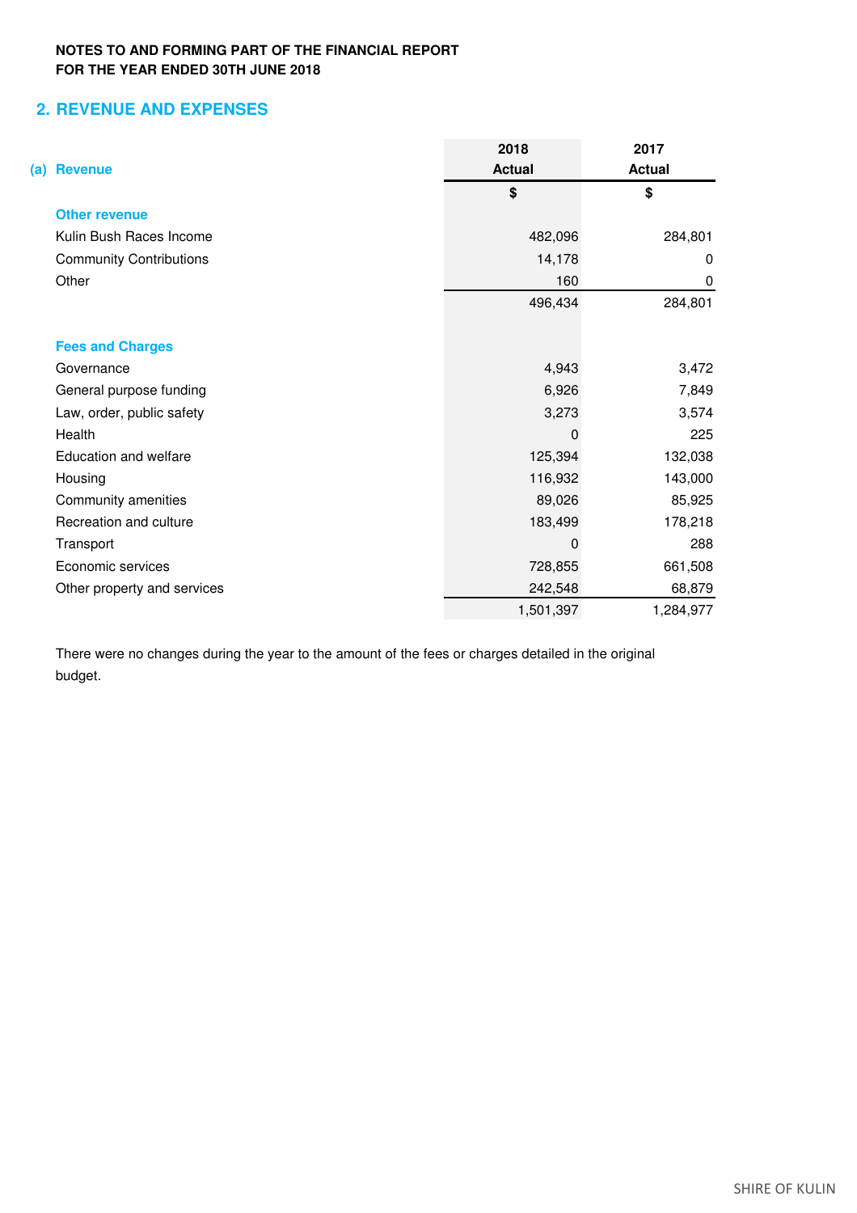**NOTES TO AND FORMING PART OF THE FINANCIAL REPORT**
**FOR THE YEAR ENDED 30TH JUNE 2018**

## 2. REVENUE AND EXPENSES

| (a) Revenue | 2018 Actual | 2017 Actual |
|---|---|---|
| | $ | $ |
| **Other revenue** | | |
| Kulin Bush Races Income | 482,096 | 284,801 |
| Community Contributions | 14,178 | 0 |
| Other | 160 | 0 |
| | 496,434 | 284,801 |
| | | |
| **Fees and Charges** | | |
| Governance | 4,943 | 3,472 |
| General purpose funding | 6,926 | 7,849 |
| Law, order, public safety | 3,273 | 3,574 |
| Health | 0 | 225 |
| Education and welfare | 125,394 | 132,038 |
| Housing | 116,932 | 143,000 |
| Community amenities | 89,026 | 85,925 |
| Recreation and culture | 183,499 | 178,218 |
| Transport | 0 | 288 |
| Economic services | 728,855 | 661,508 |
| Other property and services | 242,548 | 68,879 |
| | 1,501,397 | 1,284,977 |

There were no changes during the year to the amount of the fees or charges detailed in the original budget.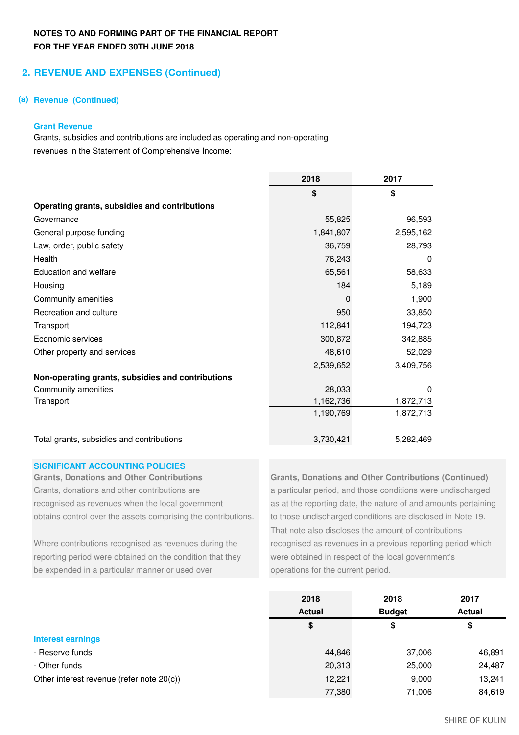**NOTES TO AND FORMING PART OF THE FINANCIAL REPORT**
**FOR THE YEAR ENDED 30TH JUNE 2018**

## 2. REVENUE AND EXPENSES (Continued)

### (a) Revenue (Continued)

#### Grant Revenue

Grants, subsidies and contributions are included as operating and non-operating revenues in the Statement of Comprehensive Income:

| | 2018 | 2017 |
|---|---|---|
| | $ | $ |
| **Operating grants, subsidies and contributions** | | |
| Governance | 55,825 | 96,593 |
| General purpose funding | 1,841,807 | 2,595,162 |
| Law, order, public safety | 36,759 | 28,793 |
| Health | 76,243 | 0 |
| Education and welfare | 65,561 | 58,633 |
| Housing | 184 | 5,189 |
| Community amenities | 0 | 1,900 |
| Recreation and culture | 950 | 33,850 |
| Transport | 112,841 | 194,723 |
| Economic services | 300,872 | 342,885 |
| Other property and services | 48,610 | 52,029 |
| | 2,539,652 | 3,409,756 |
| **Non-operating grants, subsidies and contributions** | | |
| Community amenities | 28,033 | 0 |
| Transport | 1,162,736 | 1,872,713 |
| | 1,190,769 | 1,872,713 |
| Total grants, subsidies and contributions | 3,730,421 | 5,282,469 |

**SIGNIFICANT ACCOUNTING POLICIES**

**Grants, Donations and Other Contributions**

Grants, donations and other contributions are recognised as revenues when the local government obtains control over the assets comprising the contributions.

Where contributions recognised as revenues during the reporting period were obtained on the condition that they be expended in a particular manner or used over a particular period, and those conditions were undischarged as at the reporting date, the nature of and amounts pertaining to those undischarged conditions are disclosed in Note 19. That note also discloses the amount of contributions recognised as revenues in a previous reporting period which were obtained in respect of the local government's operations for the current period.

| | 2018 Actual | 2018 Budget | 2017 Actual |
|---|---|---|---|
| | $ | $ | $ |
| **Interest earnings** | | | |
| - Reserve funds | 44,846 | 37,006 | 46,891 |
| - Other funds | 20,313 | 25,000 | 24,487 |
| Other interest revenue (refer note 20(c)) | 12,221 | 9,000 | 13,241 |
| | 77,380 | 71,006 | 84,619 |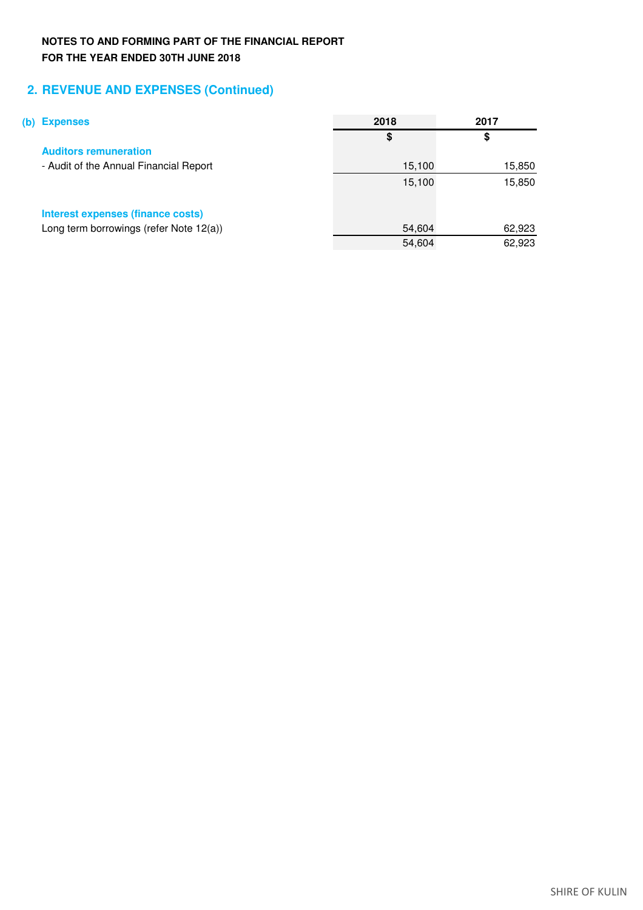**NOTES TO AND FORMING PART OF THE FINANCIAL REPORT**
**FOR THE YEAR ENDED 30TH JUNE 2018**

## 2. REVENUE AND EXPENSES (Continued)

### (b) Expenses

| | 2018 | 2017 |
|---|---|---|
| | $ | $ |
| **Auditors remuneration** | | |
| - Audit of the Annual Financial Report | 15,100 | 15,850 |
| | 15,100 | 15,850 |
| | | |
| **Interest expenses (finance costs)** | | |
| Long term borrowings (refer Note 12(a)) | 54,604 | 62,923 |
| | 54,604 | 62,923 |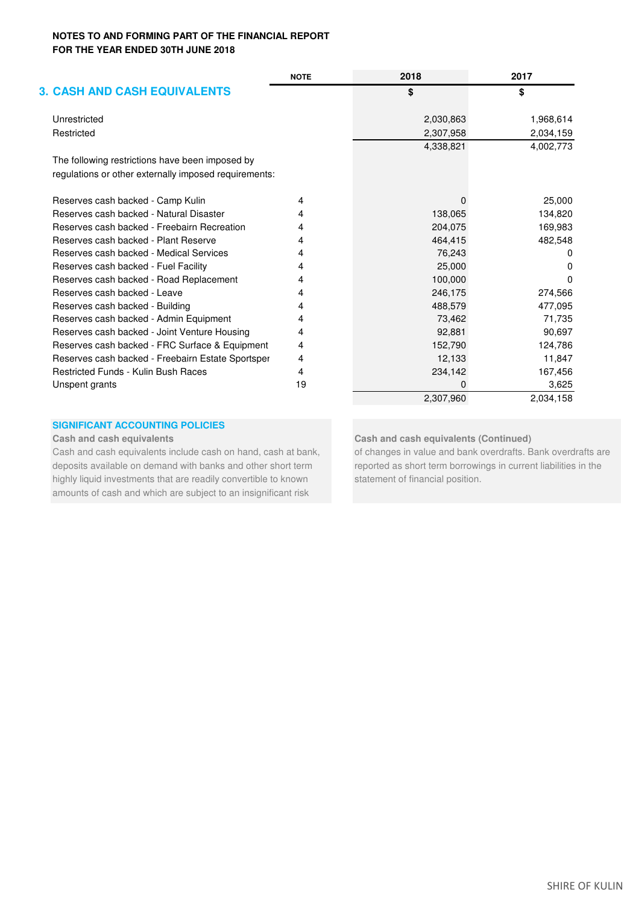**NOTES TO AND FORMING PART OF THE FINANCIAL REPORT**
**FOR THE YEAR ENDED 30TH JUNE 2018**

## 3. CASH AND CASH EQUIVALENTS

| | NOTE | 2018 | 2017 |
|---|---|---|---|
| | | $ | $ |
| Unrestricted | | 2,030,863 | 1,968,614 |
| Restricted | | 2,307,958 | 2,034,159 |
| | | 4,338,821 | 4,002,773 |
| The following restrictions have been imposed by regulations or other externally imposed requirements: | | | |
| Reserves cash backed - Camp Kulin | 4 | 0 | 25,000 |
| Reserves cash backed - Natural Disaster | 4 | 138,065 | 134,820 |
| Reserves cash backed - Freebairn Recreation | 4 | 204,075 | 169,983 |
| Reserves cash backed - Plant Reserve | 4 | 464,415 | 482,548 |
| Reserves cash backed - Medical Services | 4 | 76,243 | 0 |
| Reserves cash backed - Fuel Facility | 4 | 25,000 | 0 |
| Reserves cash backed - Road Replacement | 4 | 100,000 | 0 |
| Reserves cash backed - Leave | 4 | 246,175 | 274,566 |
| Reserves cash backed - Building | 4 | 488,579 | 477,095 |
| Reserves cash backed - Admin Equipment | 4 | 73,462 | 71,735 |
| Reserves cash backed - Joint Venture Housing | 4 | 92,881 | 90,697 |
| Reserves cash backed - FRC Surface & Equipment | 4 | 152,790 | 124,786 |
| Reserves cash backed - Freebairn Estate Sportsper | 4 | 12,133 | 11,847 |
| Restricted Funds - Kulin Bush Races | 4 | 234,142 | 167,456 |
| Unspent grants | 19 | 0 | 3,625 |
| | | 2,307,960 | 2,034,158 |

### SIGNIFICANT ACCOUNTING POLICIES

**Cash and cash equivalents**

Cash and cash equivalents include cash on hand, cash at bank, deposits available on demand with banks and other short term highly liquid investments that are readily convertible to known amounts of cash and which are subject to an insignificant risk of changes in value and bank overdrafts. Bank overdrafts are reported as short term borrowings in current liabilities in the statement of financial position.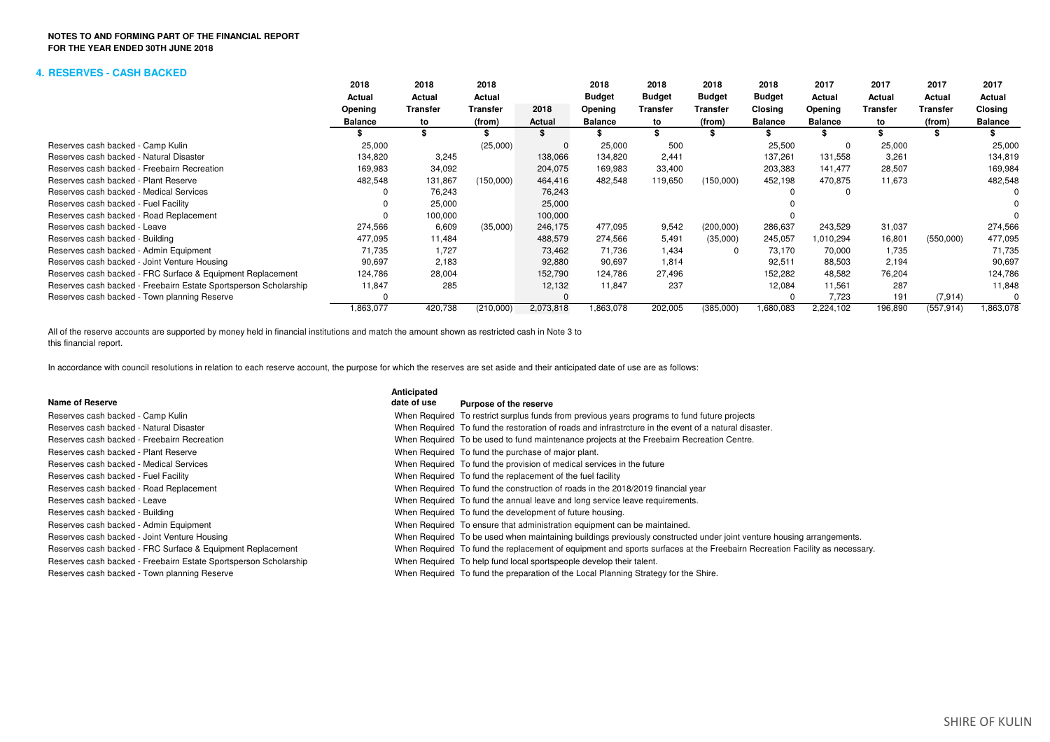**NOTES TO AND FORMING PART OF THE FINANCIAL REPORT**
**FOR THE YEAR ENDED 30TH JUNE 2018**

## 4. RESERVES - CASH BACKED

| | 2018 Actual Opening Balance | 2018 Actual Transfer to | 2018 Actual Transfer (from) | 2018 Actual | 2018 Budget Opening Balance | 2018 Budget Transfer to | 2018 Budget Transfer (from) | 2018 Budget Closing Balance | 2017 Actual Opening Balance | 2017 Actual Transfer to | 2017 Actual Transfer (from) | 2017 Actual Closing Balance |
|---|---|---|---|---|---|---|---|---|---|---|---|---|
| | $ | $ | $ | $ | $ | $ | $ | $ | $ | $ | $ | $ |
| Reserves cash backed - Camp Kulin | 25,000 | | (25,000) | 0 | 25,000 | 500 | | 25,500 | 0 | 25,000 | | 25,000 |
| Reserves cash backed - Natural Disaster | 134,820 | 3,245 | | 138,066 | 134,820 | 2,441 | | 137,261 | 131,558 | 3,261 | | 134,819 |
| Reserves cash backed - Freebairn Recreation | 169,983 | 34,092 | | 204,075 | 169,983 | 33,400 | | 203,383 | 141,477 | 28,507 | | 169,984 |
| Reserves cash backed - Plant Reserve | 482,548 | 131,867 | (150,000) | 464,416 | 482,548 | 119,650 | (150,000) | 452,198 | 470,875 | 11,673 | | 482,548 |
| Reserves cash backed - Medical Services | 0 | 76,243 | | 76,243 | | | | 0 | 0 | | | 0 |
| Reserves cash backed - Fuel Facility | 0 | 25,000 | | 25,000 | | | | 0 | | | | 0 |
| Reserves cash backed - Road Replacement | 0 | 100,000 | | 100,000 | | | | 0 | | | | 0 |
| Reserves cash backed - Leave | 274,566 | 6,609 | (35,000) | 246,175 | 477,095 | 9,542 | (200,000) | 286,637 | 243,529 | 31,037 | | 274,566 |
| Reserves cash backed - Building | 477,095 | 11,484 | | 488,579 | 274,566 | 5,491 | (35,000) | 245,057 | 1,010,294 | 16,801 | (550,000) | 477,095 |
| Reserves cash backed - Admin Equipment | 71,735 | 1,727 | | 73,462 | 71,736 | 1,434 | 0 | 73,170 | 70,000 | 1,735 | | 71,735 |
| Reserves cash backed - Joint Venture Housing | 90,697 | 2,183 | | 92,880 | 90,697 | 1,814 | | 92,511 | 88,503 | 2,194 | | 90,697 |
| Reserves cash backed - FRC Surface & Equipment Replacement | 124,786 | 28,004 | | 152,790 | 124,786 | 27,496 | | 152,282 | 48,582 | 76,204 | | 124,786 |
| Reserves cash backed - Freebairn Estate Sportsperson Scholarship | 11,847 | 285 | | 12,132 | 11,847 | 237 | | 12,084 | 11,561 | 287 | | 11,848 |
| Reserves cash backed - Town planning Reserve | 0 | | | 0 | | | | 0 | 7,723 | 191 | (7,914) | 0 |
| | 1,863,077 | 420,738 | (210,000) | 2,073,818 | 1,863,078 | 202,005 | (385,000) | 1,680,083 | 2,224,102 | 196,890 | (557,914) | 1,863,078 |

All of the reserve accounts are supported by money held in financial institutions and match the amount shown as restricted cash in Note 3 to this financial report.

In accordance with council resolutions in relation to each reserve account, the purpose for which the reserves are set aside and their anticipated date of use are as follows:

| Name of Reserve | Anticipated date of use | Purpose of the reserve |
|---|---|---|
| Reserves cash backed - Camp Kulin | When Required | To restrict surplus funds from previous years programs to fund future projects |
| Reserves cash backed - Natural Disaster | When Required | To fund the restoration of roads and infrastrcture in the event of a natural disaster. |
| Reserves cash backed - Freebairn Recreation | When Required | To be used to fund maintenance projects at the Freebairn Recreation Centre. |
| Reserves cash backed - Plant Reserve | When Required | To fund the purchase of major plant. |
| Reserves cash backed - Medical Services | When Required | To fund the provision of medical services in the future |
| Reserves cash backed - Fuel Facility | When Required | To fund the replacement of the fuel facility |
| Reserves cash backed - Road Replacement | When Required | To fund the construction of roads in the 2018/2019 financial year |
| Reserves cash backed - Leave | When Required | To fund the annual leave and long service leave requirements. |
| Reserves cash backed - Building | When Required | To fund the development of future housing. |
| Reserves cash backed - Admin Equipment | When Required | To ensure that administration equipment can be maintained. |
| Reserves cash backed - Joint Venture Housing | When Required | To be used when maintaining buildings previously constructed under joint venture housing arrangements. |
| Reserves cash backed - FRC Surface & Equipment Replacement | When Required | To fund the replacement of equipment and sports surfaces at the Freebairn Recreation Facility as necessary. |
| Reserves cash backed - Freebairn Estate Sportsperson Scholarship | When Required | To help fund local sportspeople develop their talent. |
| Reserves cash backed - Town planning Reserve | When Required | To fund the preparation of the Local Planning Strategy for the Shire. |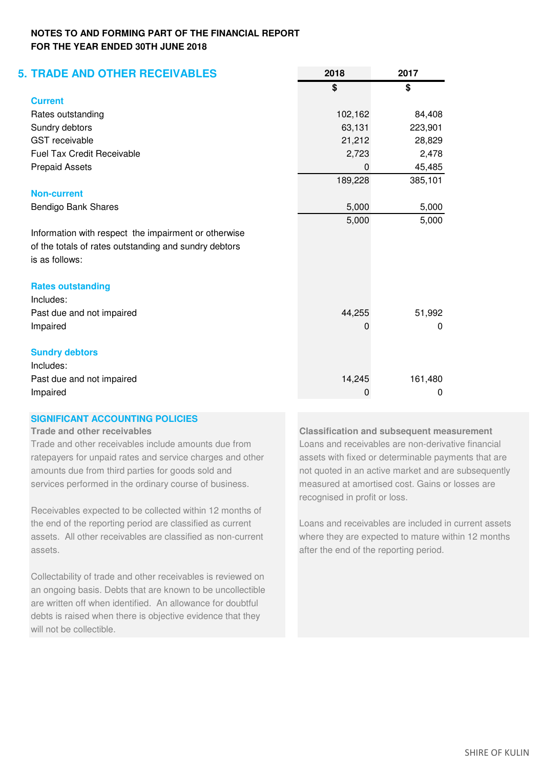**NOTES TO AND FORMING PART OF THE FINANCIAL REPORT**
**FOR THE YEAR ENDED 30TH JUNE 2018**

## 5. TRADE AND OTHER RECEIVABLES

| | 2018 | 2017 |
|---|---|---|
| | $ | $ |
| **Current** | | |
| Rates outstanding | 102,162 | 84,408 |
| Sundry debtors | 63,131 | 223,901 |
| GST receivable | 21,212 | 28,829 |
| Fuel Tax Credit Receivable | 2,723 | 2,478 |
| Prepaid Assets | 0 | 45,485 |
| | 189,228 | 385,101 |
| **Non-current** | | |
| Bendigo Bank Shares | 5,000 | 5,000 |
| | 5,000 | 5,000 |
| Information with respect the impairment or otherwise of the totals of rates outstanding and sundry debtors is as follows: | | |
| **Rates outstanding** | | |
| Includes: | | |
| Past due and not impaired | 44,255 | 51,992 |
| Impaired | 0 | 0 |
| **Sundry debtors** | | |
| Includes: | | |
| Past due and not impaired | 14,245 | 161,480 |
| Impaired | 0 | 0 |

### SIGNIFICANT ACCOUNTING POLICIES

**Trade and other receivables**

Trade and other receivables include amounts due from ratepayers for unpaid rates and service charges and other amounts due from third parties for goods sold and services performed in the ordinary course of business.

Receivables expected to be collected within 12 months of the end of the reporting period are classified as current assets. All other receivables are classified as non-current assets.

Collectability of trade and other receivables is reviewed on an ongoing basis. Debts that are known to be uncollectible are written off when identified. An allowance for doubtful debts is raised when there is objective evidence that they will not be collectible.

**Classification and subsequent measurement**

Loans and receivables are non-derivative financial assets with fixed or determinable payments that are not quoted in an active market and are subsequently measured at amortised cost. Gains or losses are recognised in profit or loss.

Loans and receivables are included in current assets where they are expected to mature within 12 months after the end of the reporting period.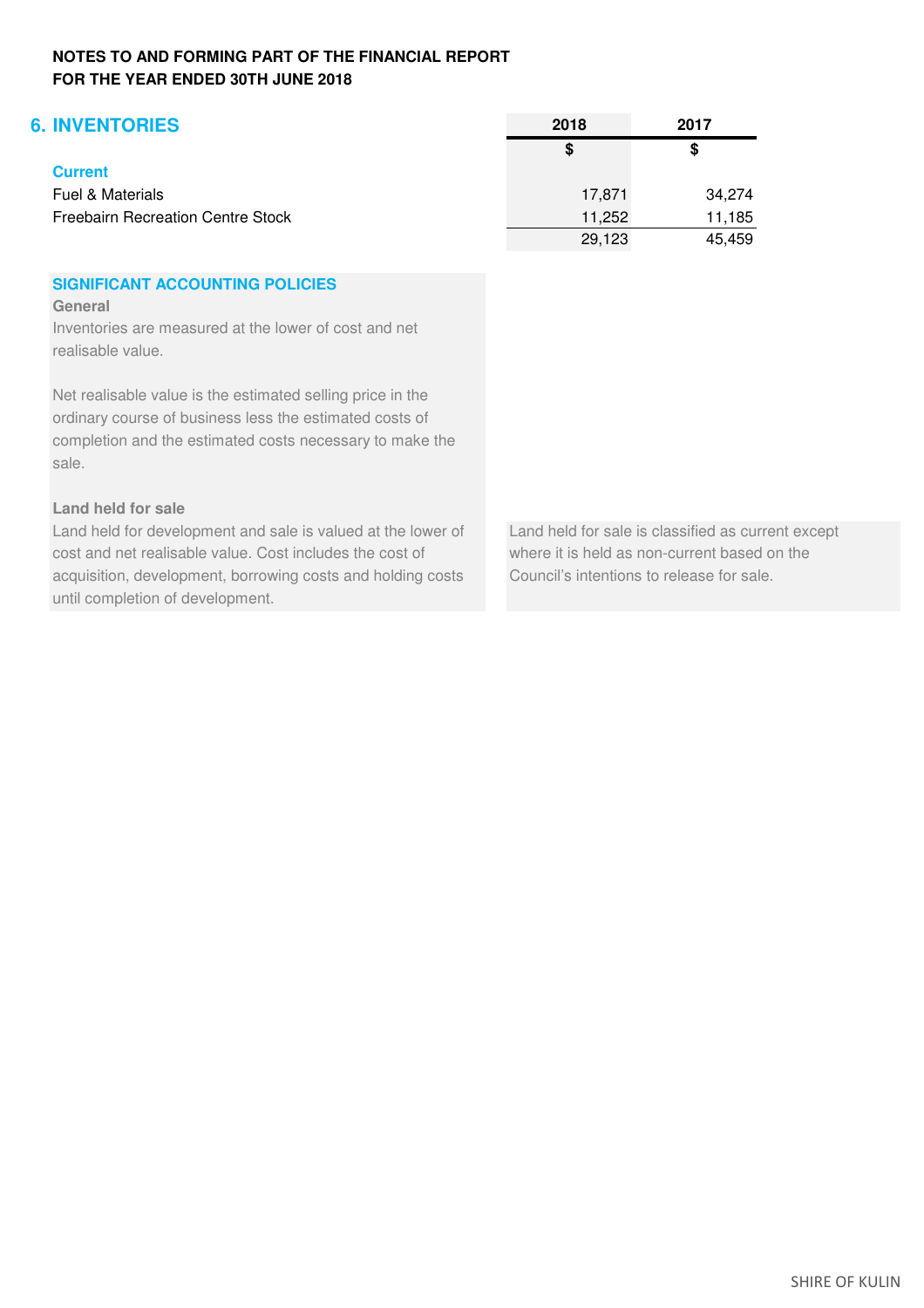**NOTES TO AND FORMING PART OF THE FINANCIAL REPORT**
**FOR THE YEAR ENDED 30TH JUNE 2018**

## 6. INVENTORIES

| | 2018 | 2017 |
|---|---|---|
| | $ | $ |
| **Current** | | |
| Fuel & Materials | 17,871 | 34,274 |
| Freebairn Recreation Centre Stock | 11,252 | 11,185 |
| | 29,123 | 45,459 |

### SIGNIFICANT ACCOUNTING POLICIES

**General**

Inventories are measured at the lower of cost and net realisable value.

Net realisable value is the estimated selling price in the ordinary course of business less the estimated costs of completion and the estimated costs necessary to make the sale.

**Land held for sale**

Land held for development and sale is valued at the lower of cost and net realisable value. Cost includes the cost of acquisition, development, borrowing costs and holding costs until completion of development.

Land held for sale is classified as current except where it is held as non-current based on the Council's intentions to release for sale.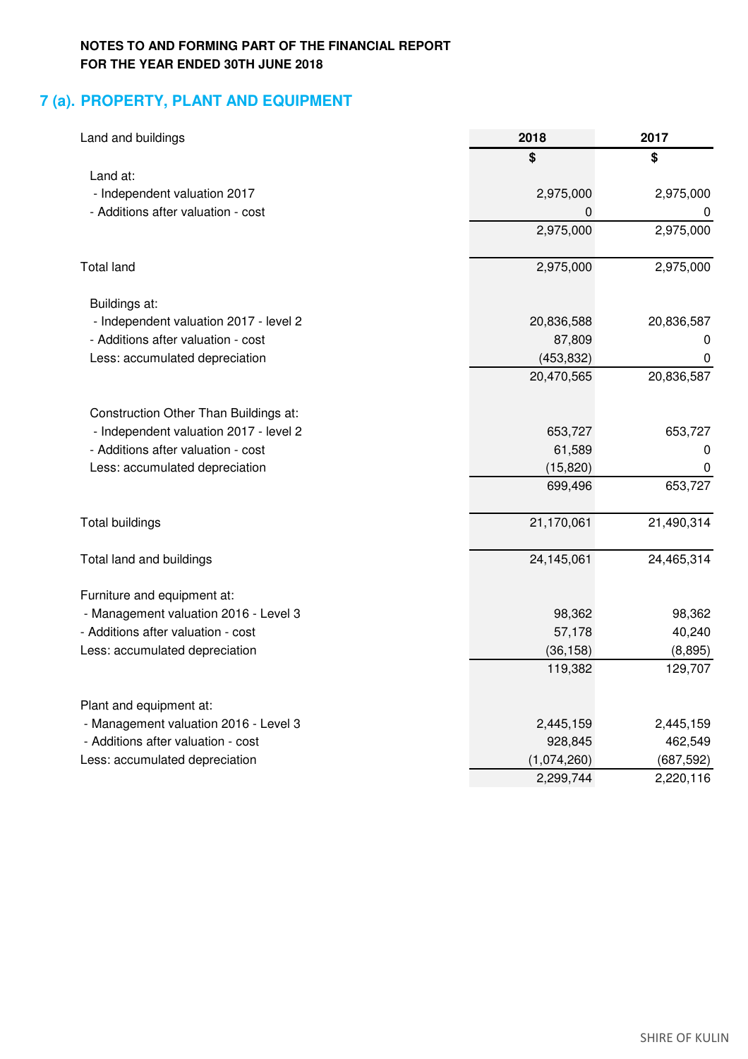**NOTES TO AND FORMING PART OF THE FINANCIAL REPORT**
**FOR THE YEAR ENDED 30TH JUNE 2018**

## 7 (a). PROPERTY, PLANT AND EQUIPMENT

| Land and buildings | 2018 | 2017 |
|---|---|---|
| | $ | $ |
| Land at: | | |
| - Independent valuation 2017 | 2,975,000 | 2,975,000 |
| - Additions after valuation - cost | 0 | 0 |
| | 2,975,000 | 2,975,000 |
| Total land | 2,975,000 | 2,975,000 |
| Buildings at: | | |
| - Independent valuation 2017 - level 2 | 20,836,588 | 20,836,587 |
| - Additions after valuation - cost | 87,809 | 0 |
| Less: accumulated depreciation | (453,832) | 0 |
| | 20,470,565 | 20,836,587 |
| Construction Other Than Buildings at: | | |
| - Independent valuation 2017 - level 2 | 653,727 | 653,727 |
| - Additions after valuation - cost | 61,589 | 0 |
| Less: accumulated depreciation | (15,820) | 0 |
| | 699,496 | 653,727 |
| Total buildings | 21,170,061 | 21,490,314 |
| Total land and buildings | 24,145,061 | 24,465,314 |
| Furniture and equipment at: | | |
| - Management valuation 2016 - Level 3 | 98,362 | 98,362 |
| - Additions after valuation - cost | 57,178 | 40,240 |
| Less: accumulated depreciation | (36,158) | (8,895) |
| | 119,382 | 129,707 |
| Plant and equipment at: | | |
| - Management valuation 2016 - Level 3 | 2,445,159 | 2,445,159 |
| - Additions after valuation - cost | 928,845 | 462,549 |
| Less: accumulated depreciation | (1,074,260) | (687,592) |
| | 2,299,744 | 2,220,116 |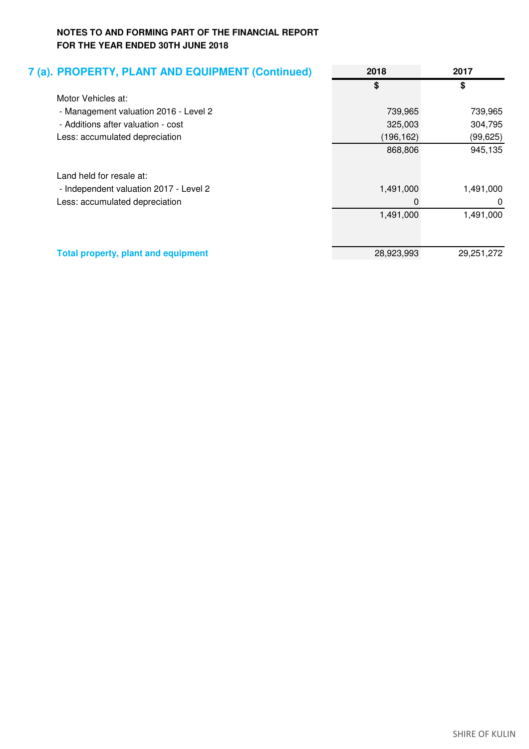**NOTES TO AND FORMING PART OF THE FINANCIAL REPORT**
**FOR THE YEAR ENDED 30TH JUNE 2018**

## 7 (a). PROPERTY, PLANT AND EQUIPMENT (Continued)

| | 2018 | 2017 |
|---|---|---|
| | $ | $ |
| Motor Vehicles at: | | |
| - Management valuation 2016 - Level 2 | 739,965 | 739,965 |
| - Additions after valuation - cost | 325,003 | 304,795 |
| Less: accumulated depreciation | (196,162) | (99,625) |
| | 868,806 | 945,135 |
| | | |
| Land held for resale at: | | |
| - Independent valuation 2017 - Level 2 | 1,491,000 | 1,491,000 |
| Less: accumulated depreciation | 0 | 0 |
| | 1,491,000 | 1,491,000 |
| | | |
| **Total property, plant and equipment** | 28,923,993 | 29,251,272 |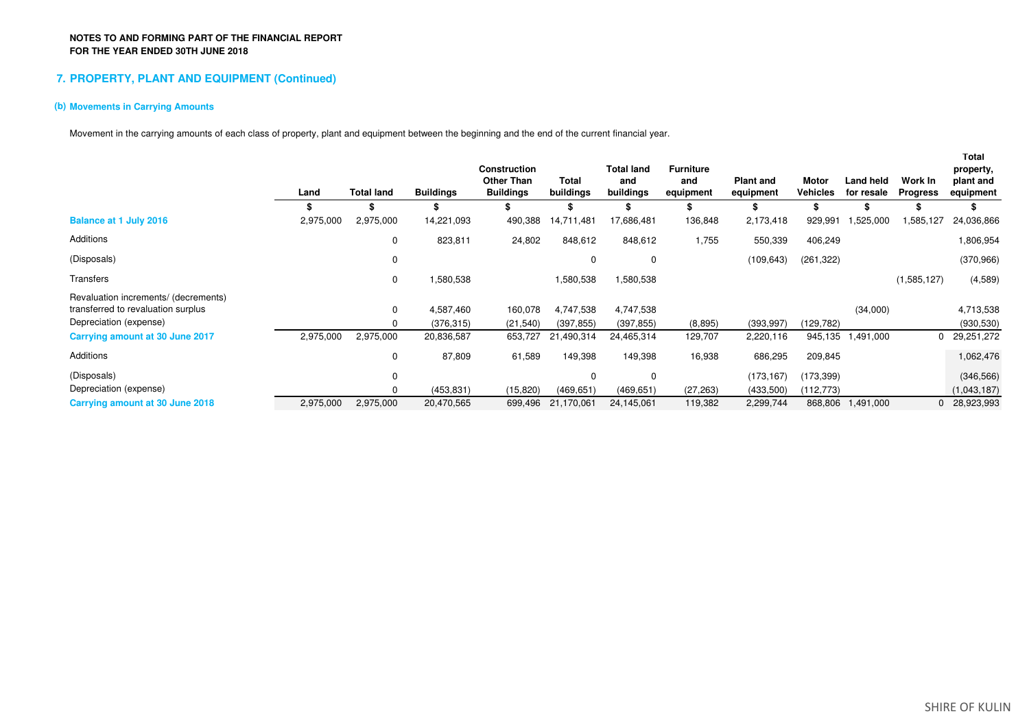**NOTES TO AND FORMING PART OF THE FINANCIAL REPORT**
**FOR THE YEAR ENDED 30TH JUNE 2018**

## 7. PROPERTY, PLANT AND EQUIPMENT (Continued)

### (b) Movements in Carrying Amounts

Movement in the carrying amounts of each class of property, plant and equipment between the beginning and the end of the current financial year.

| | Land | Total land | Buildings | Construction Other Than Buildings | Total buildings | Total land and buildings | Furniture and equipment | Plant and equipment | Motor Vehicles | Land held for resale | Work In Progress | Total property, plant and equipment |
|---|---|---|---|---|---|---|---|---|---|---|---|---|
| | $ | $ | $ | $ | $ | $ | $ | $ | $ | $ | $ | $ |
| **Balance at 1 July 2016** | 2,975,000 | 2,975,000 | 14,221,093 | 490,388 | 14,711,481 | 17,686,481 | 136,848 | 2,173,418 | 929,991 | 1,525,000 | 1,585,127 | 24,036,866 |
| Additions | | 0 | 823,811 | 24,802 | 848,612 | 848,612 | 1,755 | 550,339 | 406,249 | | | 1,806,954 |
| (Disposals) | | 0 | | | 0 | 0 | | (109,643) | (261,322) | | | (370,966) |
| Transfers | | 0 | 1,580,538 | | 1,580,538 | 1,580,538 | | | | | (1,585,127) | (4,589) |
| Revaluation increments/ (decrements) transferred to revaluation surplus | | 0 | 4,587,460 | 160,078 | 4,747,538 | 4,747,538 | | | | (34,000) | | 4,713,538 |
| Depreciation (expense) | | 0 | (376,315) | (21,540) | (397,855) | (397,855) | (8,895) | (393,997) | (129,782) | | | (930,530) |
| **Carrying amount at 30 June 2017** | 2,975,000 | 2,975,000 | 20,836,587 | 653,727 | 21,490,314 | 24,465,314 | 129,707 | 2,220,116 | 945,135 | 1,491,000 | 0 | 29,251,272 |
| Additions | | 0 | 87,809 | 61,589 | 149,398 | 149,398 | 16,938 | 686,295 | 209,845 | | | 1,062,476 |
| (Disposals) | | 0 | | | 0 | 0 | | (173,167) | (173,399) | | | (346,566) |
| Depreciation (expense) | | 0 | (453,831) | (15,820) | (469,651) | (469,651) | (27,263) | (433,500) | (112,773) | | | (1,043,187) |
| **Carrying amount at 30 June 2018** | 2,975,000 | 2,975,000 | 20,470,565 | 699,496 | 21,170,061 | 24,145,061 | 119,382 | 2,299,744 | 868,806 | 1,491,000 | 0 | 28,923,993 |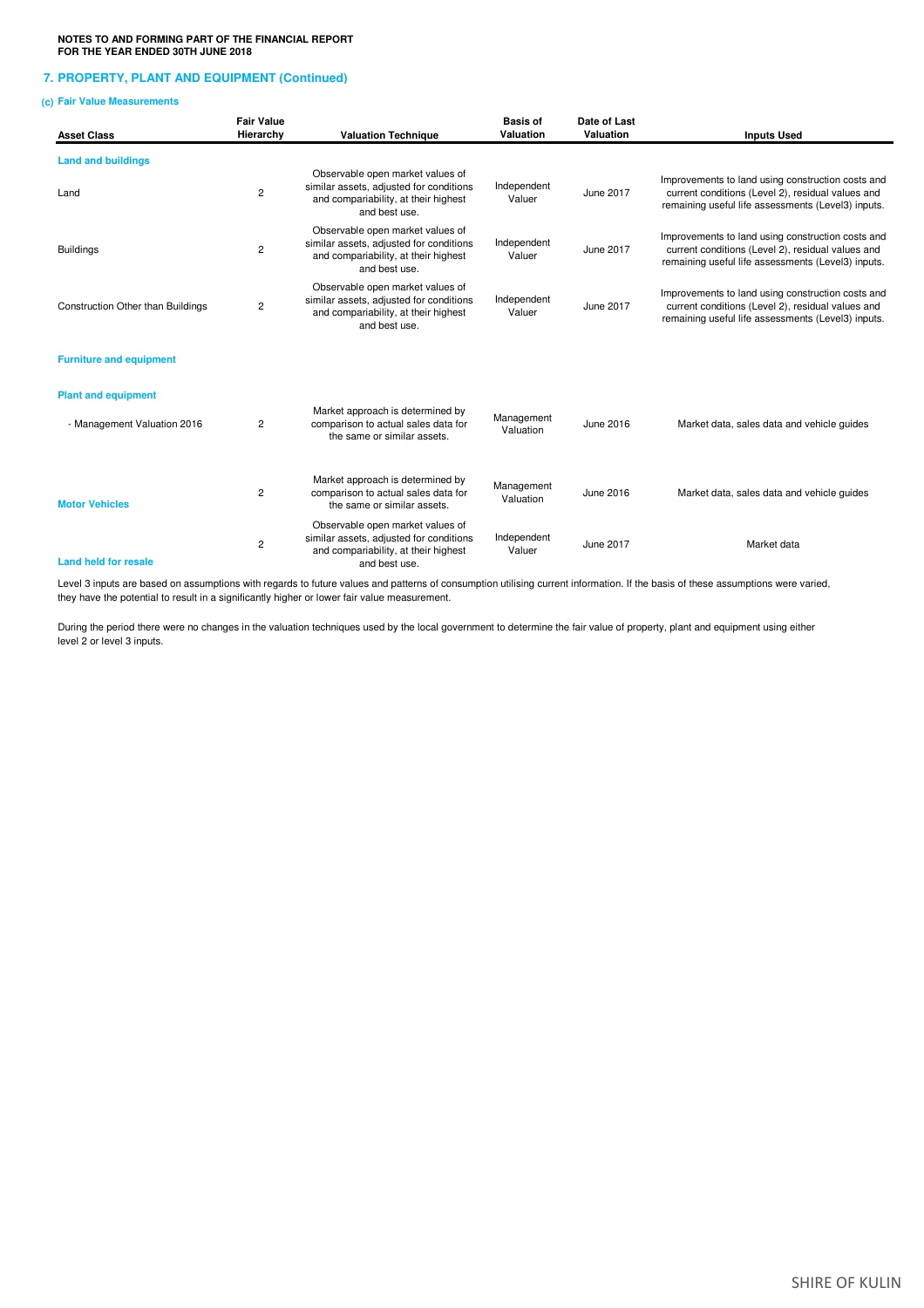**NOTES TO AND FORMING PART OF THE FINANCIAL REPORT**
**FOR THE YEAR ENDED 30TH JUNE 2018**

## 7. PROPERTY, PLANT AND EQUIPMENT (Continued)

### (c) Fair Value Measurements

| Asset Class | Fair Value Hierarchy | Valuation Technique | Basis of Valuation | Date of Last Valuation | Inputs Used |
|---|---|---|---|---|---|
| **Land and buildings** | | | | | |
| Land | 2 | Observable open market values of similar assets, adjusted for conditions and compariability, at their highest and best use. | Independent Valuer | June 2017 | Improvements to land using construction costs and current conditions (Level 2), residual values and remaining useful life assessments (Level3) inputs. |
| Buildings | 2 | Observable open market values of similar assets, adjusted for conditions and compariability, at their highest and best use. | Independent Valuer | June 2017 | Improvements to land using construction costs and current conditions (Level 2), residual values and remaining useful life assessments (Level3) inputs. |
| Construction Other than Buildings | 2 | Observable open market values of similar assets, adjusted for conditions and compariability, at their highest and best use. | Independent Valuer | June 2017 | Improvements to land using construction costs and current conditions (Level 2), residual values and remaining useful life assessments (Level3) inputs. |
| **Furniture and equipment** | | | | | |
| **Plant and equipment** | | | | | |
| - Management Valuation 2016 | 2 | Market approach is determined by comparison to actual sales data for the same or similar assets. | Management Valuation | June 2016 | Market data, sales data and vehicle guides |
| **Motor Vehicles** | 2 | Market approach is determined by comparison to actual sales data for the same or similar assets. | Management Valuation | June 2016 | Market data, sales data and vehicle guides |
| **Land held for resale** | 2 | Observable open market values of similar assets, adjusted for conditions and compariability, at their highest and best use. | Independent Valuer | June 2017 | Market data |

Level 3 inputs are based on assumptions with regards to future values and patterns of consumption utilising current information. If the basis of these assumptions were varied, they have the potential to result in a significantly higher or lower fair value measurement.

During the period there were no changes in the valuation techniques used by the local government to determine the fair value of property, plant and equipment using either level 2 or level 3 inputs.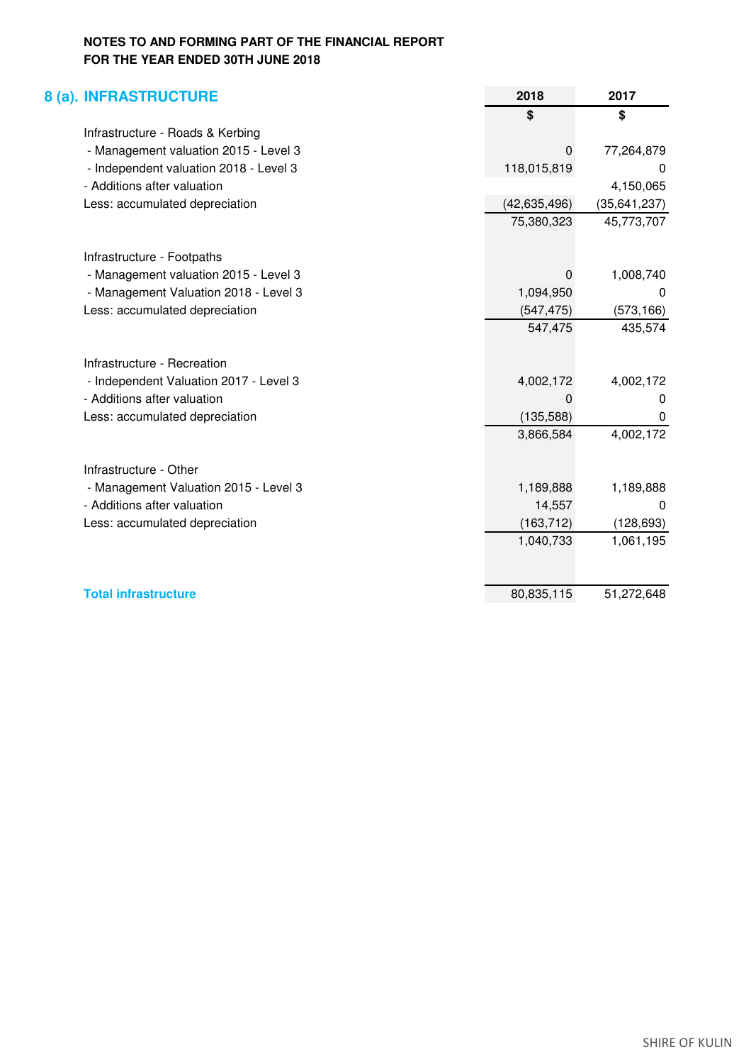**NOTES TO AND FORMING PART OF THE FINANCIAL REPORT**
**FOR THE YEAR ENDED 30TH JUNE 2018**

## 8 (a). INFRASTRUCTURE

| | 2018 | 2017 |
|---|---|---|
| | $ | $ |
| Infrastructure - Roads & Kerbing | | |
| - Management valuation 2015 - Level 3 | 0 | 77,264,879 |
| - Independent valuation 2018 - Level 3 | 118,015,819 | 0 |
| - Additions after valuation | | 4,150,065 |
| Less: accumulated depreciation | (42,635,496) | (35,641,237) |
| | 75,380,323 | 45,773,707 |
| | | |
| Infrastructure - Footpaths | | |
| - Management valuation 2015 - Level 3 | 0 | 1,008,740 |
| - Management Valuation 2018 - Level 3 | 1,094,950 | 0 |
| Less: accumulated depreciation | (547,475) | (573,166) |
| | 547,475 | 435,574 |
| | | |
| Infrastructure - Recreation | | |
| - Independent Valuation 2017 - Level 3 | 4,002,172 | 4,002,172 |
| - Additions after valuation | 0 | 0 |
| Less: accumulated depreciation | (135,588) | 0 |
| | 3,866,584 | 4,002,172 |
| | | |
| Infrastructure - Other | | |
| - Management Valuation 2015 - Level 3 | 1,189,888 | 1,189,888 |
| - Additions after valuation | 14,557 | 0 |
| Less: accumulated depreciation | (163,712) | (128,693) |
| | 1,040,733 | 1,061,195 |
| | | |
| **Total infrastructure** | 80,835,115 | 51,272,648 |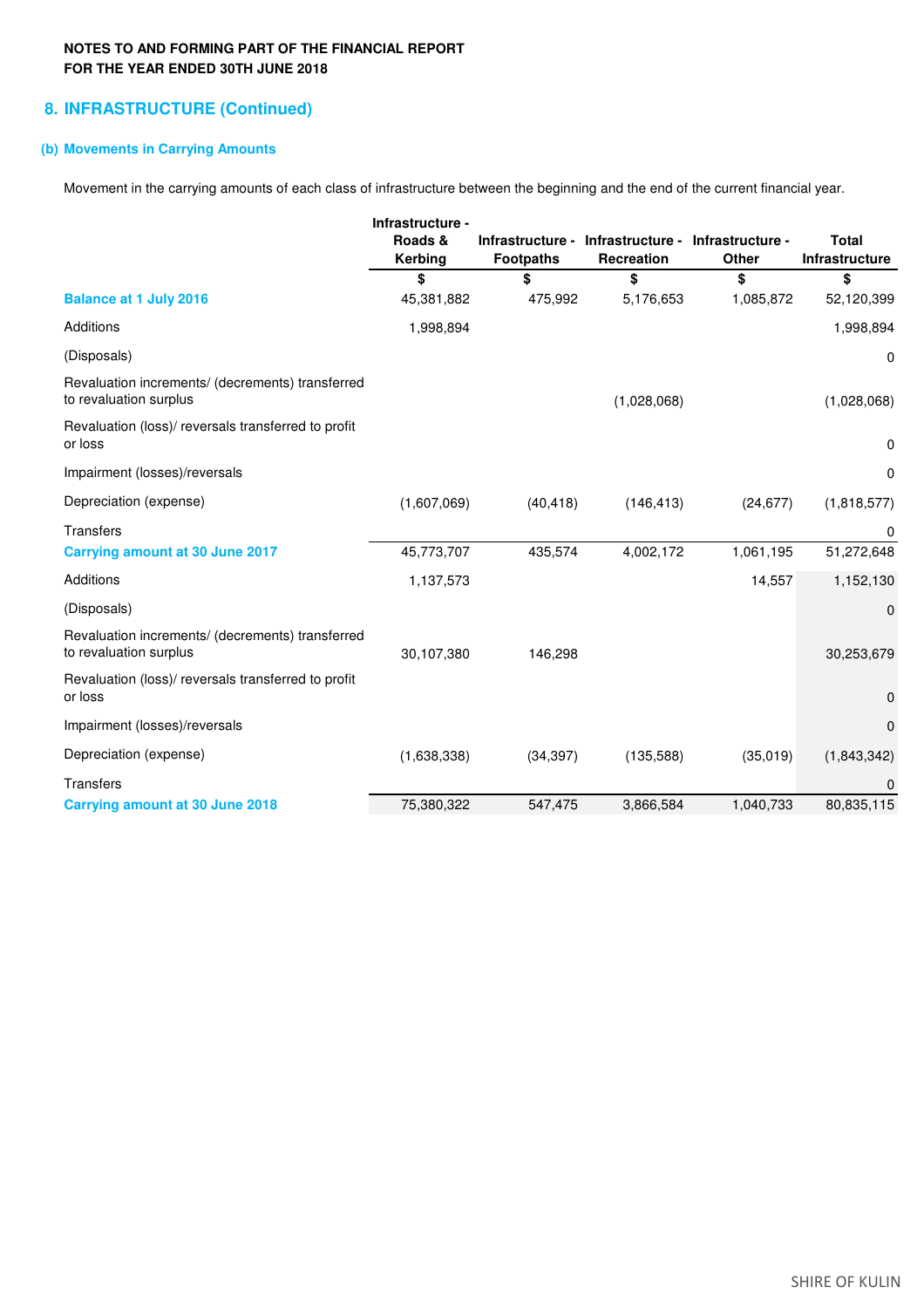**NOTES TO AND FORMING PART OF THE FINANCIAL REPORT**
**FOR THE YEAR ENDED 30TH JUNE 2018**

## 8. INFRASTRUCTURE (Continued)

### (b) Movements in Carrying Amounts

Movement in the carrying amounts of each class of infrastructure between the beginning and the end of the current financial year.

| | Infrastructure - Roads & Kerbing | Infrastructure - Footpaths | Infrastructure - Recreation | Infrastructure - Other | Total Infrastructure |
|---|---|---|---|---|---|
| | $ | $ | $ | $ | $ |
| **Balance at 1 July 2016** | 45,381,882 | 475,992 | 5,176,653 | 1,085,872 | 52,120,399 |
| Additions | 1,998,894 | | | | 1,998,894 |
| (Disposals) | | | | | 0 |
| Revaluation increments/ (decrements) transferred to revaluation surplus | | | (1,028,068) | | (1,028,068) |
| Revaluation (loss)/ reversals transferred to profit or loss | | | | | 0 |
| Impairment (losses)/reversals | | | | | 0 |
| Depreciation (expense) | (1,607,069) | (40,418) | (146,413) | (24,677) | (1,818,577) |
| Transfers | | | | | 0 |
| **Carrying amount at 30 June 2017** | 45,773,707 | 435,574 | 4,002,172 | 1,061,195 | 51,272,648 |
| Additions | 1,137,573 | | | 14,557 | 1,152,130 |
| (Disposals) | | | | | 0 |
| Revaluation increments/ (decrements) transferred to revaluation surplus | 30,107,380 | 146,298 | | | 30,253,679 |
| Revaluation (loss)/ reversals transferred to profit or loss | | | | | 0 |
| Impairment (losses)/reversals | | | | | 0 |
| Depreciation (expense) | (1,638,338) | (34,397) | (135,588) | (35,019) | (1,843,342) |
| Transfers | | | | | 0 |
| **Carrying amount at 30 June 2018** | 75,380,322 | 547,475 | 3,866,584 | 1,040,733 | 80,835,115 |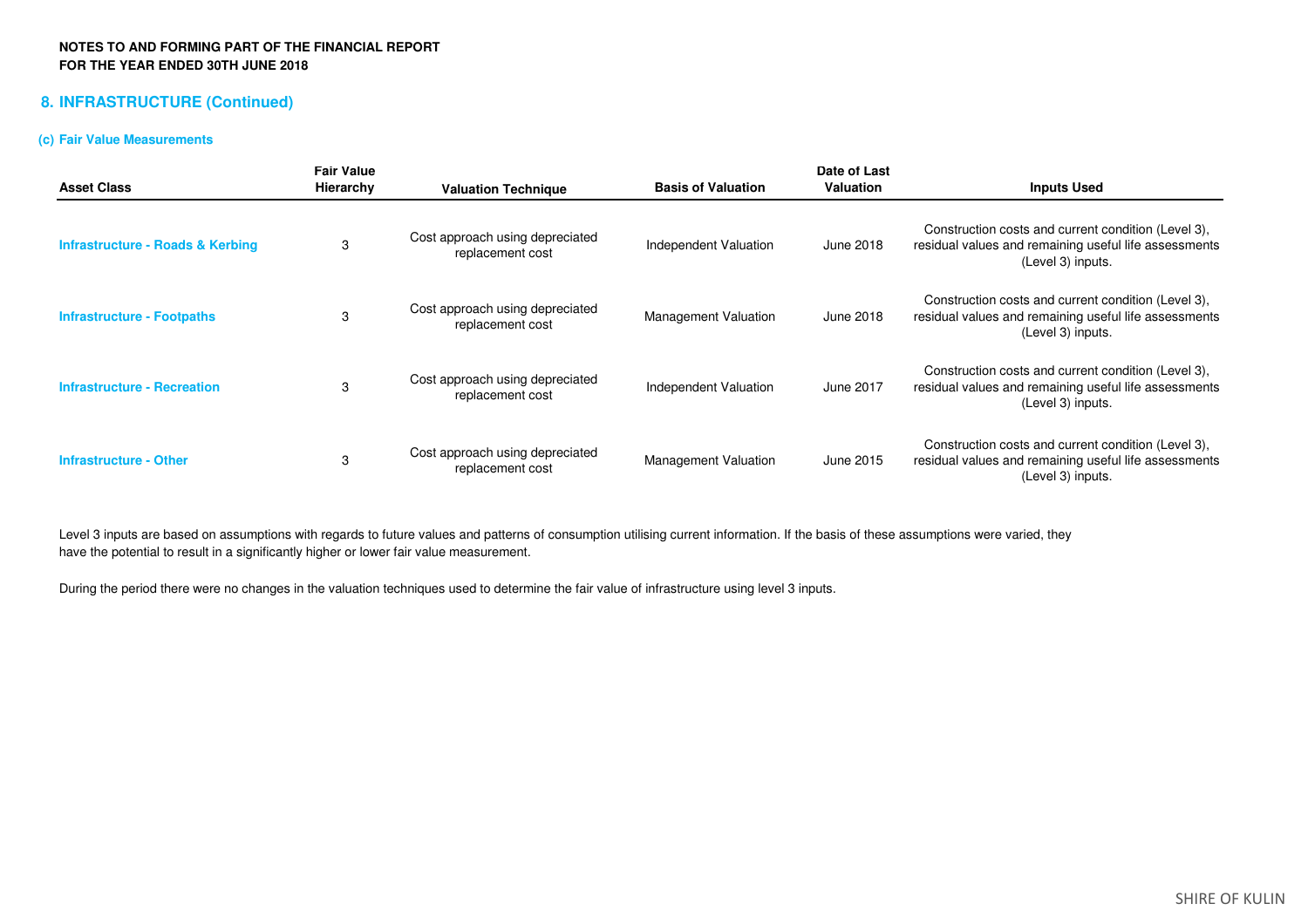NOTES TO AND FORMING PART OF THE FINANCIAL REPORT
FOR THE YEAR ENDED 30TH JUNE 2018

## 8. INFRASTRUCTURE (Continued)

### (c) Fair Value Measurements

| Asset Class | Fair Value Hierarchy | Valuation Technique | Basis of Valuation | Date of Last Valuation | Inputs Used |
|---|---|---|---|---|---|
| **Infrastructure - Roads & Kerbing** | 3 | Cost approach using depreciated replacement cost | Independent Valuation | June 2018 | Construction costs and current condition (Level 3), residual values and remaining useful life assessments (Level 3) inputs. |
| **Infrastructure - Footpaths** | 3 | Cost approach using depreciated replacement cost | Management Valuation | June 2018 | Construction costs and current condition (Level 3), residual values and remaining useful life assessments (Level 3) inputs. |
| **Infrastructure - Recreation** | 3 | Cost approach using depreciated replacement cost | Independent Valuation | June 2017 | Construction costs and current condition (Level 3), residual values and remaining useful life assessments (Level 3) inputs. |
| **Infrastructure - Other** | 3 | Cost approach using depreciated replacement cost | Management Valuation | June 2015 | Construction costs and current condition (Level 3), residual values and remaining useful life assessments (Level 3) inputs. |

Level 3 inputs are based on assumptions with regards to future values and patterns of consumption utilising current information. If the basis of these assumptions were varied, they have the potential to result in a significantly higher or lower fair value measurement.

During the period there were no changes in the valuation techniques used to determine the fair value of infrastructure using level 3 inputs.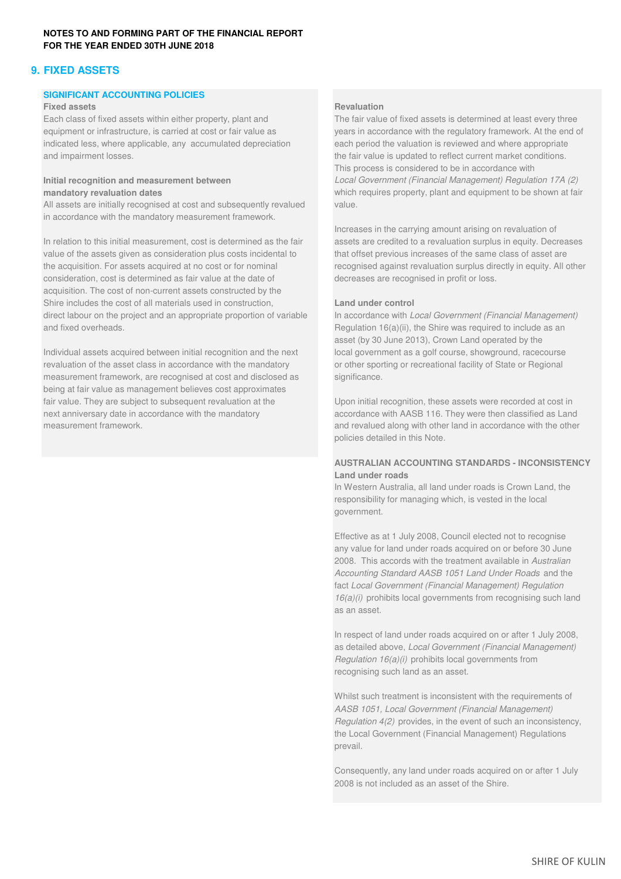## 9. FIXED ASSETS

### SIGNIFICANT ACCOUNTING POLICIES

**Fixed assets**

Each class of fixed assets within either property, plant and equipment or infrastructure, is carried at cost or fair value as indicated less, where applicable, any accumulated depreciation and impairment losses.

**Initial recognition and measurement between mandatory revaluation dates**

All assets are initially recognised at cost and subsequently revalued in accordance with the mandatory measurement framework.

In relation to this initial measurement, cost is determined as the fair value of the assets given as consideration plus costs incidental to the acquisition. For assets acquired at no cost or for nominal consideration, cost is determined as fair value at the date of acquisition. The cost of non-current assets constructed by the Shire includes the cost of all materials used in construction, direct labour on the project and an appropriate proportion of variable and fixed overheads.

Individual assets acquired between initial recognition and the next revaluation of the asset class in accordance with the mandatory measurement framework, are recognised at cost and disclosed as being at fair value as management believes cost approximates fair value. They are subject to subsequent revaluation at the next anniversary date in accordance with the mandatory measurement framework.

**Revaluation**

The fair value of fixed assets is determined at least every three years in accordance with the regulatory framework. At the end of each period the valuation is reviewed and where appropriate the fair value is updated to reflect current market conditions. This process is considered to be in accordance with *Local Government (Financial Management) Regulation 17A (2)* which requires property, plant and equipment to be shown at fair value.

Increases in the carrying amount arising on revaluation of assets are credited to a revaluation surplus in equity. Decreases that offset previous increases of the same class of asset are recognised against revaluation surplus directly in equity. All other decreases are recognised in profit or loss.

**Land under control**

In accordance with *Local Government (Financial Management)* Regulation 16(a)(ii), the Shire was required to include as an asset (by 30 June 2013), Crown Land operated by the local government as a golf course, showground, racecourse or other sporting or recreational facility of State or Regional significance.

Upon initial recognition, these assets were recorded at cost in accordance with AASB 116. They were then classified as Land and revalued along with other land in accordance with the other policies detailed in this Note.

**AUSTRALIAN ACCOUNTING STANDARDS - INCONSISTENCY**

**Land under roads**

In Western Australia, all land under roads is Crown Land, the responsibility for managing which, is vested in the local government.

Effective as at 1 July 2008, Council elected not to recognise any value for land under roads acquired on or before 30 June 2008. This accords with the treatment available in *Australian Accounting Standard AASB 1051 Land Under Roads* and the fact *Local Government (Financial Management) Regulation 16(a)(i)* prohibits local governments from recognising such land as an asset.

In respect of land under roads acquired on or after 1 July 2008, as detailed above, *Local Government (Financial Management) Regulation 16(a)(i)* prohibits local governments from recognising such land as an asset.

Whilst such treatment is inconsistent with the requirements of *AASB 1051, Local Government (Financial Management) Regulation 4(2)* provides, in the event of such an inconsistency, the Local Government (Financial Management) Regulations prevail.

Consequently, any land under roads acquired on or after 1 July 2008 is not included as an asset of the Shire.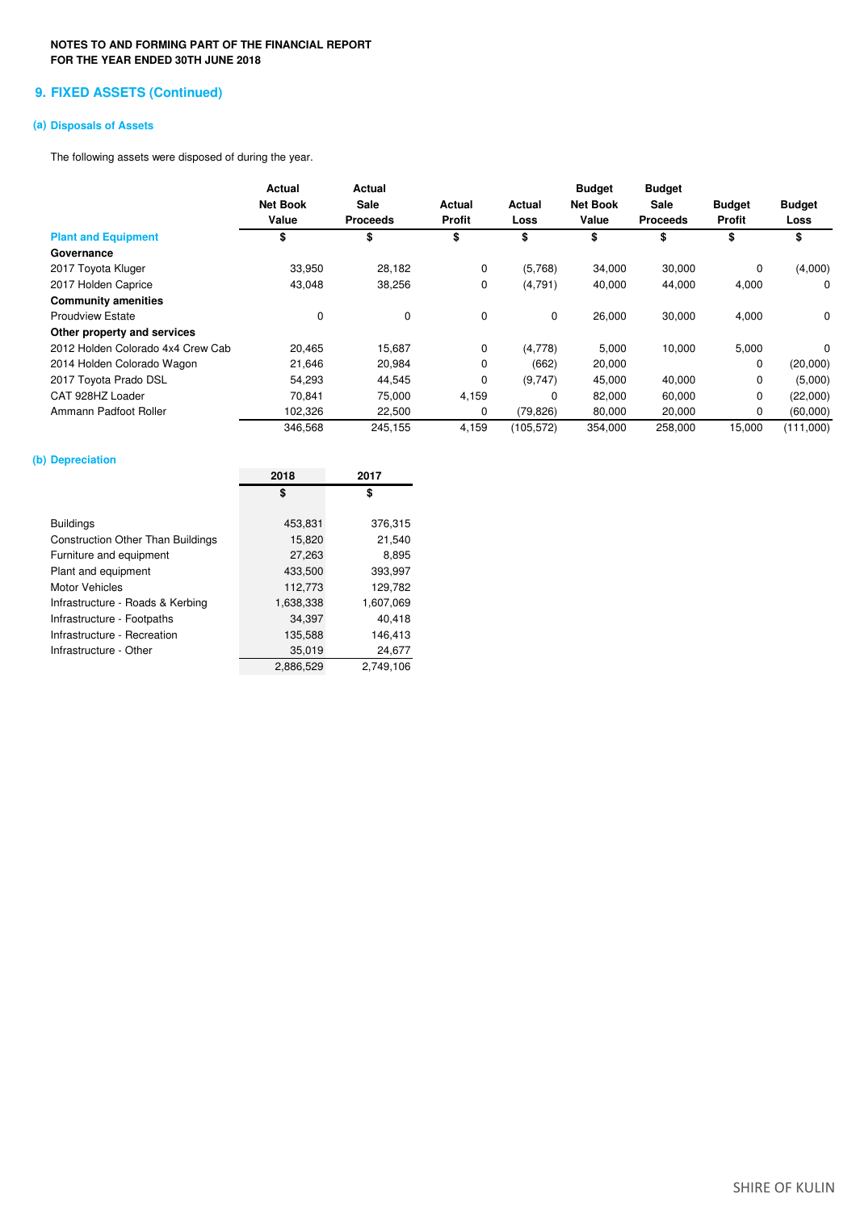NOTES TO AND FORMING PART OF THE FINANCIAL REPORT
FOR THE YEAR ENDED 30TH JUNE 2018

## 9. FIXED ASSETS (Continued)

### (a) Disposals of Assets

The following assets were disposed of during the year.

| | Actual Net Book Value | Actual Sale Proceeds | Actual Profit | Actual Loss | Budget Net Book Value | Budget Sale Proceeds | Budget Profit | Budget Loss |
|---|---|---|---|---|---|---|---|---|
| **Plant and Equipment** | $ | $ | $ | $ | $ | $ | $ | $ |
| **Governance** | | | | | | | | |
| 2017 Toyota Kluger | 33,950 | 28,182 | 0 | (5,768) | 34,000 | 30,000 | 0 | (4,000) |
| 2017 Holden Caprice | 43,048 | 38,256 | 0 | (4,791) | 40,000 | 44,000 | 4,000 | 0 |
| **Community amenities** | | | | | | | | |
| Proudview Estate | 0 | 0 | 0 | 0 | 26,000 | 30,000 | 4,000 | 0 |
| **Other property and services** | | | | | | | | |
| 2012 Holden Colorado 4x4 Crew Cab | 20,465 | 15,687 | 0 | (4,778) | 5,000 | 10,000 | 5,000 | 0 |
| 2014 Holden Colorado Wagon | 21,646 | 20,984 | 0 | (662) | 20,000 | | 0 | (20,000) |
| 2017 Toyota Prado DSL | 54,293 | 44,545 | 0 | (9,747) | 45,000 | 40,000 | 0 | (5,000) |
| CAT 928HZ Loader | 70,841 | 75,000 | 4,159 | 0 | 82,000 | 60,000 | 0 | (22,000) |
| Ammann Padfoot Roller | 102,326 | 22,500 | 0 | (79,826) | 80,000 | 20,000 | 0 | (60,000) |
| | 346,568 | 245,155 | 4,159 | (105,572) | 354,000 | 258,000 | 15,000 | (111,000) |

### (b) Depreciation

| | 2018 | 2017 |
|---|---|---|
| | $ | $ |
| Buildings | 453,831 | 376,315 |
| Construction Other Than Buildings | 15,820 | 21,540 |
| Furniture and equipment | 27,263 | 8,895 |
| Plant and equipment | 433,500 | 393,997 |
| Motor Vehicles | 112,773 | 129,782 |
| Infrastructure - Roads & Kerbing | 1,638,338 | 1,607,069 |
| Infrastructure - Footpaths | 34,397 | 40,418 |
| Infrastructure - Recreation | 135,588 | 146,413 |
| Infrastructure - Other | 35,019 | 24,677 |
| | 2,886,529 | 2,749,106 |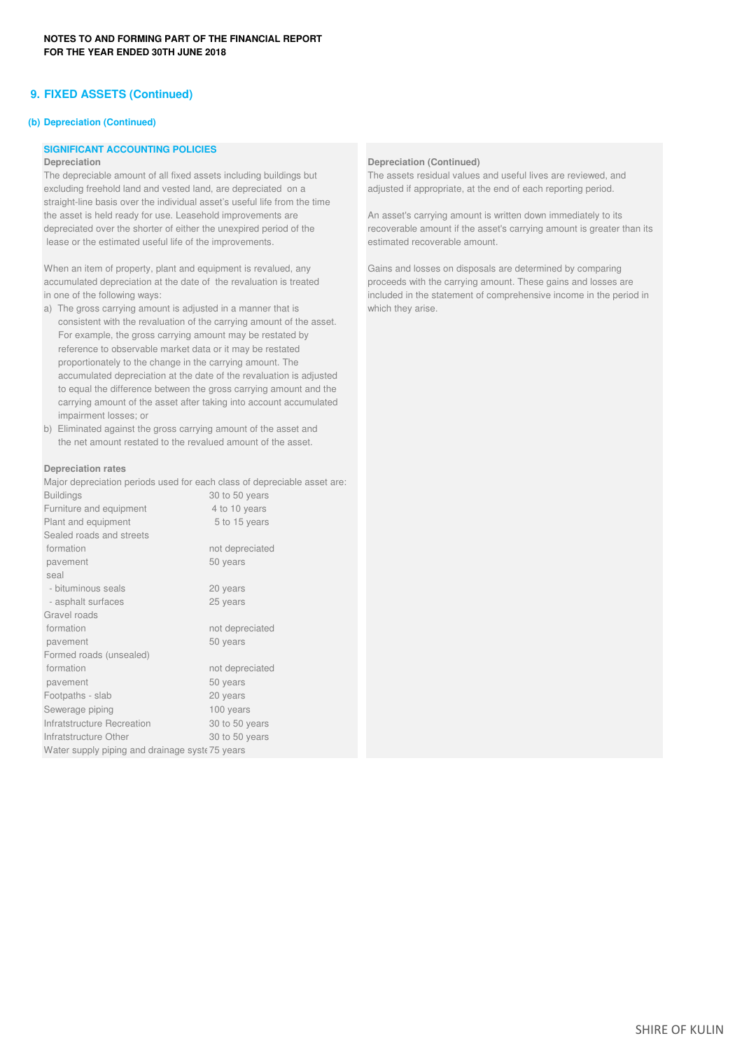# 9. FIXED ASSETS (Continued)

## (b) Depreciation (Continued)

### SIGNIFICANT ACCOUNTING POLICIES

**Depreciation**

The depreciable amount of all fixed assets including buildings but excluding freehold land and vested land, are depreciated on a straight-line basis over the individual asset's useful life from the time the asset is held ready for use. Leasehold improvements are depreciated over the shorter of either the unexpired period of the lease or the estimated useful life of the improvements.

When an item of property, plant and equipment is revalued, any accumulated depreciation at the date of the revaluation is treated in one of the following ways:

a) The gross carrying amount is adjusted in a manner that is consistent with the revaluation of the carrying amount of the asset. For example, the gross carrying amount may be restated by reference to observable market data or it may be restated proportionately to the change in the carrying amount. The accumulated depreciation at the date of the revaluation is adjusted to equal the difference between the gross carrying amount and the carrying amount of the asset after taking into account accumulated impairment losses; or

b) Eliminated against the gross carrying amount of the asset and the net amount restated to the revalued amount of the asset.

**Depreciation rates**

Major depreciation periods used for each class of depreciable asset are:

| | |
|---|---|
| Buildings | 30 to 50 years |
| Furniture and equipment | 4 to 10 years |
| Plant and equipment | 5 to 15 years |
| Sealed roads and streets | |
| formation | not depreciated |
| pavement | 50 years |
| seal | |
| - bituminous seals | 20 years |
| - asphalt surfaces | 25 years |
| Gravel roads | |
| formation | not depreciated |
| pavement | 50 years |
| Formed roads (unsealed) | |
| formation | not depreciated |
| pavement | 50 years |
| Footpaths - slab | 20 years |
| Sewerage piping | 100 years |
| Infratstructure Recreation | 30 to 50 years |
| Infratstructure Other | 30 to 50 years |
| Water supply piping and drainage syste | 75 years |

**Depreciation (Continued)**

The assets residual values and useful lives are reviewed, and adjusted if appropriate, at the end of each reporting period.

An asset's carrying amount is written down immediately to its recoverable amount if the asset's carrying amount is greater than its estimated recoverable amount.

Gains and losses on disposals are determined by comparing proceeds with the carrying amount. These gains and losses are included in the statement of comprehensive income in the period in which they arise.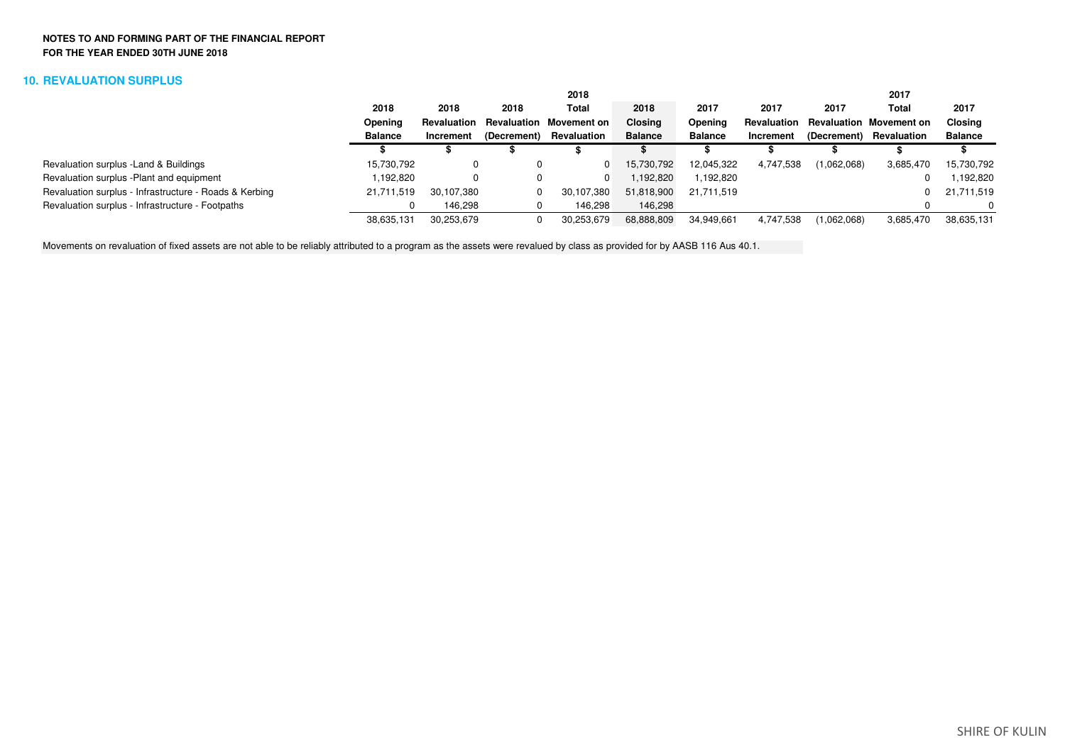**NOTES TO AND FORMING PART OF THE FINANCIAL REPORT**
**FOR THE YEAR ENDED 30TH JUNE 2018**

## 10. REVALUATION SURPLUS

| | 2018 Opening Balance | 2018 Revaluation Increment | 2018 Revaluation (Decrement) | 2018 Total Movement on Revaluation | 2018 Closing Balance | 2017 Opening Balance | 2017 Revaluation Increment | 2017 Revaluation (Decrement) | 2017 Total Movement on Revaluation | 2017 Closing Balance |
|---|---|---|---|---|---|---|---|---|---|---|
| | $ | $ | $ | $ | $ | $ | $ | $ | $ | $ |
| Revaluation surplus -Land & Buildings | 15,730,792 | 0 | 0 | 0 | 15,730,792 | 12,045,322 | 4,747,538 | (1,062,068) | 3,685,470 | 15,730,792 |
| Revaluation surplus -Plant and equipment | 1,192,820 | 0 | 0 | 0 | 1,192,820 | 1,192,820 | | | 0 | 1,192,820 |
| Revaluation surplus - Infrastructure - Roads & Kerbing | 21,711,519 | 30,107,380 | 0 | 30,107,380 | 51,818,900 | 21,711,519 | | | 0 | 21,711,519 |
| Revaluation surplus - Infrastructure - Footpaths | 0 | 146,298 | 0 | 146,298 | 146,298 | | | | 0 | 0 |
| | 38,635,131 | 30,253,679 | 0 | 30,253,679 | 68,888,809 | 34,949,661 | 4,747,538 | (1,062,068) | 3,685,470 | 38,635,131 |

Movements on revaluation of fixed assets are not able to be reliably attributed to a program as the assets were revalued by class as provided for by AASB 116 Aus 40.1.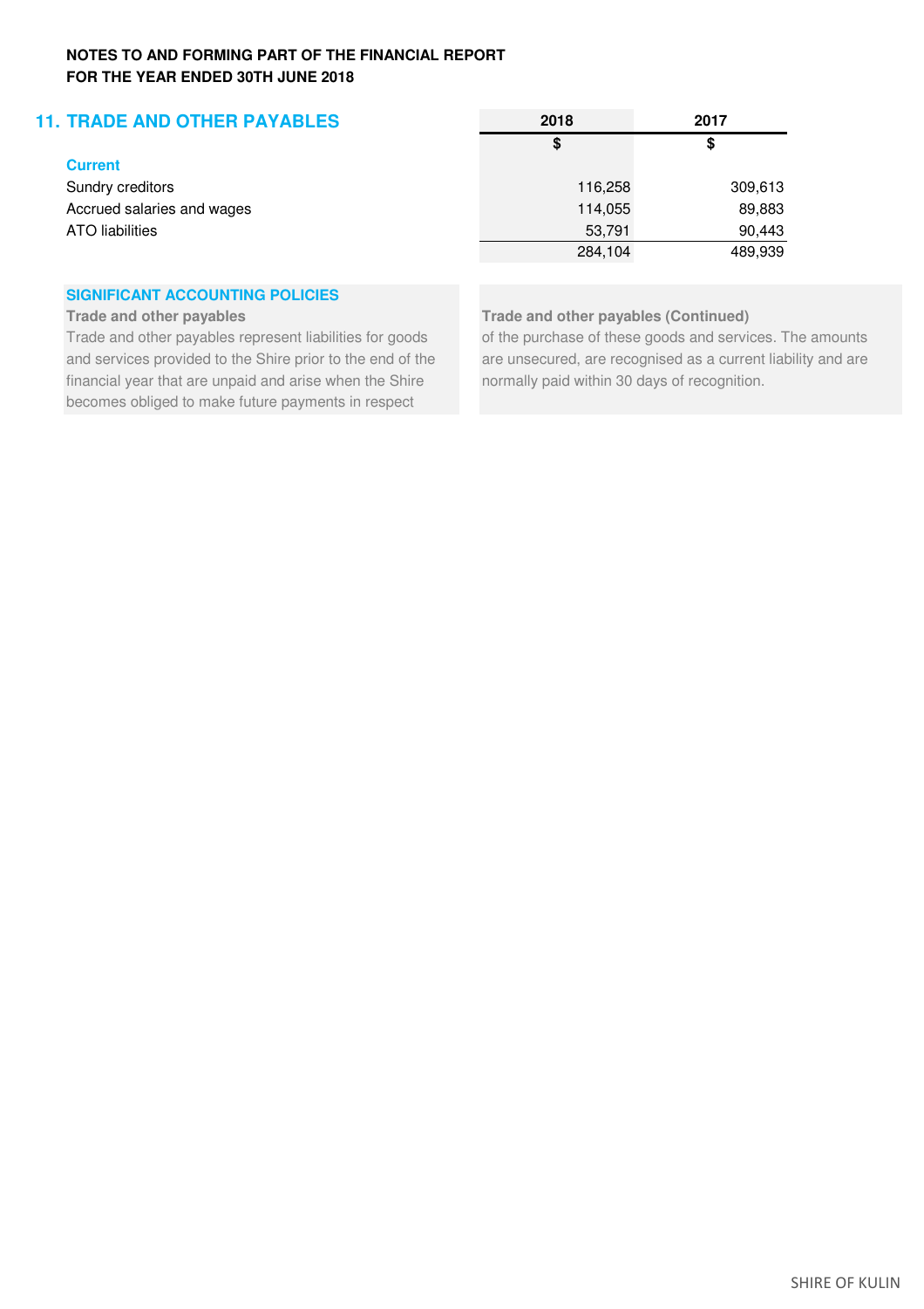**NOTES TO AND FORMING PART OF THE FINANCIAL REPORT**
**FOR THE YEAR ENDED 30TH JUNE 2018**

## 11. TRADE AND OTHER PAYABLES

| | 2018 | 2017 |
|---|---|---|
| | $ | $ |
| **Current** | | |
| Sundry creditors | 116,258 | 309,613 |
| Accrued salaries and wages | 114,055 | 89,883 |
| ATO liabilities | 53,791 | 90,443 |
| | 284,104 | 489,939 |

### SIGNIFICANT ACCOUNTING POLICIES

**Trade and other payables**

Trade and other payables represent liabilities for goods and services provided to the Shire prior to the end of the financial year that are unpaid and arise when the Shire becomes obliged to make future payments in respect of the purchase of these goods and services. The amounts are unsecured, are recognised as a current liability and are normally paid within 30 days of recognition.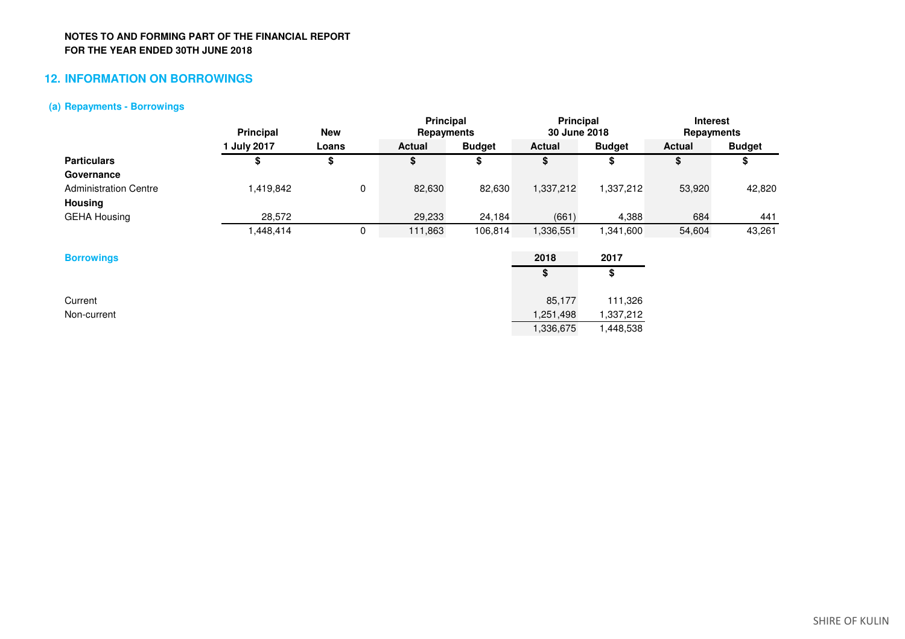**NOTES TO AND FORMING PART OF THE FINANCIAL REPORT**
**FOR THE YEAR ENDED 30TH JUNE 2018**

## 12. INFORMATION ON BORROWINGS

### (a) Repayments - Borrowings

| | Principal | New | Principal Repayments | | Principal 30 June 2018 | | Interest Repayments | |
|---|---|---|---|---|---|---|---|---|
| | 1 July 2017 | Loans | Actual | Budget | Actual | Budget | Actual | Budget |
| **Particulars** | $ | $ | $ | $ | $ | $ | $ | $ |
| **Governance** | | | | | | | | |
| Administration Centre | 1,419,842 | 0 | 82,630 | 82,630 | 1,337,212 | 1,337,212 | 53,920 | 42,820 |
| **Housing** | | | | | | | | |
| GEHA Housing | 28,572 | | 29,233 | 24,184 | (661) | 4,388 | 684 | 441 |
| | 1,448,414 | 0 | 111,863 | 106,814 | 1,336,551 | 1,341,600 | 54,604 | 43,261 |

**Borrowings**

| | 2018 | 2017 |
|---|---|---|
| | $ | $ |
| Current | 85,177 | 111,326 |
| Non-current | 1,251,498 | 1,337,212 |
| | 1,336,675 | 1,448,538 |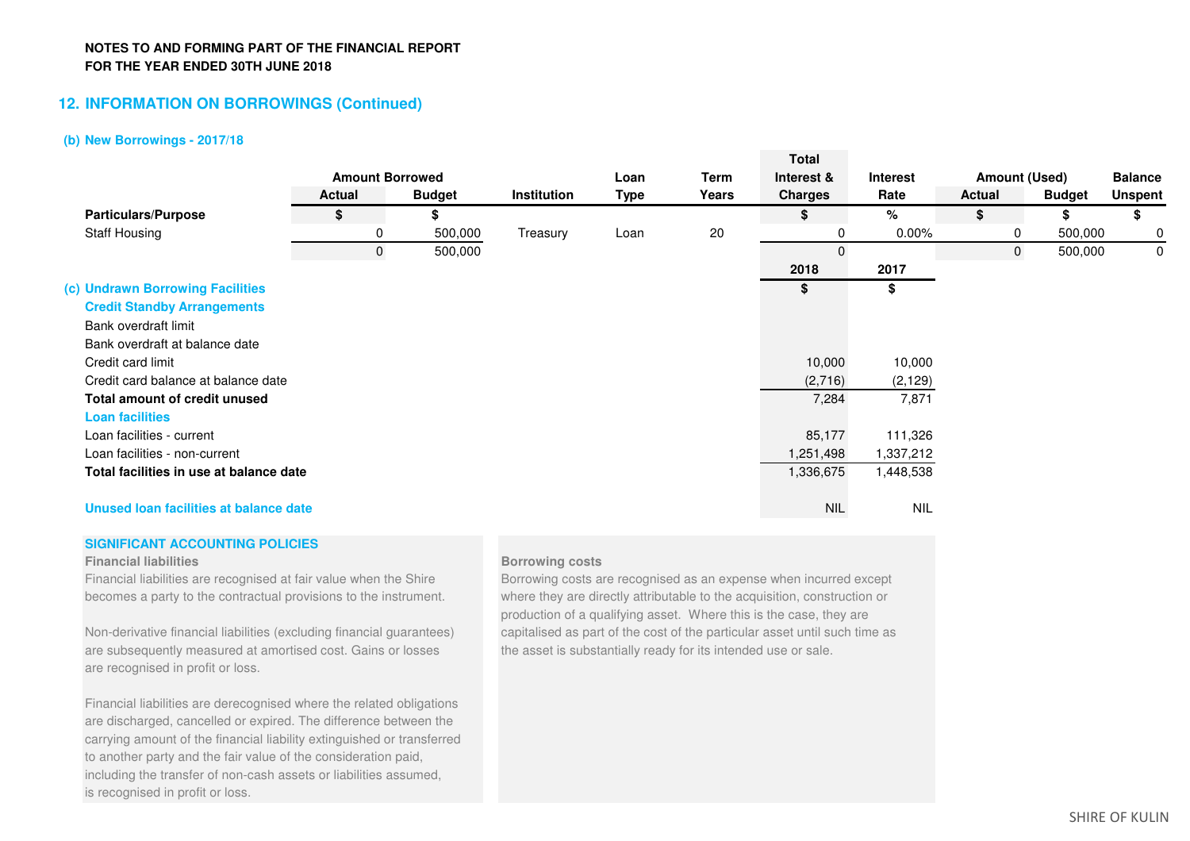**NOTES TO AND FORMING PART OF THE FINANCIAL REPORT**
**FOR THE YEAR ENDED 30TH JUNE 2018**

## 12. INFORMATION ON BORROWINGS (Continued)

### (b) New Borrowings - 2017/18

| | Amount Borrowed | | | | | Total | | Amount (Used) | | |
|---|---|---|---|---|---|---|---|---|---|---|
| | Actual | Budget | Institution | Loan Type | Term Years | Interest & Charges | Interest Rate | Actual | Budget | Balance Unspent |
| **Particulars/Purpose** | $ | $ | | | | $ | % | $ | $ | $ |
| Staff Housing | 0 | 500,000 | Treasury | Loan | 20 | 0 | 0.00% | 0 | 500,000 | 0 |
| | 0 | 500,000 | | | | 0 | | 0 | 500,000 | 0 |

### (c) Undrawn Borrowing Facilities

| | 2018 | 2017 |
|---|---|---|
| | $ | $ |
| **Credit Standby Arrangements** | | |
| Bank overdraft limit | | |
| Bank overdraft at balance date | | |
| Credit card limit | 10,000 | 10,000 |
| Credit card balance at balance date | (2,716) | (2,129) |
| **Total amount of credit unused** | 7,284 | 7,871 |
| **Loan facilities** | | |
| Loan facilities - current | 85,177 | 111,326 |
| Loan facilities - non-current | 1,251,498 | 1,337,212 |
| **Total facilities in use at balance date** | 1,336,675 | 1,448,538 |
| | | |
| **Unused loan facilities at balance date** | NIL | NIL |

**SIGNIFICANT ACCOUNTING POLICIES**

**Financial liabilities**

Financial liabilities are recognised at fair value when the Shire becomes a party to the contractual provisions to the instrument.

Non-derivative financial liabilities (excluding financial guarantees) are subsequently measured at amortised cost. Gains or losses are recognised in profit or loss.

Financial liabilities are derecognised where the related obligations are discharged, cancelled or expired. The difference between the carrying amount of the financial liability extinguished or transferred to another party and the fair value of the consideration paid, including the transfer of non-cash assets or liabilities assumed, is recognised in profit or loss.

**Borrowing costs**

Borrowing costs are recognised as an expense when incurred except where they are directly attributable to the acquisition, construction or production of a qualifying asset. Where this is the case, they are capitalised as part of the cost of the particular asset until such time as the asset is substantially ready for its intended use or sale.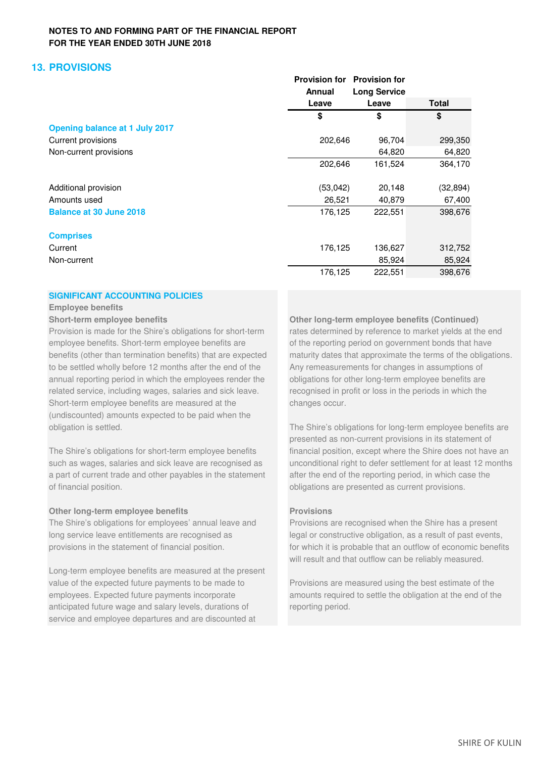**NOTES TO AND FORMING PART OF THE FINANCIAL REPORT**
**FOR THE YEAR ENDED 30TH JUNE 2018**

## 13. PROVISIONS

| | Provision for Annual Leave | Provision for Long Service Leave | Total |
|---|---|---|---|
| | $ | $ | $ |
| **Opening balance at 1 July 2017** | | | |
| Current provisions | 202,646 | 96,704 | 299,350 |
| Non-current provisions | | 64,820 | 64,820 |
| | 202,646 | 161,524 | 364,170 |
| | | | |
| Additional provision | (53,042) | 20,148 | (32,894) |
| Amounts used | 26,521 | 40,879 | 67,400 |
| **Balance at 30 June 2018** | 176,125 | 222,551 | 398,676 |
| | | | |
| **Comprises** | | | |
| Current | 176,125 | 136,627 | 312,752 |
| Non-current | | 85,924 | 85,924 |
| | 176,125 | 222,551 | 398,676 |

### SIGNIFICANT ACCOUNTING POLICIES

**Employee benefits**

**Short-term employee benefits**

Provision is made for the Shire's obligations for short-term employee benefits. Short-term employee benefits are benefits (other than termination benefits) that are expected to be settled wholly before 12 months after the end of the annual reporting period in which the employees render the related service, including wages, salaries and sick leave. Short-term employee benefits are measured at the (undiscounted) amounts expected to be paid when the obligation is settled.

The Shire's obligations for short-term employee benefits such as wages, salaries and sick leave are recognised as a part of current trade and other payables in the statement of financial position.

**Other long-term employee benefits**

The Shire's obligations for employees' annual leave and long service leave entitlements are recognised as provisions in the statement of financial position.

Long-term employee benefits are measured at the present value of the expected future payments to be made to employees. Expected future payments incorporate anticipated future wage and salary levels, durations of service and employee departures and are discounted at rates determined by reference to market yields at the end of the reporting period on government bonds that have maturity dates that approximate the terms of the obligations. Any remeasurements for changes in assumptions of obligations for other long-term employee benefits are recognised in profit or loss in the periods in which the changes occur.

The Shire's obligations for long-term employee benefits are presented as non-current provisions in its statement of financial position, except where the Shire does not have an unconditional right to defer settlement for at least 12 months after the end of the reporting period, in which case the obligations are presented as current provisions.

**Provisions**

Provisions are recognised when the Shire has a present legal or constructive obligation, as a result of past events, for which it is probable that an outflow of economic benefits will result and that outflow can be reliably measured.

Provisions are measured using the best estimate of the amounts required to settle the obligation at the end of the reporting period.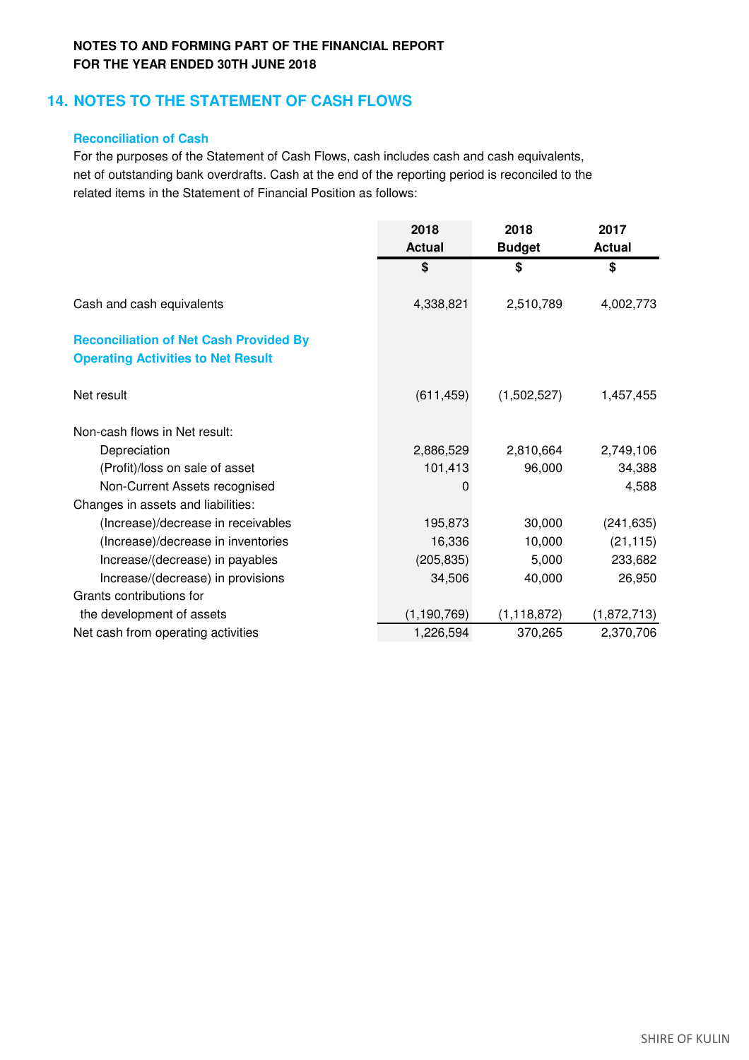**NOTES TO AND FORMING PART OF THE FINANCIAL REPORT**
**FOR THE YEAR ENDED 30TH JUNE 2018**

## 14. NOTES TO THE STATEMENT OF CASH FLOWS

### Reconciliation of Cash

For the purposes of the Statement of Cash Flows, cash includes cash and cash equivalents, net of outstanding bank overdrafts. Cash at the end of the reporting period is reconciled to the related items in the Statement of Financial Position as follows:

| | 2018 Actual | 2018 Budget | 2017 Actual |
|---|---|---|---|
| | $ | $ | $ |
| Cash and cash equivalents | 4,338,821 | 2,510,789 | 4,002,773 |
| **Reconciliation of Net Cash Provided By Operating Activities to Net Result** | | | |
| Net result | (611,459) | (1,502,527) | 1,457,455 |
| Non-cash flows in Net result: | | | |
| Depreciation | 2,886,529 | 2,810,664 | 2,749,106 |
| (Profit)/loss on sale of asset | 101,413 | 96,000 | 34,388 |
| Non-Current Assets recognised | 0 | | 4,588 |
| Changes in assets and liabilities: | | | |
| (Increase)/decrease in receivables | 195,873 | 30,000 | (241,635) |
| (Increase)/decrease in inventories | 16,336 | 10,000 | (21,115) |
| Increase/(decrease) in payables | (205,835) | 5,000 | 233,682 |
| Increase/(decrease) in provisions | 34,506 | 40,000 | 26,950 |
| Grants contributions for the development of assets | (1,190,769) | (1,118,872) | (1,872,713) |
| Net cash from operating activities | 1,226,594 | 370,265 | 2,370,706 |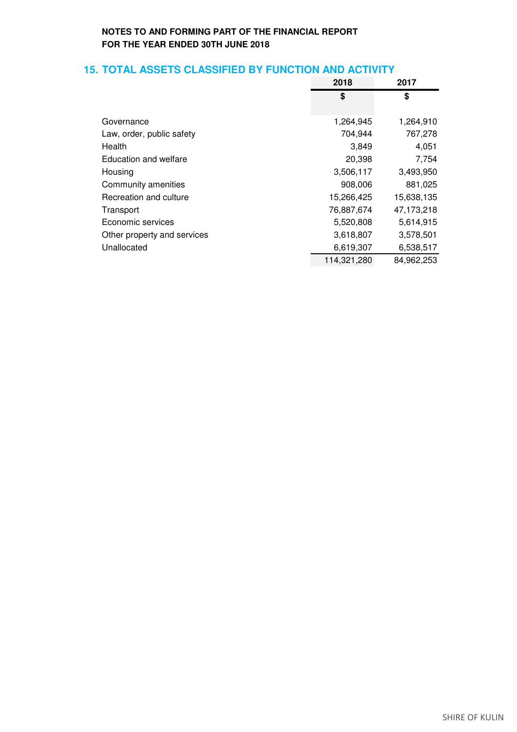**NOTES TO AND FORMING PART OF THE FINANCIAL REPORT**
**FOR THE YEAR ENDED 30TH JUNE 2018**

## 15. TOTAL ASSETS CLASSIFIED BY FUNCTION AND ACTIVITY

| | 2018 | 2017 |
|---|---|---|
| | $ | $ |
| Governance | 1,264,945 | 1,264,910 |
| Law, order, public safety | 704,944 | 767,278 |
| Health | 3,849 | 4,051 |
| Education and welfare | 20,398 | 7,754 |
| Housing | 3,506,117 | 3,493,950 |
| Community amenities | 908,006 | 881,025 |
| Recreation and culture | 15,266,425 | 15,638,135 |
| Transport | 76,887,674 | 47,173,218 |
| Economic services | 5,520,808 | 5,614,915 |
| Other property and services | 3,618,807 | 3,578,501 |
| Unallocated | 6,619,307 | 6,538,517 |
| | 114,321,280 | 84,962,253 |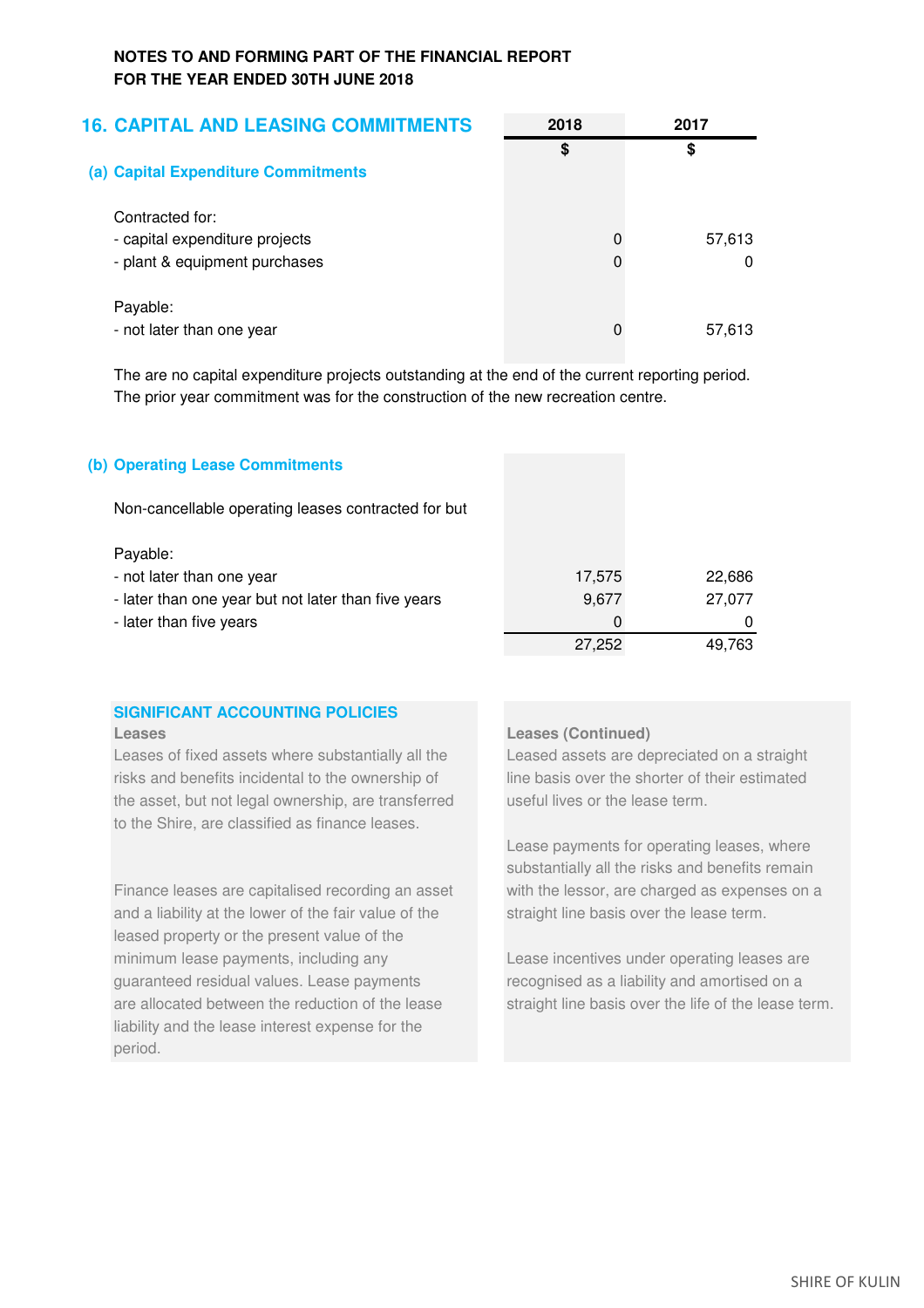**NOTES TO AND FORMING PART OF THE FINANCIAL REPORT**
**FOR THE YEAR ENDED 30TH JUNE 2018**

## 16. CAPITAL AND LEASING COMMITMENTS

### (a) Capital Expenditure Commitments

| | 2018 | 2017 |
|---|---|---|
| | $ | $ |
| Contracted for: | | |
| - capital expenditure projects | 0 | 57,613 |
| - plant & equipment purchases | 0 | 0 |
| Payable: | | |
| - not later than one year | 0 | 57,613 |

The are no capital expenditure projects outstanding at the end of the current reporting period. The prior year commitment was for the construction of the new recreation centre.

### (b) Operating Lease Commitments

Non-cancellable operating leases contracted for but

| | 2018 | 2017 |
|---|---|---|
| Payable: | | |
| - not later than one year | 17,575 | 22,686 |
| - later than one year but not later than five years | 9,677 | 27,077 |
| - later than five years | 0 | 0 |
| | 27,252 | 49,763 |

### SIGNIFICANT ACCOUNTING POLICIES

**Leases**

Leases of fixed assets where substantially all the risks and benefits incidental to the ownership of the asset, but not legal ownership, are transferred to the Shire, are classified as finance leases.

Finance leases are capitalised recording an asset and a liability at the lower of the fair value of the leased property or the present value of the minimum lease payments, including any guaranteed residual values. Lease payments are allocated between the reduction of the lease liability and the lease interest expense for the period.

**Leases (Continued)**

Leased assets are depreciated on a straight line basis over the shorter of their estimated useful lives or the lease term.

Lease payments for operating leases, where substantially all the risks and benefits remain with the lessor, are charged as expenses on a straight line basis over the lease term.

Lease incentives under operating leases are recognised as a liability and amortised on a straight line basis over the life of the lease term.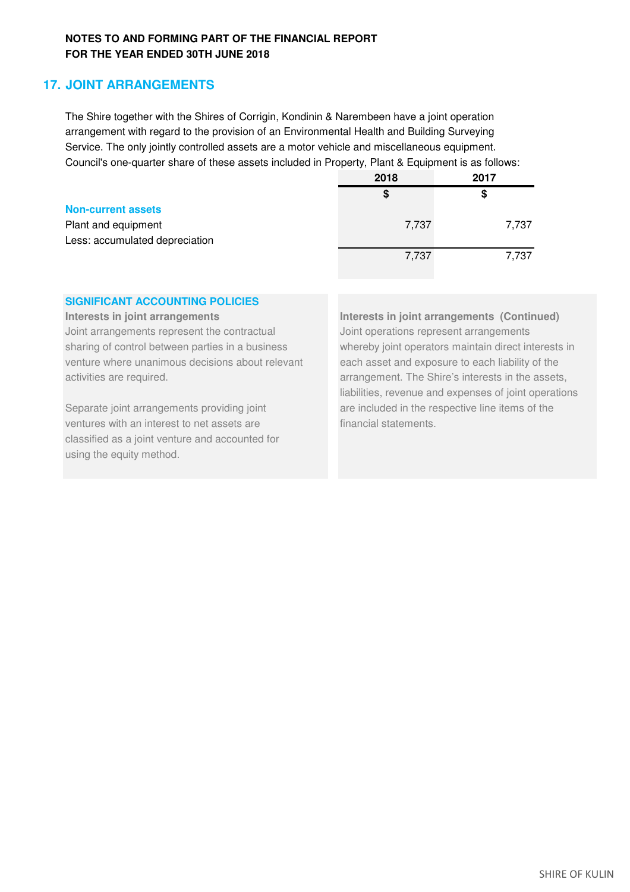**NOTES TO AND FORMING PART OF THE FINANCIAL REPORT**
**FOR THE YEAR ENDED 30TH JUNE 2018**

## 17. JOINT ARRANGEMENTS

The Shire together with the Shires of Corrigin, Kondinin & Narembeen have a joint operation arrangement with regard to the provision of an Environmental Health and Building Surveying Service. The only jointly controlled assets are a motor vehicle and miscellaneous equipment. Council's one-quarter share of these assets included in Property, Plant & Equipment is as follows:

| | 2018 | 2017 |
|---|---|---|
| | $ | $ |
| **Non-current assets** | | |
| Plant and equipment | 7,737 | 7,737 |
| Less: accumulated depreciation | | |
| | 7,737 | 7,737 |

### SIGNIFICANT ACCOUNTING POLICIES

**Interests in joint arrangements**

Joint arrangements represent the contractual sharing of control between parties in a business venture where unanimous decisions about relevant activities are required.

Separate joint arrangements providing joint ventures with an interest to net assets are classified as a joint venture and accounted for using the equity method.

**Interests in joint arrangements (Continued)**

Joint operations represent arrangements whereby joint operators maintain direct interests in each asset and exposure to each liability of the arrangement. The Shire's interests in the assets, liabilities, revenue and expenses of joint operations are included in the respective line items of the financial statements.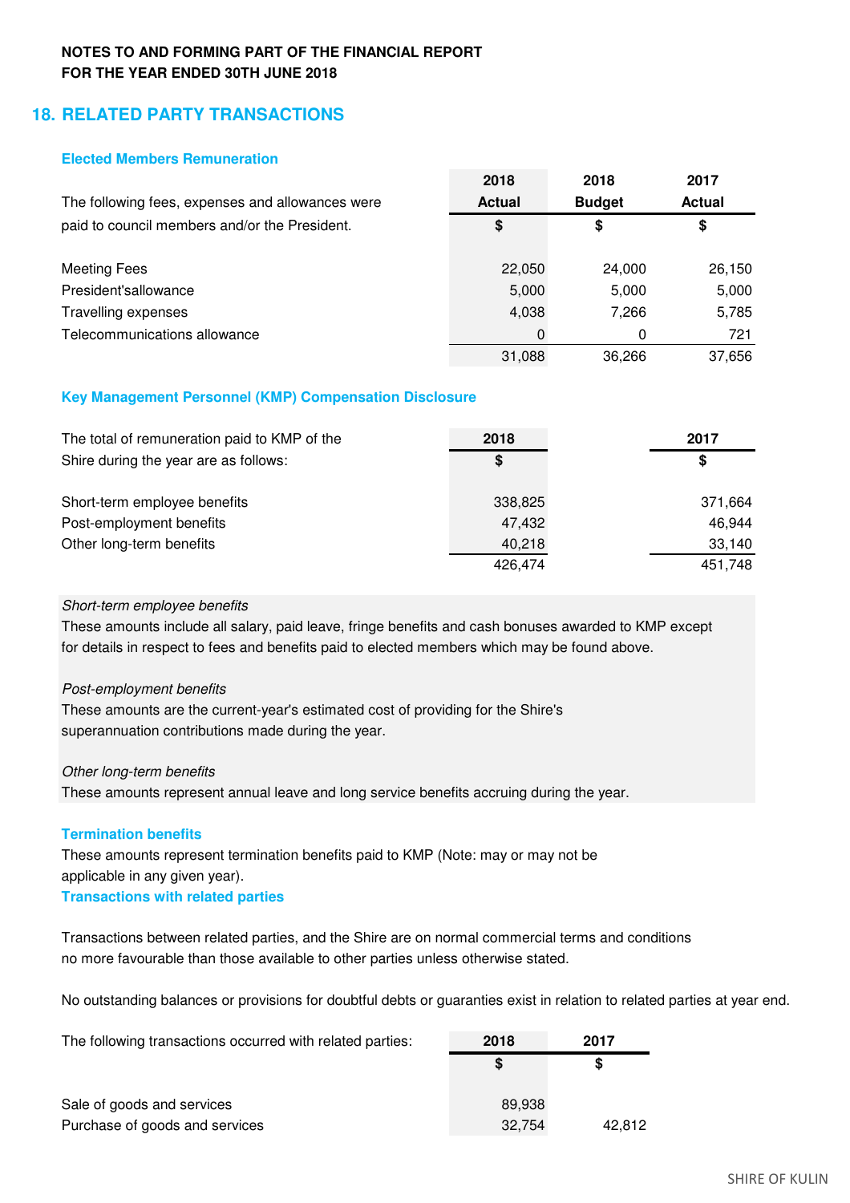**NOTES TO AND FORMING PART OF THE FINANCIAL REPORT**
**FOR THE YEAR ENDED 30TH JUNE 2018**

## 18. RELATED PARTY TRANSACTIONS

### Elected Members Remuneration

| The following fees, expenses and allowances were paid to council members and/or the President. | 2018 Actual $ | 2018 Budget $ | 2017 Actual $ |
|---|---|---|---|
| Meeting Fees | 22,050 | 24,000 | 26,150 |
| President'sallowance | 5,000 | 5,000 | 5,000 |
| Travelling expenses | 4,038 | 7,266 | 5,785 |
| Telecommunications allowance | 0 | 0 | 721 |
| | 31,088 | 36,266 | 37,656 |

### Key Management Personnel (KMP) Compensation Disclosure

| The total of remuneration paid to KMP of the Shire during the year are as follows: | 2018 $ | 2017 $ |
|---|---|---|
| Short-term employee benefits | 338,825 | 371,664 |
| Post-employment benefits | 47,432 | 46,944 |
| Other long-term benefits | 40,218 | 33,140 |
| | 426,474 | 451,748 |

*Short-term employee benefits*
These amounts include all salary, paid leave, fringe benefits and cash bonuses awarded to KMP except for details in respect to fees and benefits paid to elected members which may be found above.

*Post-employment benefits*
These amounts are the current-year's estimated cost of providing for the Shire's superannuation contributions made during the year.

*Other long-term benefits*
These amounts represent annual leave and long service benefits accruing during the year.

### Termination benefits

These amounts represent termination benefits paid to KMP (Note: may or may not be applicable in any given year).

### Transactions with related parties

Transactions between related parties, and the Shire are on normal commercial terms and conditions no more favourable than those available to other parties unless otherwise stated.

No outstanding balances or provisions for doubtful debts or guaranties exist in relation to related parties at year end.

| The following transactions occurred with related parties: | 2018 $ | 2017 $ |
|---|---|---|
| Sale of goods and services | 89,938 | |
| Purchase of goods and services | 32,754 | 42,812 |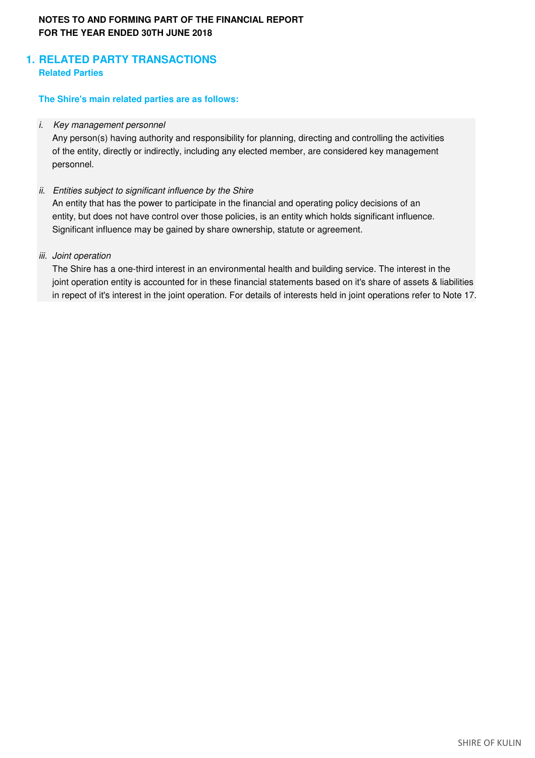**NOTES TO AND FORMING PART OF THE FINANCIAL REPORT**
**FOR THE YEAR ENDED 30TH JUNE 2018**

## 1. RELATED PARTY TRANSACTIONS

### Related Parties

**The Shire's main related parties are as follows:**

i. *Key management personnel*
   Any person(s) having authority and responsibility for planning, directing and controlling the activities of the entity, directly or indirectly, including any elected member, are considered key management personnel.

ii. *Entities subject to significant influence by the Shire*
   An entity that has the power to participate in the financial and operating policy decisions of an entity, but does not have control over those policies, is an entity which holds significant influence. Significant influence may be gained by share ownership, statute or agreement.

iii. *Joint operation*
   The Shire has a one-third interest in an environmental health and building service. The interest in the joint operation entity is accounted for in these financial statements based on it's share of assets & liabilities in repect of it's interest in the joint operation. For details of interests held in joint operations refer to Note 17.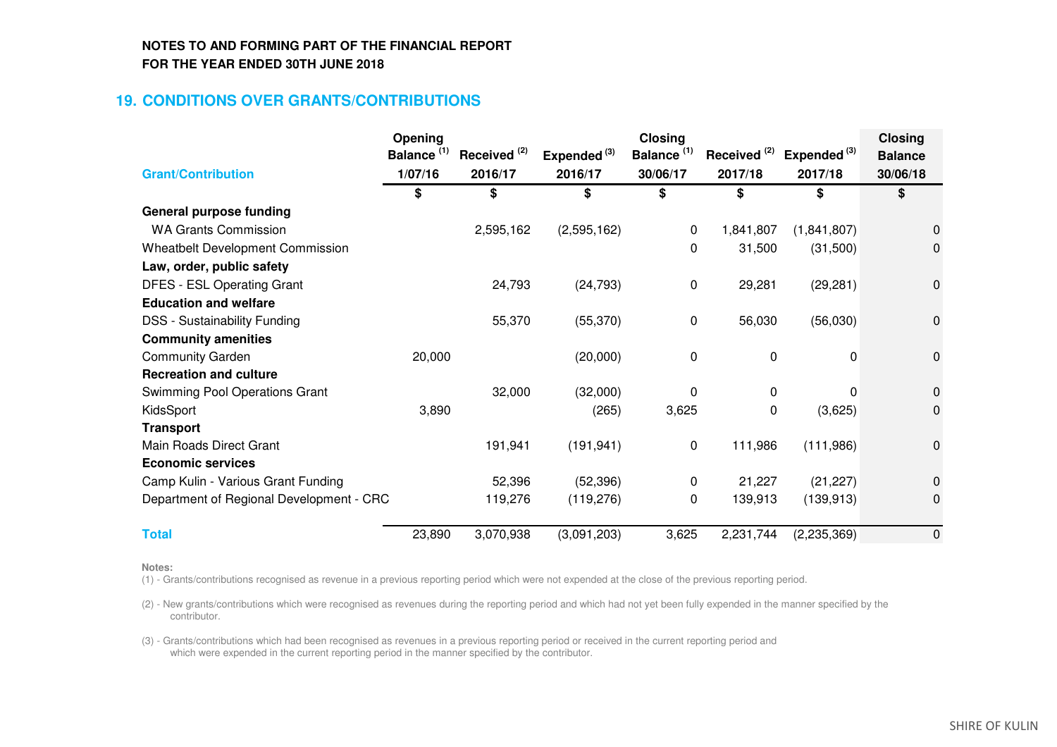**NOTES TO AND FORMING PART OF THE FINANCIAL REPORT**
**FOR THE YEAR ENDED 30TH JUNE 2018**

## 19. CONDITIONS OVER GRANTS/CONTRIBUTIONS

| Grant/Contribution | Opening Balance (1) 1/07/16 | Received (2) 2016/17 | Expended (3) 2016/17 | Closing Balance (1) 30/06/17 | Received (2) 2017/18 | Expended (3) 2017/18 | Closing Balance 30/06/18 |
|---|---|---|---|---|---|---|---|
| | $ | $ | $ | $ | $ | $ | $ |
| **General purpose funding** | | | | | | | |
| WA Grants Commission | | 2,595,162 | (2,595,162) | 0 | 1,841,807 | (1,841,807) | 0 |
| Wheatbelt Development Commission | | | | 0 | 31,500 | (31,500) | 0 |
| **Law, order, public safety** | | | | | | | |
| DFES - ESL Operating Grant | | 24,793 | (24,793) | 0 | 29,281 | (29,281) | 0 |
| **Education and welfare** | | | | | | | |
| DSS - Sustainability Funding | | 55,370 | (55,370) | 0 | 56,030 | (56,030) | 0 |
| **Community amenities** | | | | | | | |
| Community Garden | 20,000 | | (20,000) | 0 | 0 | 0 | 0 |
| **Recreation and culture** | | | | | | | |
| Swimming Pool Operations Grant | | 32,000 | (32,000) | 0 | 0 | 0 | 0 |
| KidsSport | 3,890 | | (265) | 3,625 | 0 | (3,625) | 0 |
| **Transport** | | | | | | | |
| Main Roads Direct Grant | | 191,941 | (191,941) | 0 | 111,986 | (111,986) | 0 |
| **Economic services** | | | | | | | |
| Camp Kulin - Various Grant Funding | | 52,396 | (52,396) | 0 | 21,227 | (21,227) | 0 |
| Department of Regional Development - CRC | | 119,276 | (119,276) | 0 | 139,913 | (139,913) | 0 |
| **Total** | 23,890 | 3,070,938 | (3,091,203) | 3,625 | 2,231,744 | (2,235,369) | 0 |

**Notes:**

(1) - Grants/contributions recognised as revenue in a previous reporting period which were not expended at the close of the previous reporting period.

(2) - New grants/contributions which were recognised as revenues during the reporting period and which had not yet been fully expended in the manner specified by the contributor.

(3) - Grants/contributions which had been recognised as revenues in a previous reporting period or received in the current reporting period and which were expended in the current reporting period in the manner specified by the contributor.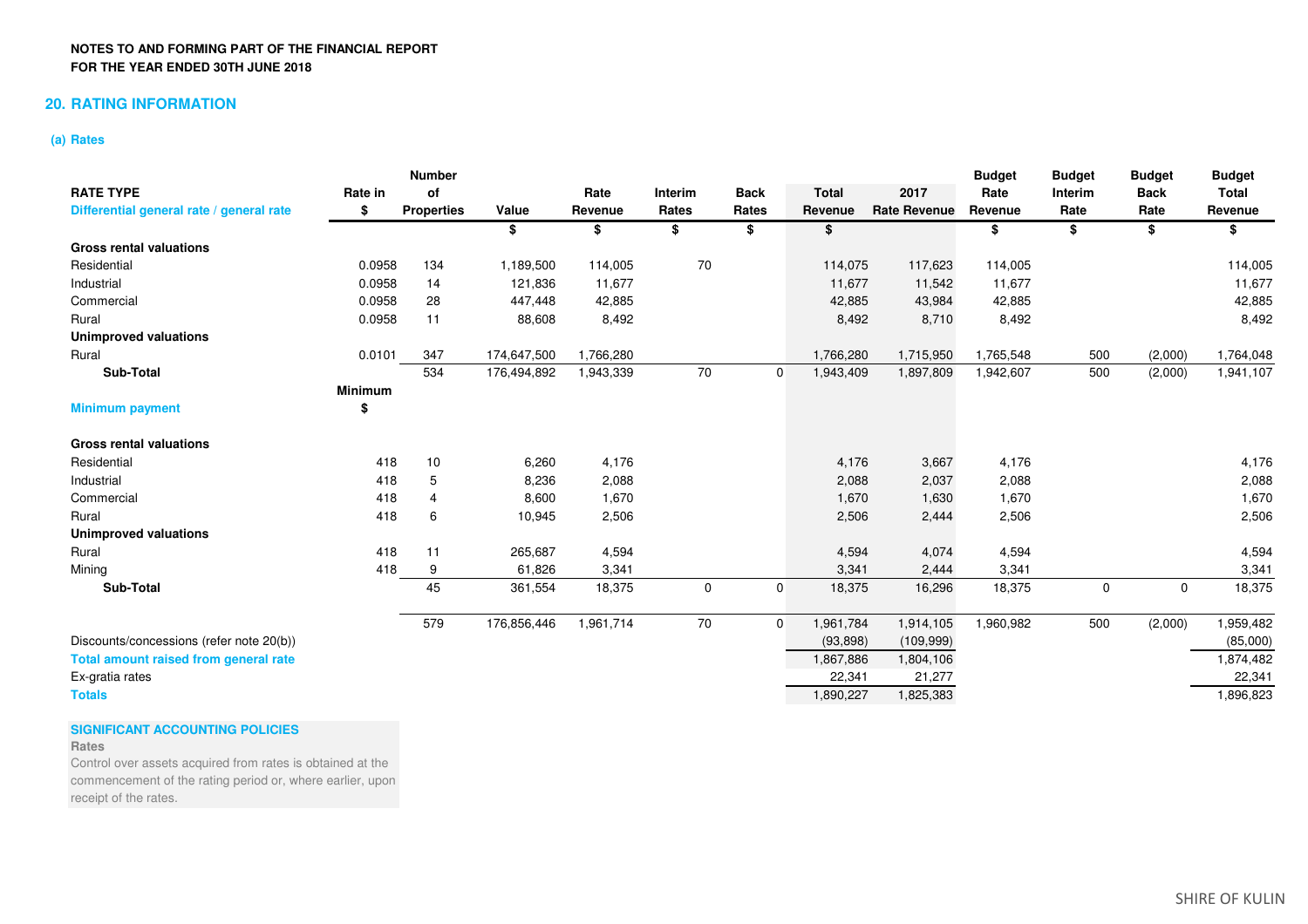**NOTES TO AND FORMING PART OF THE FINANCIAL REPORT**
**FOR THE YEAR ENDED 30TH JUNE 2018**

## 20. RATING INFORMATION

### (a) Rates

| RATE TYPE<br>Differential general rate / general rate | Rate in<br>$ | Number of Properties | Value | Rate Revenue | Interim Rates | Back Rates | Total Revenue | 2017 Rate Revenue | Budget Rate Revenue | Budget Interim Rate | Budget Back Rate | Budget Total Revenue |
|---|---|---|---|---|---|---|---|---|---|---|---|---|
| | | | $ | $ | $ | $ | $ | | $ | $ | $ | $ |
| **Gross rental valuations** | | | | | | | | | | | | |
| Residential | 0.0958 | 134 | 1,189,500 | 114,005 | 70 | | 114,075 | 117,623 | 114,005 | | | 114,005 |
| Industrial | 0.0958 | 14 | 121,836 | 11,677 | | | 11,677 | 11,542 | 11,677 | | | 11,677 |
| Commercial | 0.0958 | 28 | 447,448 | 42,885 | | | 42,885 | 43,984 | 42,885 | | | 42,885 |
| Rural | 0.0958 | 11 | 88,608 | 8,492 | | | 8,492 | 8,710 | 8,492 | | | 8,492 |
| **Unimproved valuations** | | | | | | | | | | | | |
| Rural | 0.0101 | 347 | 174,647,500 | 1,766,280 | | | 1,766,280 | 1,715,950 | 1,765,548 | 500 | (2,000) | 1,764,048 |
| **Sub-Total** | | 534 | 176,494,892 | 1,943,339 | 70 | 0 | 1,943,409 | 1,897,809 | 1,942,607 | 500 | (2,000) | 1,941,107 |
| **Minimum payment** | **Minimum $** | | | | | | | | | | | |
| **Gross rental valuations** | | | | | | | | | | | | |
| Residential | 418 | 10 | 6,260 | 4,176 | | | 4,176 | 3,667 | 4,176 | | | 4,176 |
| Industrial | 418 | 5 | 8,236 | 2,088 | | | 2,088 | 2,037 | 2,088 | | | 2,088 |
| Commercial | 418 | 4 | 8,600 | 1,670 | | | 1,670 | 1,630 | 1,670 | | | 1,670 |
| Rural | 418 | 6 | 10,945 | 2,506 | | | 2,506 | 2,444 | 2,506 | | | 2,506 |
| **Unimproved valuations** | | | | | | | | | | | | |
| Rural | 418 | 11 | 265,687 | 4,594 | | | 4,594 | 4,074 | 4,594 | | | 4,594 |
| Mining | 418 | 9 | 61,826 | 3,341 | | | 3,341 | 2,444 | 3,341 | | | 3,341 |
| **Sub-Total** | | 45 | 361,554 | 18,375 | 0 | 0 | 18,375 | 16,296 | 18,375 | 0 | 0 | 18,375 |
| | | 579 | 176,856,446 | 1,961,714 | 70 | 0 | 1,961,784 | 1,914,105 | 1,960,982 | 500 | (2,000) | 1,959,482 |
| Discounts/concessions (refer note 20(b)) | | | | | | | (93,898) | (109,999) | | | | (85,000) |
| **Total amount raised from general rate** | | | | | | | 1,867,886 | 1,804,106 | | | | 1,874,482 |
| Ex-gratia rates | | | | | | | 22,341 | 21,277 | | | | 22,341 |
| **Totals** | | | | | | | 1,890,227 | 1,825,383 | | | | 1,896,823 |

**SIGNIFICANT ACCOUNTING POLICIES**

**Rates**

Control over assets acquired from rates is obtained at the commencement of the rating period or, where earlier, upon receipt of the rates.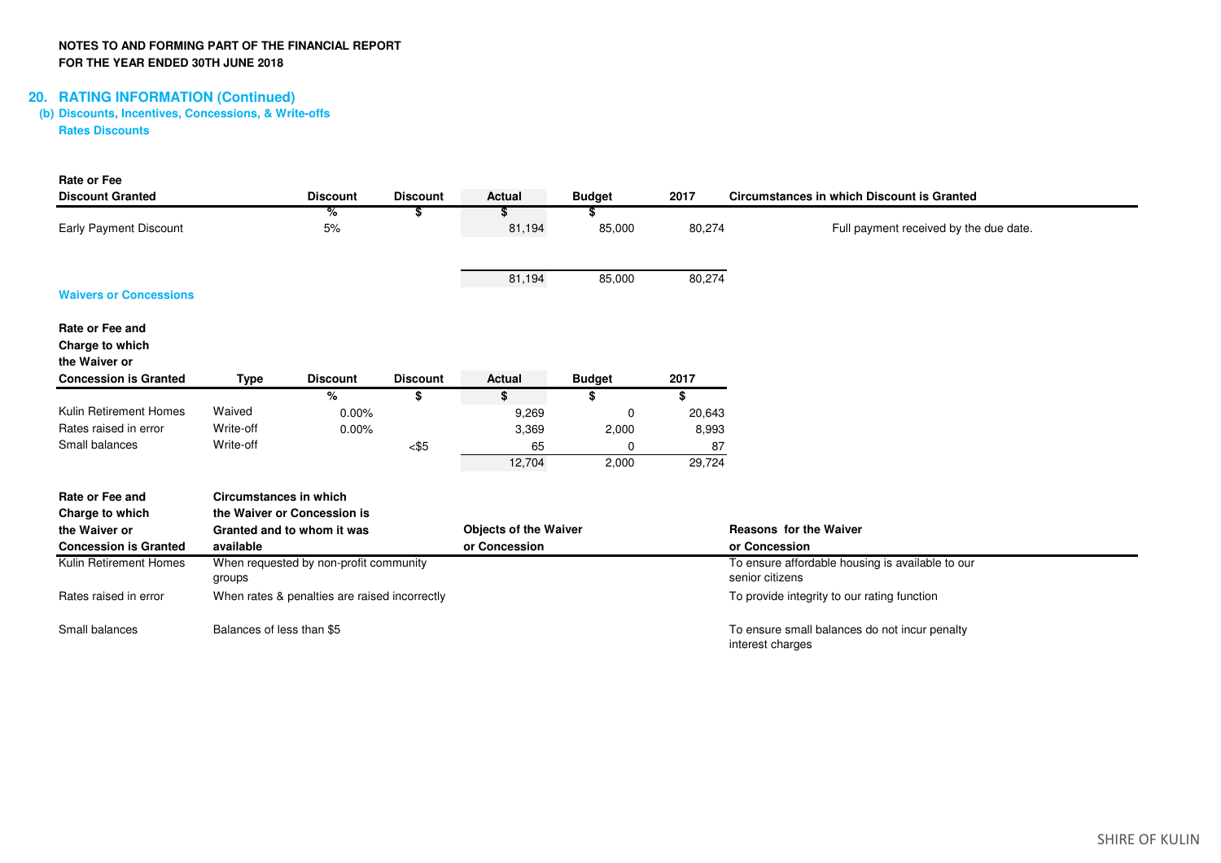**NOTES TO AND FORMING PART OF THE FINANCIAL REPORT**
**FOR THE YEAR ENDED 30TH JUNE 2018**

## 20. RATING INFORMATION (Continued)

### (b) Discounts, Incentives, Concessions, & Write-offs

**Rates Discounts**

| Rate or Fee Discount Granted | Discount | Discount | Actual | Budget | 2017 | Circumstances in which Discount is Granted |
|---|---|---|---|---|---|---|
| | % | $ | $ | $ | | |
| Early Payment Discount | 5% | | 81,194 | 85,000 | 80,274 | Full payment received by the due date. |
| | | | 81,194 | 85,000 | 80,274 | |

**Waivers or Concessions**

| Rate or Fee and Charge to which the Waiver or Concession is Granted | Type | Discount | Discount | Actual | Budget | 2017 |
|---|---|---|---|---|---|---|
| | | % | $ | $ | $ | $ |
| Kulin Retirement Homes | Waived | 0.00% | | 9,269 | 0 | 20,643 |
| Rates raised in error | Write-off | 0.00% | | 3,369 | 2,000 | 8,993 |
| Small balances | Write-off | | <$5 | 65 | 0 | 87 |
| | | | | 12,704 | 2,000 | 29,724 |

| Rate or Fee and Charge to which the Waiver or Concession is Granted | Circumstances in which the Waiver or Concession is Granted and to whom it was available | Objects of the Waiver or Concession | Reasons for the Waiver or Concession |
|---|---|---|---|
| Kulin Retirement Homes | When requested by non-profit community groups | | To ensure affordable housing is available to our senior citizens |
| Rates raised in error | When rates & penalties are raised incorrectly | | To provide integrity to our rating function |
| Small balances | Balances of less than $5 | | To ensure small balances do not incur penalty interest charges |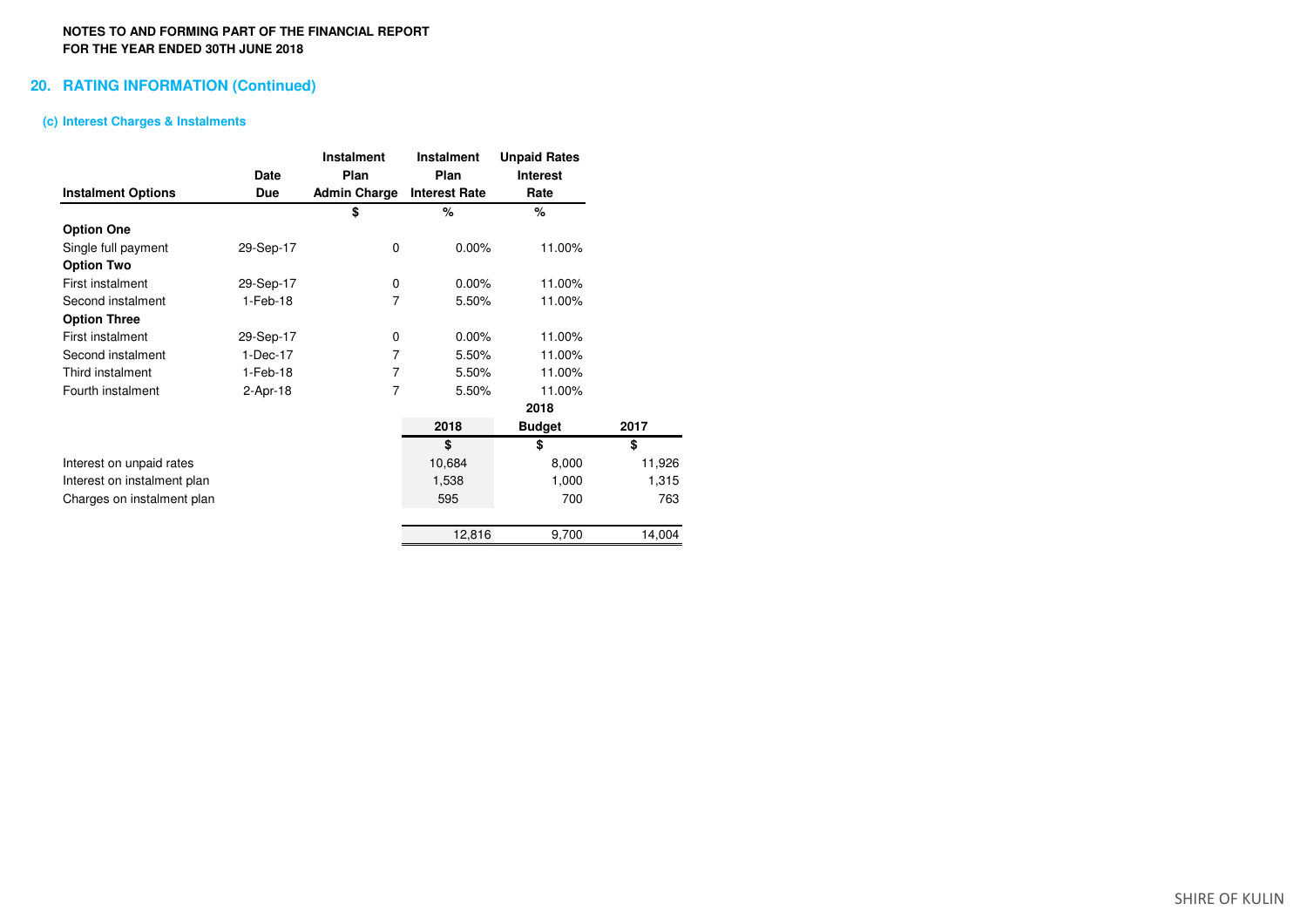NOTES TO AND FORMING PART OF THE FINANCIAL REPORT
FOR THE YEAR ENDED 30TH JUNE 2018

## 20. RATING INFORMATION (Continued)

### (c) Interest Charges & Instalments

| Instalment Options | Date Due | Instalment Plan Admin Charge | Instalment Plan Interest Rate | Unpaid Rates Interest Rate |
|---|---|---|---|---|
| | | $ | % | % |
| **Option One** | | | | |
| Single full payment | 29-Sep-17 | 0 | 0.00% | 11.00% |
| **Option Two** | | | | |
| First instalment | 29-Sep-17 | 0 | 0.00% | 11.00% |
| Second instalment | 1-Feb-18 | 7 | 5.50% | 11.00% |
| **Option Three** | | | | |
| First instalment | 29-Sep-17 | 0 | 0.00% | 11.00% |
| Second instalment | 1-Dec-17 | 7 | 5.50% | 11.00% |
| Third instalment | 1-Feb-18 | 7 | 5.50% | 11.00% |
| Fourth instalment | 2-Apr-18 | 7 | 5.50% | 11.00% |

| | 2018 | 2018 Budget | 2017 |
|---|---|---|---|
| | $ | $ | $ |
| Interest on unpaid rates | 10,684 | 8,000 | 11,926 |
| Interest on instalment plan | 1,538 | 1,000 | 1,315 |
| Charges on instalment plan | 595 | 700 | 763 |
| | 12,816 | 9,700 | 14,004 |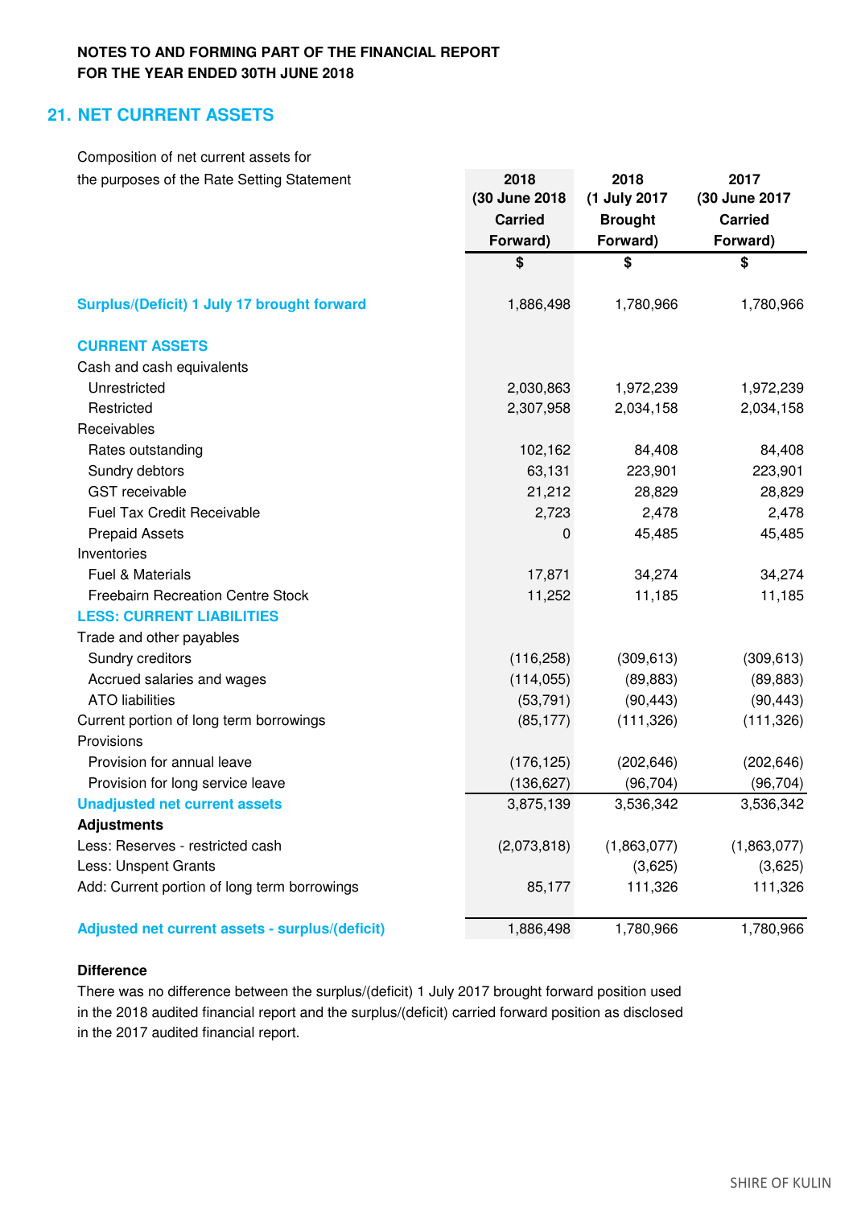**NOTES TO AND FORMING PART OF THE FINANCIAL REPORT**
**FOR THE YEAR ENDED 30TH JUNE 2018**

## 21. NET CURRENT ASSETS

| Composition of net current assets for the purposes of the Rate Setting Statement | 2018 (30 June 2018 Carried Forward) | 2018 (1 July 2017 Brought Forward) | 2017 (30 June 2017 Carried Forward) |
|---|---|---|---|
| | $ | $ | $ |
| **Surplus/(Deficit) 1 July 17 brought forward** | 1,886,498 | 1,780,966 | 1,780,966 |
| **CURRENT ASSETS** | | | |
| Cash and cash equivalents | | | |
| Unrestricted | 2,030,863 | 1,972,239 | 1,972,239 |
| Restricted | 2,307,958 | 2,034,158 | 2,034,158 |
| Receivables | | | |
| Rates outstanding | 102,162 | 84,408 | 84,408 |
| Sundry debtors | 63,131 | 223,901 | 223,901 |
| GST receivable | 21,212 | 28,829 | 28,829 |
| Fuel Tax Credit Receivable | 2,723 | 2,478 | 2,478 |
| Prepaid Assets | 0 | 45,485 | 45,485 |
| Inventories | | | |
| Fuel & Materials | 17,871 | 34,274 | 34,274 |
| Freebairn Recreation Centre Stock | 11,252 | 11,185 | 11,185 |
| **LESS: CURRENT LIABILITIES** | | | |
| Trade and other payables | | | |
| Sundry creditors | (116,258) | (309,613) | (309,613) |
| Accrued salaries and wages | (114,055) | (89,883) | (89,883) |
| ATO liabilities | (53,791) | (90,443) | (90,443) |
| Current portion of long term borrowings | (85,177) | (111,326) | (111,326) |
| Provisions | | | |
| Provision for annual leave | (176,125) | (202,646) | (202,646) |
| Provision for long service leave | (136,627) | (96,704) | (96,704) |
| **Unadjusted net current assets** | 3,875,139 | 3,536,342 | 3,536,342 |
| **Adjustments** | | | |
| Less: Reserves - restricted cash | (2,073,818) | (1,863,077) | (1,863,077) |
| Less: Unspent Grants | | (3,625) | (3,625) |
| Add: Current portion of long term borrowings | 85,177 | 111,326 | 111,326 |
| **Adjusted net current assets - surplus/(deficit)** | 1,886,498 | 1,780,966 | 1,780,966 |

**Difference**

There was no difference between the surplus/(deficit) 1 July 2017 brought forward position used in the 2018 audited financial report and the surplus/(deficit) carried forward position as disclosed in the 2017 audited financial report.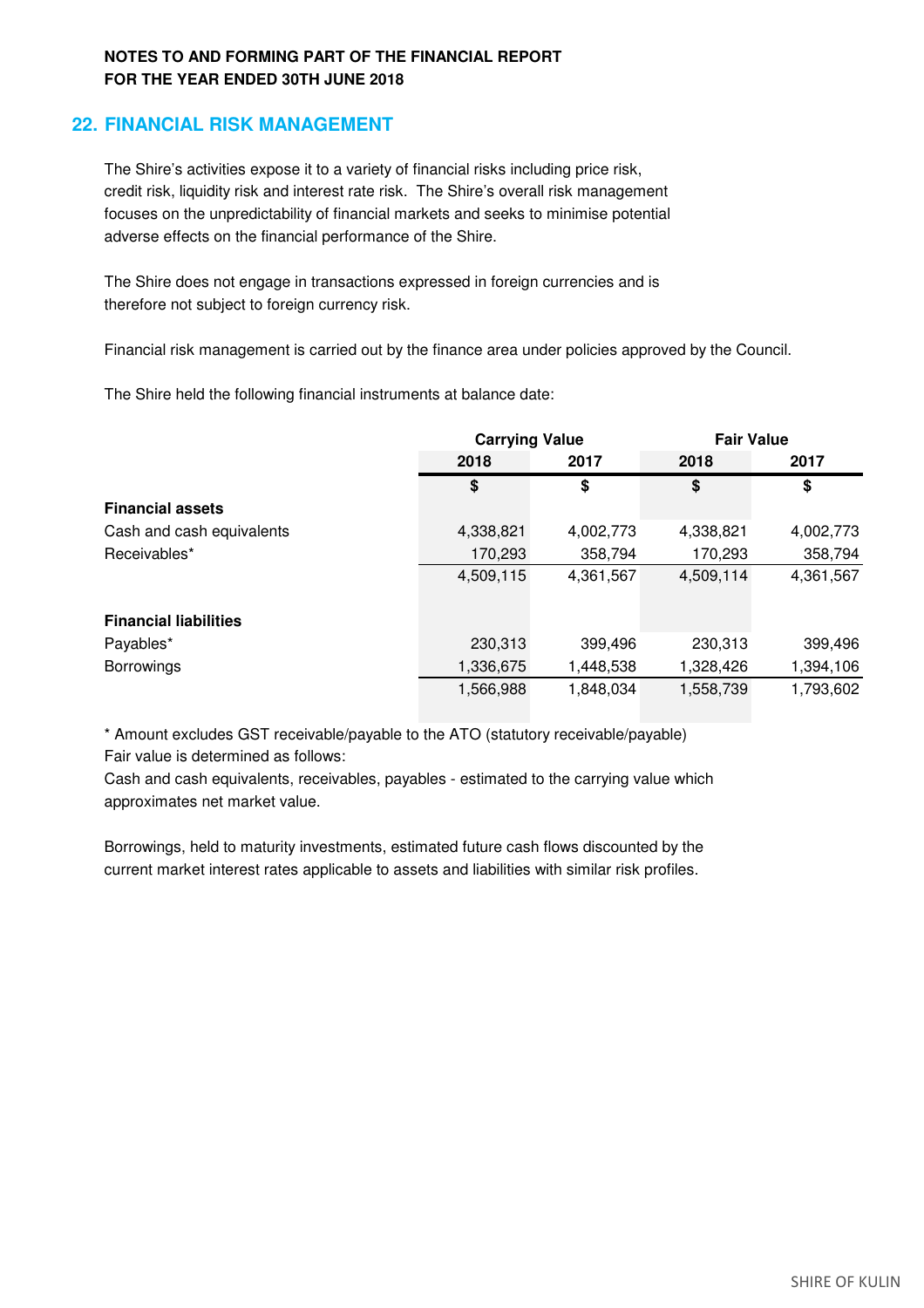**NOTES TO AND FORMING PART OF THE FINANCIAL REPORT**
**FOR THE YEAR ENDED 30TH JUNE 2018**

## 22. FINANCIAL RISK MANAGEMENT

The Shire's activities expose it to a variety of financial risks including price risk, credit risk, liquidity risk and interest rate risk. The Shire's overall risk management focuses on the unpredictability of financial markets and seeks to minimise potential adverse effects on the financial performance of the Shire.

The Shire does not engage in transactions expressed in foreign currencies and is therefore not subject to foreign currency risk.

Financial risk management is carried out by the finance area under policies approved by the Council.

The Shire held the following financial instruments at balance date:

| | Carrying Value | | Fair Value | |
|---|---|---|---|---|
| | 2018 | 2017 | 2018 | 2017 |
| | $ | $ | $ | $ |
| **Financial assets** | | | | |
| Cash and cash equivalents | 4,338,821 | 4,002,773 | 4,338,821 | 4,002,773 |
| Receivables* | 170,293 | 358,794 | 170,293 | 358,794 |
| | 4,509,115 | 4,361,567 | 4,509,114 | 4,361,567 |
| **Financial liabilities** | | | | |
| Payables* | 230,313 | 399,496 | 230,313 | 399,496 |
| Borrowings | 1,336,675 | 1,448,538 | 1,328,426 | 1,394,106 |
| | 1,566,988 | 1,848,034 | 1,558,739 | 1,793,602 |

\* Amount excludes GST receivable/payable to the ATO (statutory receivable/payable)
Fair value is determined as follows:
Cash and cash equivalents, receivables, payables - estimated to the carrying value which approximates net market value.

Borrowings, held to maturity investments, estimated future cash flows discounted by the current market interest rates applicable to assets and liabilities with similar risk profiles.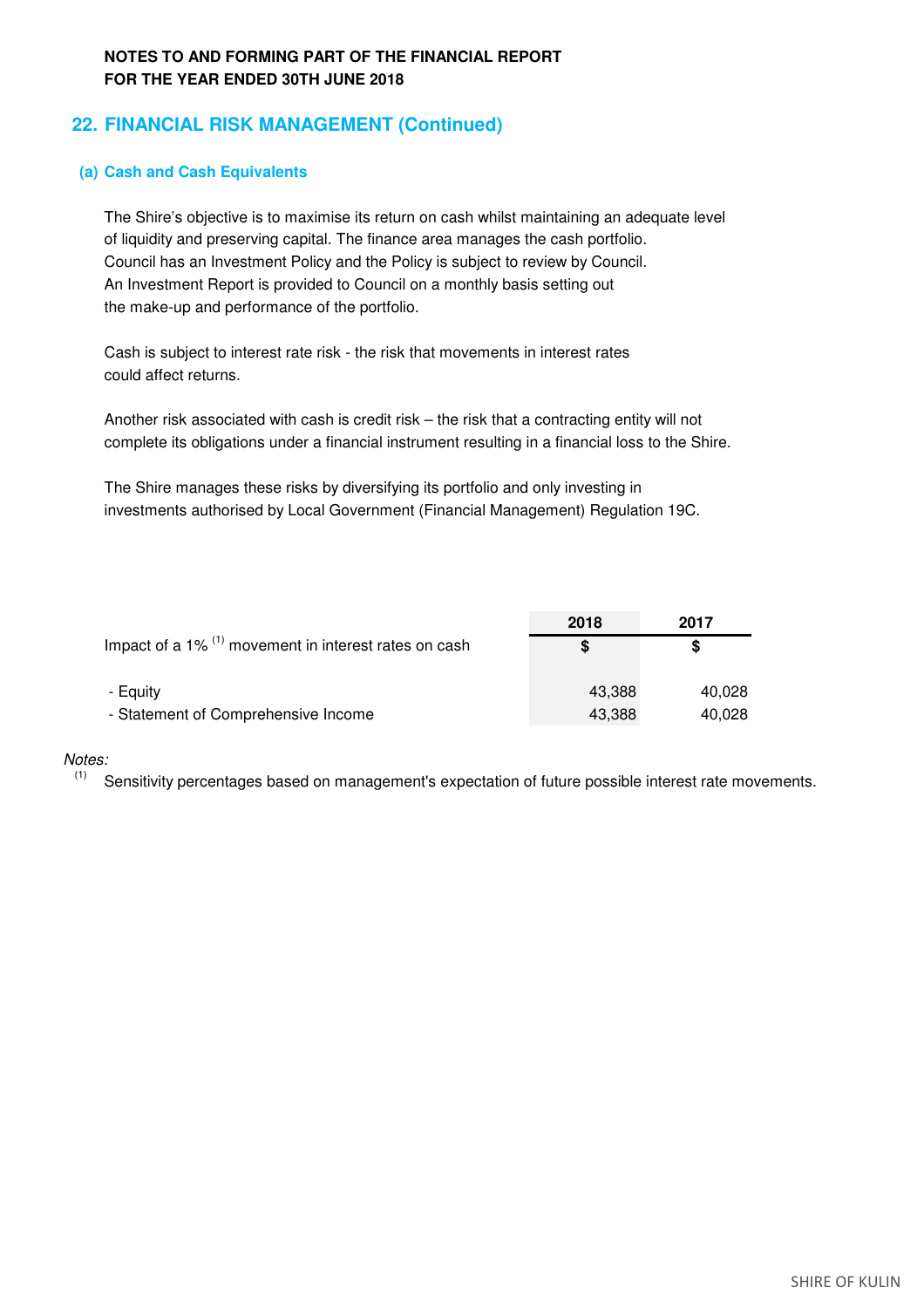**NOTES TO AND FORMING PART OF THE FINANCIAL REPORT**
**FOR THE YEAR ENDED 30TH JUNE 2018**

## 22. FINANCIAL RISK MANAGEMENT (Continued)

### (a) Cash and Cash Equivalents

The Shire's objective is to maximise its return on cash whilst maintaining an adequate level of liquidity and preserving capital. The finance area manages the cash portfolio. Council has an Investment Policy and the Policy is subject to review by Council. An Investment Report is provided to Council on a monthly basis setting out the make-up and performance of the portfolio.

Cash is subject to interest rate risk - the risk that movements in interest rates could affect returns.

Another risk associated with cash is credit risk – the risk that a contracting entity will not complete its obligations under a financial instrument resulting in a financial loss to the Shire.

The Shire manages these risks by diversifying its portfolio and only investing in investments authorised by Local Government (Financial Management) Regulation 19C.

| | 2018 | 2017 |
|---|---|---|
| Impact of a 1% [1] movement in interest rates on cash | $ | $ |
| - Equity | 43,388 | 40,028 |
| - Statement of Comprehensive Income | 43,388 | 40,028 |

*Notes:*
[1] Sensitivity percentages based on management's expectation of future possible interest rate movements.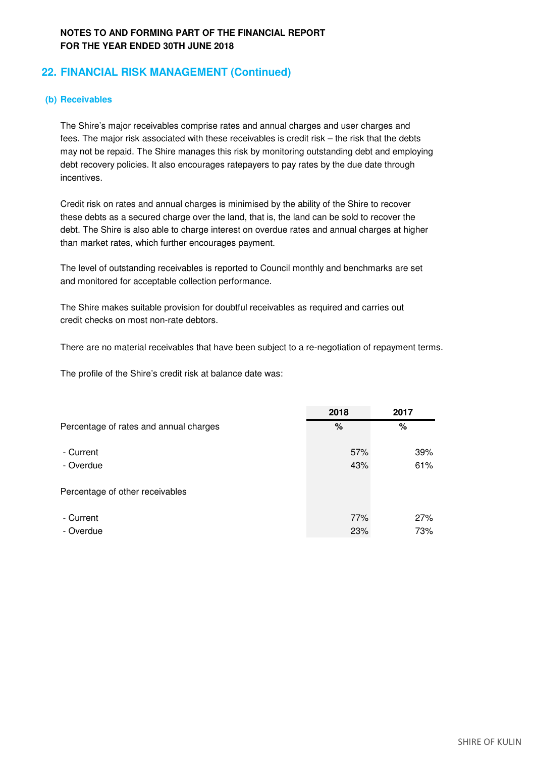**NOTES TO AND FORMING PART OF THE FINANCIAL REPORT**
**FOR THE YEAR ENDED 30TH JUNE 2018**

## 22. FINANCIAL RISK MANAGEMENT (Continued)

### (b) Receivables

The Shire's major receivables comprise rates and annual charges and user charges and fees. The major risk associated with these receivables is credit risk – the risk that the debts may not be repaid. The Shire manages this risk by monitoring outstanding debt and employing debt recovery policies. It also encourages ratepayers to pay rates by the due date through incentives.

Credit risk on rates and annual charges is minimised by the ability of the Shire to recover these debts as a secured charge over the land, that is, the land can be sold to recover the debt. The Shire is also able to charge interest on overdue rates and annual charges at higher than market rates, which further encourages payment.

The level of outstanding receivables is reported to Council monthly and benchmarks are set and monitored for acceptable collection performance.

The Shire makes suitable provision for doubtful receivables as required and carries out credit checks on most non-rate debtors.

There are no material receivables that have been subject to a re-negotiation of repayment terms.

The profile of the Shire's credit risk at balance date was:

| | 2018 | 2017 |
|---|---|---|
| Percentage of rates and annual charges | % | % |
| - Current | 57% | 39% |
| - Overdue | 43% | 61% |
| Percentage of other receivables | | |
| - Current | 77% | 27% |
| - Overdue | 23% | 73% |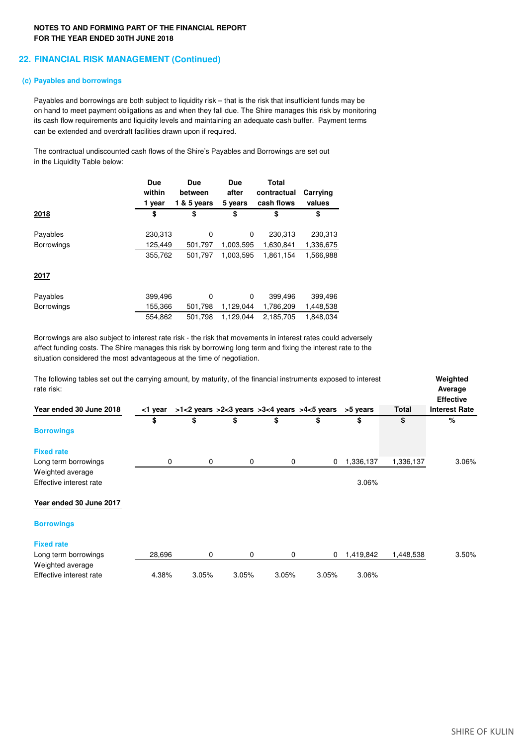**NOTES TO AND FORMING PART OF THE FINANCIAL REPORT**
**FOR THE YEAR ENDED 30TH JUNE 2018**

## 22. FINANCIAL RISK MANAGEMENT (Continued)

### (c) Payables and borrowings

Payables and borrowings are both subject to liquidity risk – that is the risk that insufficient funds may be on hand to meet payment obligations as and when they fall due. The Shire manages this risk by monitoring its cash flow requirements and liquidity levels and maintaining an adequate cash buffer. Payment terms can be extended and overdraft facilities drawn upon if required.

The contractual undiscounted cash flows of the Shire's Payables and Borrowings are set out in the Liquidity Table below:

| | Due within 1 year | Due between 1 & 5 years | Due after 5 years | Total contractual cash flows | Carrying values |
|---|---|---|---|---|---|
| **2018** | $ | $ | $ | $ | $ |
| Payables | 230,313 | 0 | 0 | 230,313 | 230,313 |
| Borrowings | 125,449 | 501,797 | 1,003,595 | 1,630,841 | 1,336,675 |
| | 355,762 | 501,797 | 1,003,595 | 1,861,154 | 1,566,988 |
| **2017** | | | | | |
| Payables | 399,496 | 0 | 0 | 399,496 | 399,496 |
| Borrowings | 155,366 | 501,798 | 1,129,044 | 1,786,209 | 1,448,538 |
| | 554,862 | 501,798 | 1,129,044 | 2,185,705 | 1,848,034 |

Borrowings are also subject to interest rate risk - the risk that movements in interest rates could adversely affect funding costs. The Shire manages this risk by borrowing long term and fixing the interest rate to the situation considered the most advantageous at the time of negotiation.

The following tables set out the carrying amount, by maturity, of the financial instruments exposed to interest rate risk:

| Year ended 30 June 2018 | <1 year | >1<2 years | >2<3 years | >3<4 years | >4<5 years | >5 years | Total | Weighted Average Effective Interest Rate |
|---|---|---|---|---|---|---|---|---|
| | $ | $ | $ | $ | $ | $ | $ | % |
| **Borrowings** | | | | | | | | |
| **Fixed rate** | | | | | | | | |
| Long term borrowings | 0 | 0 | 0 | 0 | 0 | 1,336,137 | 1,336,137 | 3.06% |
| Weighted average Effective interest rate | | | | | | 3.06% | | |
| **Year ended 30 June 2017** | | | | | | | | |
| **Borrowings** | | | | | | | | |
| **Fixed rate** | | | | | | | | |
| Long term borrowings | 28,696 | 0 | 0 | 0 | 0 | 1,419,842 | 1,448,538 | 3.50% |
| Weighted average Effective interest rate | 4.38% | 3.05% | 3.05% | 3.05% | 3.05% | 3.06% | | |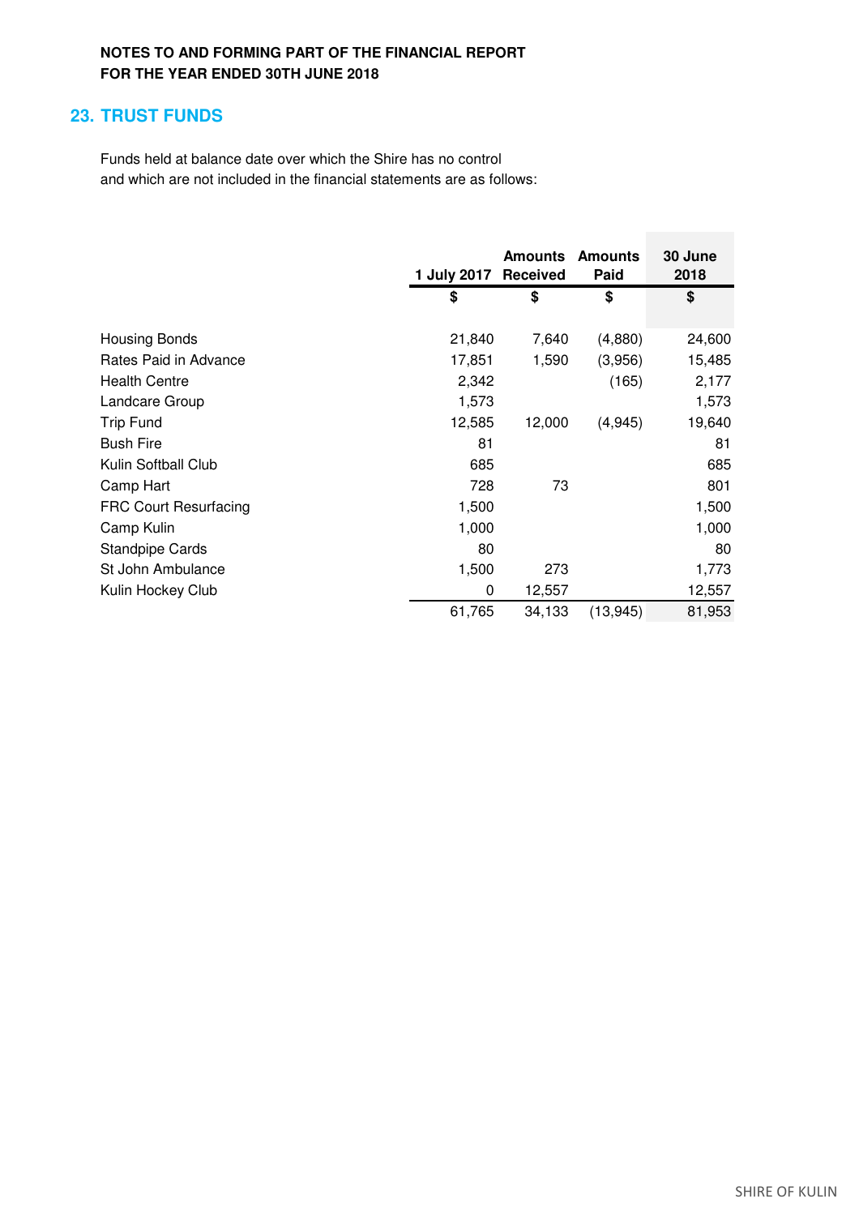**NOTES TO AND FORMING PART OF THE FINANCIAL REPORT**
**FOR THE YEAR ENDED 30TH JUNE 2018**

## 23. TRUST FUNDS

Funds held at balance date over which the Shire has no control and which are not included in the financial statements are as follows:

| | 1 July 2017 | Amounts Received | Amounts Paid | 30 June 2018 |
|---|---|---|---|---|
| | $ | $ | $ | $ |
| Housing Bonds | 21,840 | 7,640 | (4,880) | 24,600 |
| Rates Paid in Advance | 17,851 | 1,590 | (3,956) | 15,485 |
| Health Centre | 2,342 | | (165) | 2,177 |
| Landcare Group | 1,573 | | | 1,573 |
| Trip Fund | 12,585 | 12,000 | (4,945) | 19,640 |
| Bush Fire | 81 | | | 81 |
| Kulin Softball Club | 685 | | | 685 |
| Camp Hart | 728 | 73 | | 801 |
| FRC Court Resurfacing | 1,500 | | | 1,500 |
| Camp Kulin | 1,000 | | | 1,000 |
| Standpipe Cards | 80 | | | 80 |
| St John Ambulance | 1,500 | 273 | | 1,773 |
| Kulin Hockey Club | 0 | 12,557 | | 12,557 |
| | 61,765 | 34,133 | (13,945) | 81,953 |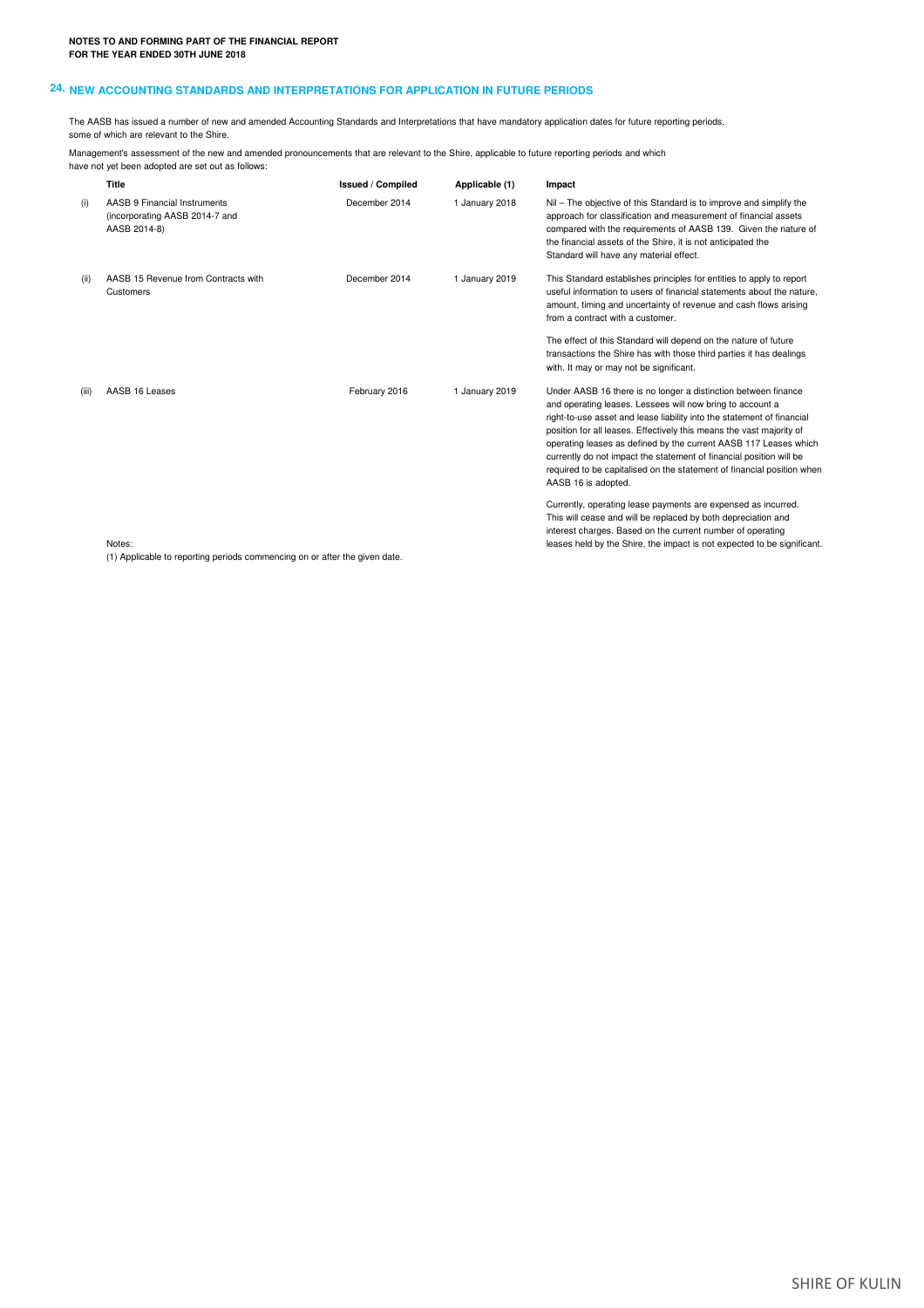**NOTES TO AND FORMING PART OF THE FINANCIAL REPORT**
**FOR THE YEAR ENDED 30TH JUNE 2018**

## 24. NEW ACCOUNTING STANDARDS AND INTERPRETATIONS FOR APPLICATION IN FUTURE PERIODS

The AASB has issued a number of new and amended Accounting Standards and Interpretations that have mandatory application dates for future reporting periods, some of which are relevant to the Shire.

Management's assessment of the new and amended pronouncements that are relevant to the Shire, applicable to future reporting periods and which have not yet been adopted are set out as follows:

| | Title | Issued / Compiled | Applicable (1) | Impact |
|---|---|---|---|---|
| (i) | AASB 9 Financial Instruments (incorporating AASB 2014-7 and AASB 2014-8) | December 2014 | 1 January 2018 | Nil – The objective of this Standard is to improve and simplify the approach for classification and measurement of financial assets compared with the requirements of AASB 139. Given the nature of the financial assets of the Shire, it is not anticipated the Standard will have any material effect. |
| (ii) | AASB 15 Revenue from Contracts with Customers | December 2014 | 1 January 2019 | This Standard establishes principles for entities to apply to report useful information to users of financial statements about the nature, amount, timing and uncertainty of revenue and cash flows arising from a contract with a customer.<br><br>The effect of this Standard will depend on the nature of future transactions the Shire has with those third parties it has dealings with. It may or may not be significant. |
| (iii) | AASB 16 Leases | February 2016 | 1 January 2019 | Under AASB 16 there is no longer a distinction between finance and operating leases. Lessees will now bring to account a right-to-use asset and lease liability into the statement of financial position for all leases. Effectively this means the vast majority of operating leases as defined by the current AASB 117 Leases which currently do not impact the statement of financial position will be required to be capitalised on the statement of financial position when AASB 16 is adopted.<br><br>Currently, operating lease payments are expensed as incurred. This will cease and will be replaced by both depreciation and interest charges. Based on the current number of operating leases held by the Shire, the impact is not expected to be significant. |

Notes:
(1) Applicable to reporting periods commencing on or after the given date.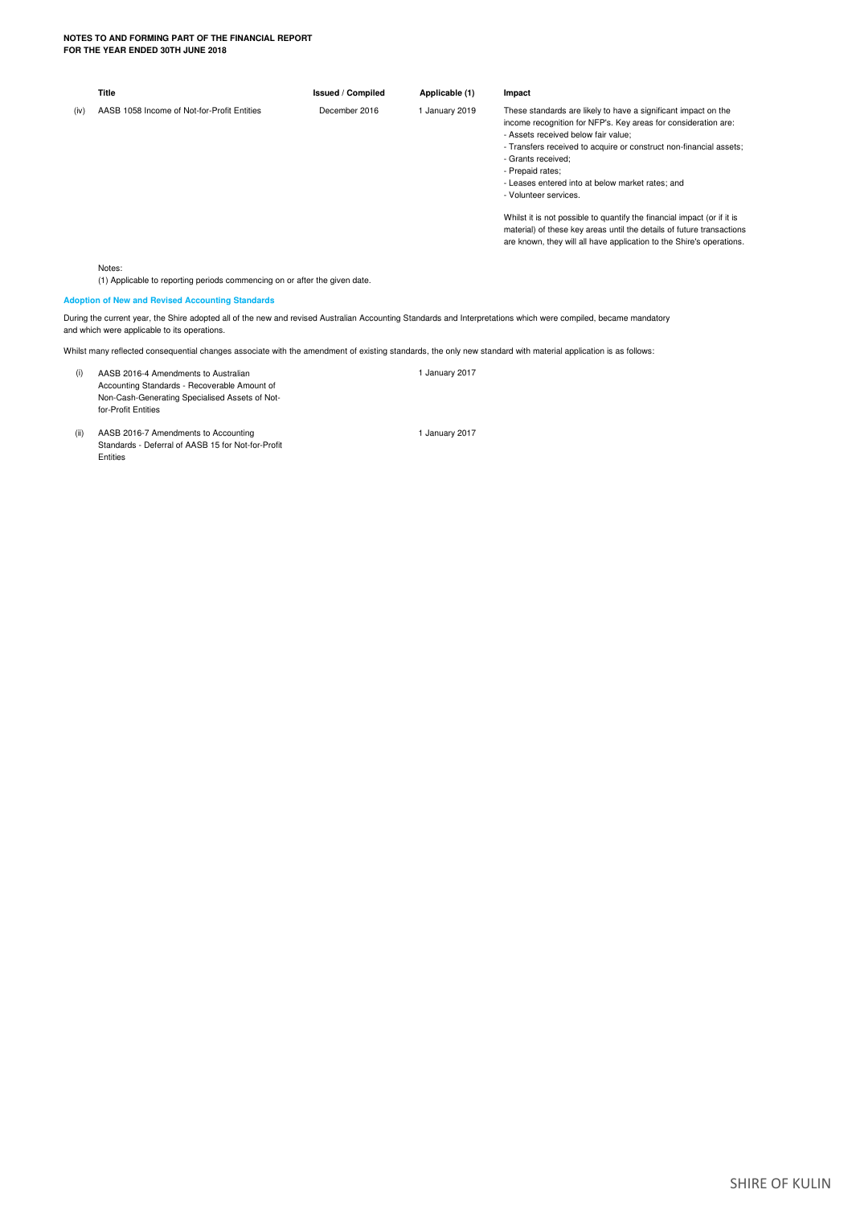|  | Title | Issued / Compiled | Applicable (1) | Impact |
|---|---|---|---|---|
| (iv) | AASB 1058 Income of Not-for-Profit Entities | December 2016 | 1 January 2019 | These standards are likely to have a significant impact on the income recognition for NFP's. Key areas for consideration are:<br>- Assets received below fair value;<br>- Transfers received to acquire or construct non-financial assets;<br>- Grants received;<br>- Prepaid rates;<br>- Leases entered into at below market rates; and<br>- Volunteer services.<br><br>Whilst it is not possible to quantify the financial impact (or if it is material) of these key areas until the details of future transactions are known, they will all have application to the Shire's operations. |

Notes:

(1) Applicable to reporting periods commencing on or after the given date.

**Adoption of New and Revised Accounting Standards**

During the current year, the Shire adopted all of the new and revised Australian Accounting Standards and Interpretations which were compiled, became mandatory and which were applicable to its operations.

Whilst many reflected consequential changes associate with the amendment of existing standards, the only new standard with material application is as follows:

|  |  |  |
|---|---|---|
| (i) | AASB 2016-4 Amendments to Australian Accounting Standards - Recoverable Amount of Non-Cash-Generating Specialised Assets of Not-for-Profit Entities | 1 January 2017 |
| (ii) | AASB 2016-7 Amendments to Accounting Standards - Deferral of AASB 15 for Not-for-Profit Entities | 1 January 2017 |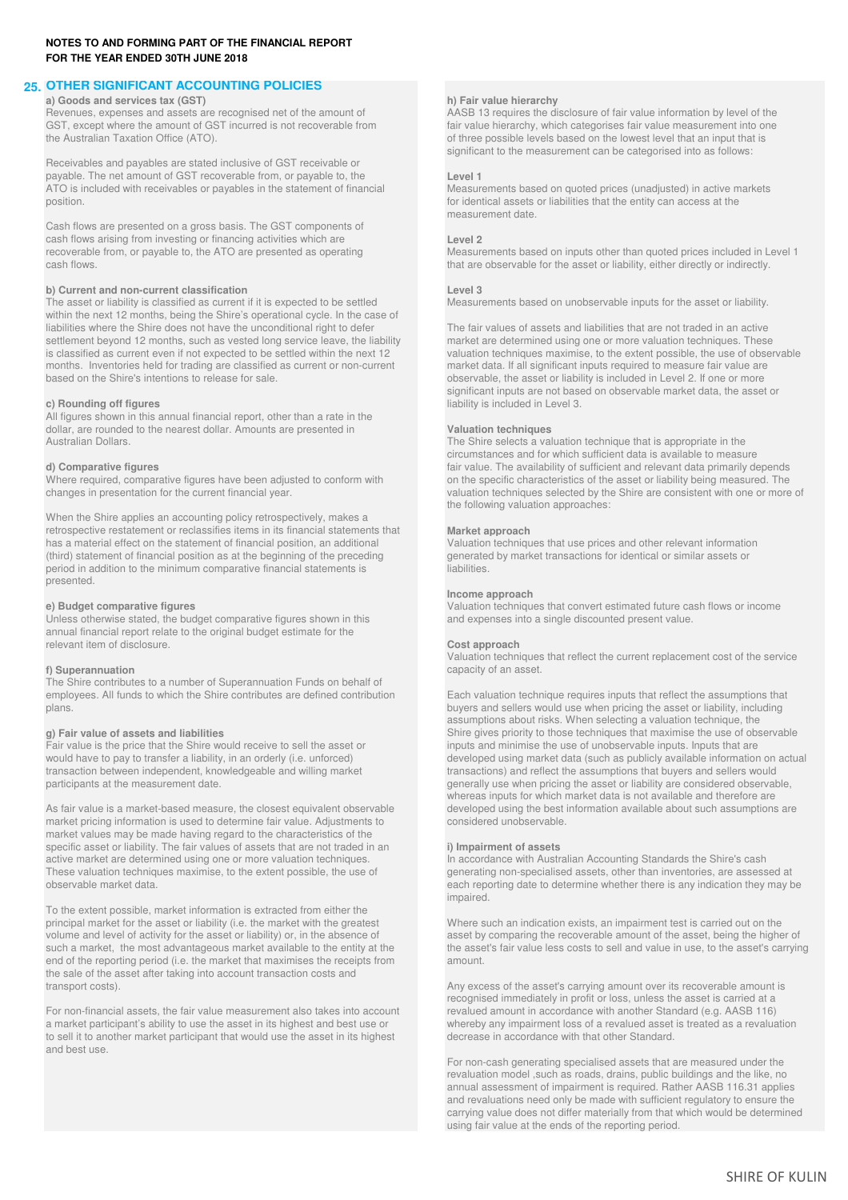## 25. OTHER SIGNIFICANT ACCOUNTING POLICIES

**a) Goods and services tax (GST)**

Revenues, expenses and assets are recognised net of the amount of GST, except where the amount of GST incurred is not recoverable from the Australian Taxation Office (ATO).

Receivables and payables are stated inclusive of GST receivable or payable. The net amount of GST recoverable from, or payable to, the ATO is included with receivables or payables in the statement of financial position.

Cash flows are presented on a gross basis. The GST components of cash flows arising from investing or financing activities which are recoverable from, or payable to, the ATO are presented as operating cash flows.

**b) Current and non-current classification**

The asset or liability is classified as current if it is expected to be settled within the next 12 months, being the Shire's operational cycle. In the case of liabilities where the Shire does not have the unconditional right to defer settlement beyond 12 months, such as vested long service leave, the liability is classified as current even if not expected to be settled within the next 12 months. Inventories held for trading are classified as current or non-current based on the Shire's intentions to release for sale.

**c) Rounding off figures**

All figures shown in this annual financial report, other than a rate in the dollar, are rounded to the nearest dollar. Amounts are presented in Australian Dollars.

**d) Comparative figures**

Where required, comparative figures have been adjusted to conform with changes in presentation for the current financial year.

When the Shire applies an accounting policy retrospectively, makes a retrospective restatement or reclassifies items in its financial statements that has a material effect on the statement of financial position, an additional (third) statement of financial position as at the beginning of the preceding period in addition to the minimum comparative financial statements is presented.

**e) Budget comparative figures**

Unless otherwise stated, the budget comparative figures shown in this annual financial report relate to the original budget estimate for the relevant item of disclosure.

**f) Superannuation**

The Shire contributes to a number of Superannuation Funds on behalf of employees. All funds to which the Shire contributes are defined contribution plans.

**g) Fair value of assets and liabilities**

Fair value is the price that the Shire would receive to sell the asset or would have to pay to transfer a liability, in an orderly (i.e. unforced) transaction between independent, knowledgeable and willing market participants at the measurement date.

As fair value is a market-based measure, the closest equivalent observable market pricing information is used to determine fair value. Adjustments to market values may be made having regard to the characteristics of the specific asset or liability. The fair values of assets that are not traded in an active market are determined using one or more valuation techniques. These valuation techniques maximise, to the extent possible, the use of observable market data.

To the extent possible, market information is extracted from either the principal market for the asset or liability (i.e. the market with the greatest volume and level of activity for the asset or liability) or, in the absence of such a market, the most advantageous market available to the entity at the end of the reporting period (i.e. the market that maximises the receipts from the sale of the asset after taking into account transaction costs and transport costs).

For non-financial assets, the fair value measurement also takes into account a market participant's ability to use the asset in its highest and best use or to sell it to another market participant that would use the asset in its highest and best use.

**h) Fair value hierarchy**

AASB 13 requires the disclosure of fair value information by level of the fair value hierarchy, which categorises fair value measurement into one of three possible levels based on the lowest level that an input that is significant to the measurement can be categorised into as follows:

**Level 1**

Measurements based on quoted prices (unadjusted) in active markets for identical assets or liabilities that the entity can access at the measurement date.

**Level 2**

Measurements based on inputs other than quoted prices included in Level 1 that are observable for the asset or liability, either directly or indirectly.

**Level 3**

Measurements based on unobservable inputs for the asset or liability.

The fair values of assets and liabilities that are not traded in an active market are determined using one or more valuation techniques. These valuation techniques maximise, to the extent possible, the use of observable market data. If all significant inputs required to measure fair value are observable, the asset or liability is included in Level 2. If one or more significant inputs are not based on observable market data, the asset or liability is included in Level 3.

**Valuation techniques**

The Shire selects a valuation technique that is appropriate in the circumstances and for which sufficient data is available to measure fair value. The availability of sufficient and relevant data primarily depends on the specific characteristics of the asset or liability being measured. The valuation techniques selected by the Shire are consistent with one or more of the following valuation approaches:

**Market approach**

Valuation techniques that use prices and other relevant information generated by market transactions for identical or similar assets or liabilities.

**Income approach**

Valuation techniques that convert estimated future cash flows or income and expenses into a single discounted present value.

**Cost approach**

Valuation techniques that reflect the current replacement cost of the service capacity of an asset.

Each valuation technique requires inputs that reflect the assumptions that buyers and sellers would use when pricing the asset or liability, including assumptions about risks. When selecting a valuation technique, the Shire gives priority to those techniques that maximise the use of observable inputs and minimise the use of unobservable inputs. Inputs that are developed using market data (such as publicly available information on actual transactions) and reflect the assumptions that buyers and sellers would generally use when pricing the asset or liability are considered observable, whereas inputs for which market data is not available and therefore are developed using the best information available about such assumptions are considered unobservable.

**i) Impairment of assets**

In accordance with Australian Accounting Standards the Shire's cash generating non-specialised assets, other than inventories, are assessed at each reporting date to determine whether there is any indication they may be impaired.

Where such an indication exists, an impairment test is carried out on the asset by comparing the recoverable amount of the asset, being the higher of the asset's fair value less costs to sell and value in use, to the asset's carrying amount.

Any excess of the asset's carrying amount over its recoverable amount is recognised immediately in profit or loss, unless the asset is carried at a revalued amount in accordance with another Standard (e.g. AASB 116) whereby any impairment loss of a revalued asset is treated as a revaluation decrease in accordance with that other Standard.

For non-cash generating specialised assets that are measured under the revaluation model ,such as roads, drains, public buildings and the like, no annual assessment of impairment is required. Rather AASB 116.31 applies and revaluations need only be made with sufficient regulatory to ensure the carrying value does not differ materially from that which would be determined using fair value at the ends of the reporting period.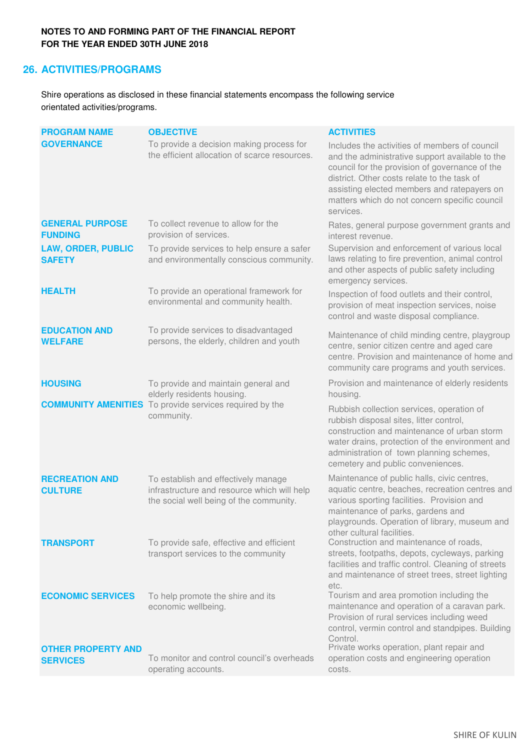**NOTES TO AND FORMING PART OF THE FINANCIAL REPORT**
**FOR THE YEAR ENDED 30TH JUNE 2018**

## 26. ACTIVITIES/PROGRAMS

Shire operations as disclosed in these financial statements encompass the following service orientated activities/programs.

| PROGRAM NAME | OBJECTIVE | ACTIVITIES |
|---|---|---|
| **GOVERNANCE** | To provide a decision making process for the efficient allocation of scarce resources. | Includes the activities of members of council and the administrative support available to the council for the provision of governance of the district. Other costs relate to the task of assisting elected members and ratepayers on matters which do not concern specific council services. |
| **GENERAL PURPOSE FUNDING** | To collect revenue to allow for the provision of services. | Rates, general purpose government grants and interest revenue. |
| **LAW, ORDER, PUBLIC SAFETY** | To provide services to help ensure a safer and environmentally conscious community. | Supervision and enforcement of various local laws relating to fire prevention, animal control and other aspects of public safety including emergency services. |
| **HEALTH** | To provide an operational framework for environmental and community health. | Inspection of food outlets and their control, provision of meat inspection services, noise control and waste disposal compliance. |
| **EDUCATION AND WELFARE** | To provide services to disadvantaged persons, the elderly, children and youth | Maintenance of child minding centre, playgroup centre, senior citizen centre and aged care centre. Provision and maintenance of home and community care programs and youth services. |
| **HOUSING** | To provide and maintain general and elderly residents housing. | Provision and maintenance of elderly residents housing. |
| **COMMUNITY AMENITIES** | To provide services required by the community. | Rubbish collection services, operation of rubbish disposal sites, litter control, construction and maintenance of urban storm water drains, protection of the environment and administration of town planning schemes, cemetery and public conveniences. |
| **RECREATION AND CULTURE** | To establish and effectively manage infrastructure and resource which will help the social well being of the community. | Maintenance of public halls, civic centres, aquatic centre, beaches, recreation centres and various sporting facilities. Provision and maintenance of parks, gardens and playgrounds. Operation of library, museum and other cultural facilities. |
| **TRANSPORT** | To provide safe, effective and efficient transport services to the community | Construction and maintenance of roads, streets, footpaths, depots, cycleways, parking facilities and traffic control. Cleaning of streets and maintenance of street trees, street lighting etc. |
| **ECONOMIC SERVICES** | To help promote the shire and its economic wellbeing. | Tourism and area promotion including the maintenance and operation of a caravan park. Provision of rural services including weed control, vermin control and standpipes. Building Control. |
| **OTHER PROPERTY AND SERVICES** | To monitor and control council's overheads operating accounts. | Private works operation, plant repair and operation costs and engineering operation costs. |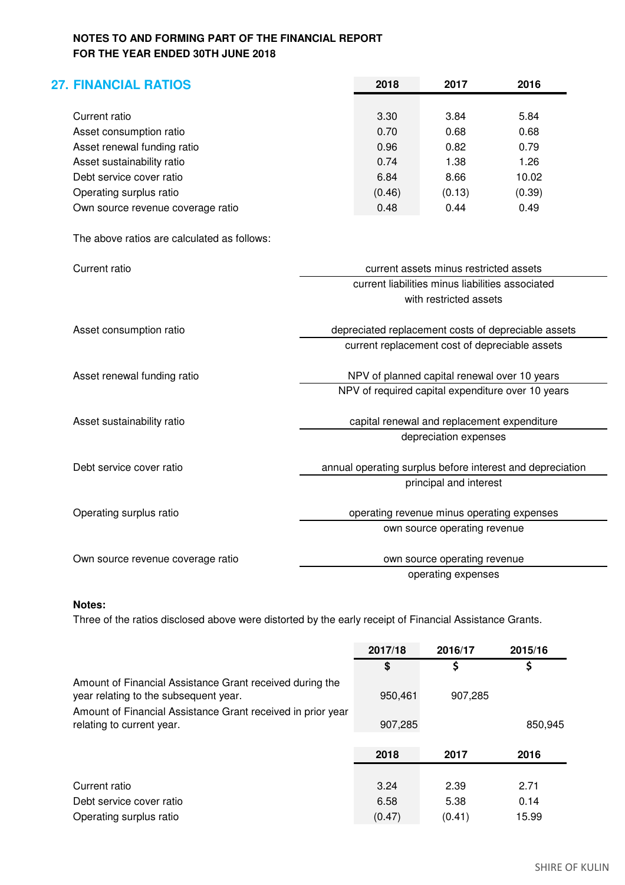**NOTES TO AND FORMING PART OF THE FINANCIAL REPORT**
**FOR THE YEAR ENDED 30TH JUNE 2018**

## 27. FINANCIAL RATIOS

| | 2018 | 2017 | 2016 |
|---|---|---|---|
| Current ratio | 3.30 | 3.84 | 5.84 |
| Asset consumption ratio | 0.70 | 0.68 | 0.68 |
| Asset renewal funding ratio | 0.96 | 0.82 | 0.79 |
| Asset sustainability ratio | 0.74 | 1.38 | 1.26 |
| Debt service cover ratio | 6.84 | 8.66 | 10.02 |
| Operating surplus ratio | (0.46) | (0.13) | (0.39) |
| Own source revenue coverage ratio | 0.48 | 0.44 | 0.49 |

The above ratios are calculated as follows:

Current ratio

$$\frac{\text{current assets minus restricted assets}}{\text{current liabilities minus liabilities associated with restricted assets}}$$

Asset consumption ratio

$$\frac{\text{depreciated replacement costs of depreciable assets}}{\text{current replacement cost of depreciable assets}}$$

Asset renewal funding ratio

$$\frac{\text{NPV of planned capital renewal over 10 years}}{\text{NPV of required capital expenditure over 10 years}}$$

Asset sustainability ratio

$$\frac{\text{capital renewal and replacement expenditure}}{\text{depreciation expenses}}$$

Debt service cover ratio

$$\frac{\text{annual operating surplus before interest and depreciation}}{\text{principal and interest}}$$

Operating surplus ratio

$$\frac{\text{operating revenue minus operating expenses}}{\text{own source operating revenue}}$$

Own source revenue coverage ratio

$$\frac{\text{own source operating revenue}}{\text{operating expenses}}$$

**Notes:**

Three of the ratios disclosed above were distorted by the early receipt of Financial Assistance Grants.

| | 2017/18 | 2016/17 | 2015/16 |
|---|---|---|---|
| | $ | $ | $ |
| Amount of Financial Assistance Grant received during the year relating to the subsequent year. | 950,461 | 907,285 | |
| Amount of Financial Assistance Grant received in prior year relating to current year. | 907,285 | | 850,945 |

| | 2018 | 2017 | 2016 |
|---|---|---|---|
| Current ratio | 3.24 | 2.39 | 2.71 |
| Debt service cover ratio | 6.58 | 5.38 | 0.14 |
| Operating surplus ratio | (0.47) | (0.41) | 15.99 |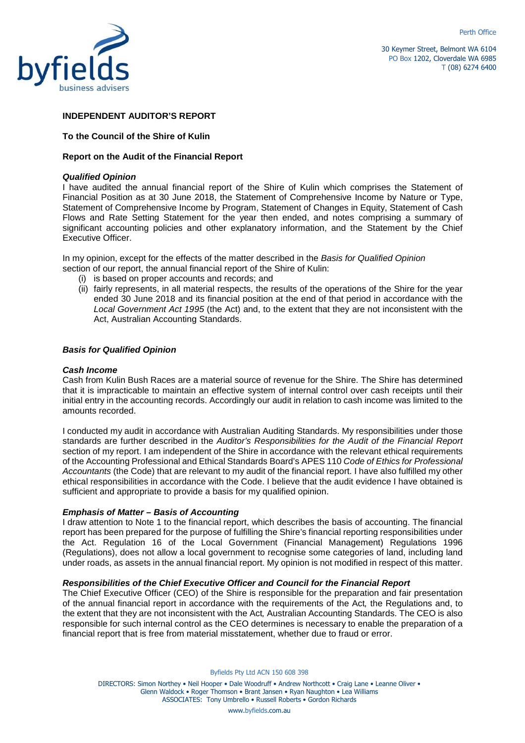Perth Office

30 Keymer Street, Belmont WA 6104
PO Box 1202, Cloverdale WA 6985
T (08) 6274 6400

**INDEPENDENT AUDITOR'S REPORT**

**To the Council of the Shire of Kulin**

**Report on the Audit of the Financial Report**

***Qualified Opinion***

I have audited the annual financial report of the Shire of Kulin which comprises the Statement of Financial Position as at 30 June 2018, the Statement of Comprehensive Income by Nature or Type, Statement of Comprehensive Income by Program, Statement of Changes in Equity, Statement of Cash Flows and Rate Setting Statement for the year then ended, and notes comprising a summary of significant accounting policies and other explanatory information, and the Statement by the Chief Executive Officer.

In my opinion, except for the effects of the matter described in the *Basis for Qualified Opinion* section of our report, the annual financial report of the Shire of Kulin:

(i) is based on proper accounts and records; and
(ii) fairly represents, in all material respects, the results of the operations of the Shire for the year ended 30 June 2018 and its financial position at the end of that period in accordance with the *Local Government Act 1995* (the Act) and, to the extent that they are not inconsistent with the Act, Australian Accounting Standards.

***Basis for Qualified Opinion***

***Cash Income***

Cash from Kulin Bush Races are a material source of revenue for the Shire. The Shire has determined that it is impracticable to maintain an effective system of internal control over cash receipts until their initial entry in the accounting records. Accordingly our audit in relation to cash income was limited to the amounts recorded.

I conducted my audit in accordance with Australian Auditing Standards. My responsibilities under those standards are further described in the *Auditor's Responsibilities for the Audit of the Financial Report* section of my report. I am independent of the Shire in accordance with the relevant ethical requirements of the Accounting Professional and Ethical Standards Board's APES 110 *Code of Ethics for Professional Accountants* (the Code) that are relevant to my audit of the financial report. I have also fulfilled my other ethical responsibilities in accordance with the Code. I believe that the audit evidence I have obtained is sufficient and appropriate to provide a basis for my qualified opinion.

***Emphasis of Matter – Basis of Accounting***

I draw attention to Note 1 to the financial report, which describes the basis of accounting. The financial report has been prepared for the purpose of fulfilling the Shire's financial reporting responsibilities under the Act. Regulation 16 of the Local Government (Financial Management) Regulations 1996 (Regulations), does not allow a local government to recognise some categories of land, including land under roads, as assets in the annual financial report. My opinion is not modified in respect of this matter.

***Responsibilities of the Chief Executive Officer and Council for the Financial Report***

The Chief Executive Officer (CEO) of the Shire is responsible for the preparation and fair presentation of the annual financial report in accordance with the requirements of the Act*,* the Regulations and, to the extent that they are not inconsistent with the Act*,* Australian Accounting Standards. The CEO is also responsible for such internal control as the CEO determines is necessary to enable the preparation of a financial report that is free from material misstatement, whether due to fraud or error.

Byfields Pty Ltd ACN 150 608 398

DIRECTORS: Simon Northey • Neil Hooper • Dale Woodruff • Andrew Northcott • Craig Lane • Leanne Oliver • Glenn Waldock • Roger Thomson • Brant Jansen • Ryan Naughton • Lea Williams
ASSOCIATES: Tony Umbrello • Russell Roberts • Gordon Richards

www.byfields.com.au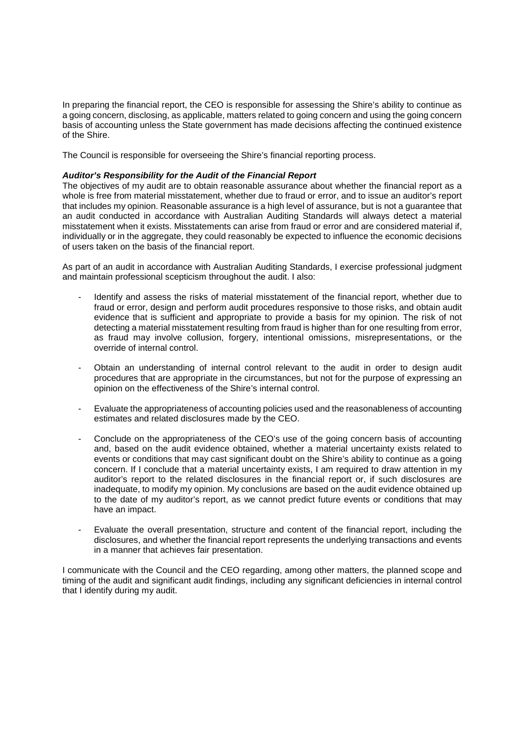In preparing the financial report, the CEO is responsible for assessing the Shire's ability to continue as a going concern, disclosing, as applicable, matters related to going concern and using the going concern basis of accounting unless the State government has made decisions affecting the continued existence of the Shire.

The Council is responsible for overseeing the Shire's financial reporting process.

***Auditor's Responsibility for the Audit of the Financial Report***

The objectives of my audit are to obtain reasonable assurance about whether the financial report as a whole is free from material misstatement, whether due to fraud or error, and to issue an auditor's report that includes my opinion. Reasonable assurance is a high level of assurance, but is not a guarantee that an audit conducted in accordance with Australian Auditing Standards will always detect a material misstatement when it exists. Misstatements can arise from fraud or error and are considered material if, individually or in the aggregate, they could reasonably be expected to influence the economic decisions of users taken on the basis of the financial report.

As part of an audit in accordance with Australian Auditing Standards, I exercise professional judgment and maintain professional scepticism throughout the audit. I also:

- Identify and assess the risks of material misstatement of the financial report, whether due to fraud or error, design and perform audit procedures responsive to those risks, and obtain audit evidence that is sufficient and appropriate to provide a basis for my opinion. The risk of not detecting a material misstatement resulting from fraud is higher than for one resulting from error, as fraud may involve collusion, forgery, intentional omissions, misrepresentations, or the override of internal control.

- Obtain an understanding of internal control relevant to the audit in order to design audit procedures that are appropriate in the circumstances, but not for the purpose of expressing an opinion on the effectiveness of the Shire's internal control.

- Evaluate the appropriateness of accounting policies used and the reasonableness of accounting estimates and related disclosures made by the CEO.

- Conclude on the appropriateness of the CEO's use of the going concern basis of accounting and, based on the audit evidence obtained, whether a material uncertainty exists related to events or conditions that may cast significant doubt on the Shire's ability to continue as a going concern. If I conclude that a material uncertainty exists, I am required to draw attention in my auditor's report to the related disclosures in the financial report or, if such disclosures are inadequate, to modify my opinion. My conclusions are based on the audit evidence obtained up to the date of my auditor's report, as we cannot predict future events or conditions that may have an impact.

- Evaluate the overall presentation, structure and content of the financial report, including the disclosures, and whether the financial report represents the underlying transactions and events in a manner that achieves fair presentation.

I communicate with the Council and the CEO regarding, among other matters, the planned scope and timing of the audit and significant audit findings, including any significant deficiencies in internal control that I identify during my audit.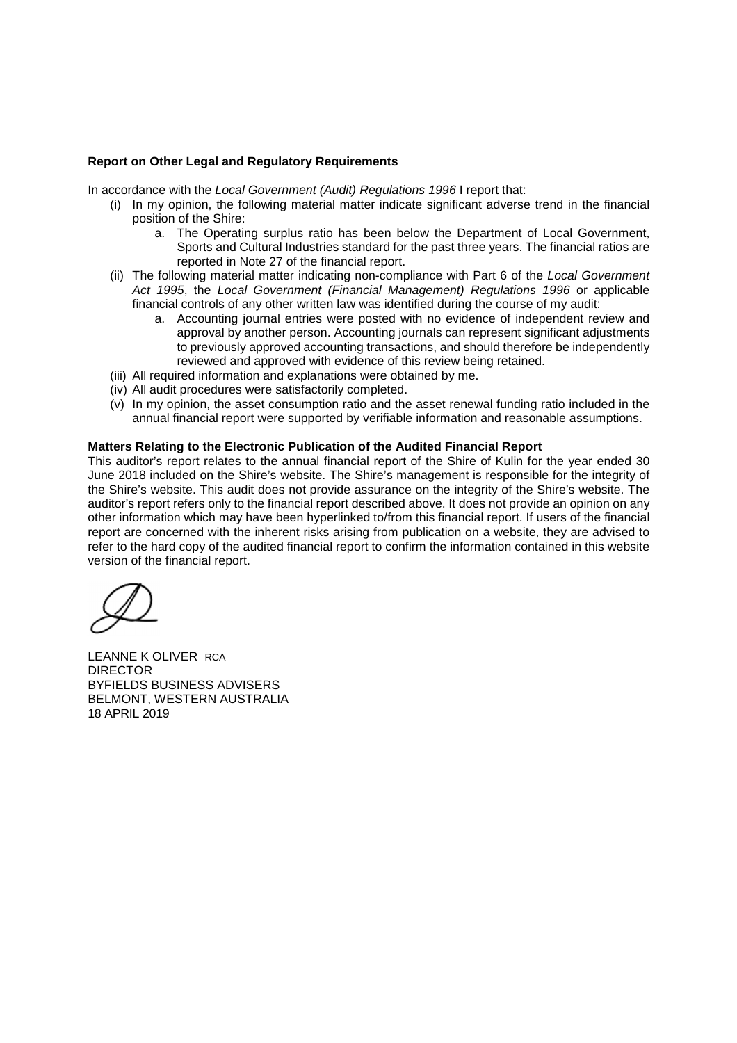**Report on Other Legal and Regulatory Requirements**

In accordance with the *Local Government (Audit) Regulations 1996* I report that:

- (i) In my opinion, the following material matter indicate significant adverse trend in the financial position of the Shire:
    - a. The Operating surplus ratio has been below the Department of Local Government, Sports and Cultural Industries standard for the past three years. The financial ratios are reported in Note 27 of the financial report.
- (ii) The following material matter indicating non-compliance with Part 6 of the *Local Government Act 1995*, the *Local Government (Financial Management) Regulations 1996* or applicable financial controls of any other written law was identified during the course of my audit:
    - a. Accounting journal entries were posted with no evidence of independent review and approval by another person. Accounting journals can represent significant adjustments to previously approved accounting transactions, and should therefore be independently reviewed and approved with evidence of this review being retained.
- (iii) All required information and explanations were obtained by me.
- (iv) All audit procedures were satisfactorily completed.
- (v) In my opinion, the asset consumption ratio and the asset renewal funding ratio included in the annual financial report were supported by verifiable information and reasonable assumptions.

**Matters Relating to the Electronic Publication of the Audited Financial Report**

This auditor's report relates to the annual financial report of the Shire of Kulin for the year ended 30 June 2018 included on the Shire's website. The Shire's management is responsible for the integrity of the Shire's website. This audit does not provide assurance on the integrity of the Shire's website. The auditor's report refers only to the financial report described above. It does not provide an opinion on any other information which may have been hyperlinked to/from this financial report. If users of the financial report are concerned with the inherent risks arising from publication on a website, they are advised to refer to the hard copy of the audited financial report to confirm the information contained in this website version of the financial report.

LEANNE K OLIVER RCA
DIRECTOR
BYFIELDS BUSINESS ADVISERS
BELMONT, WESTERN AUSTRALIA
18 APRIL 2019